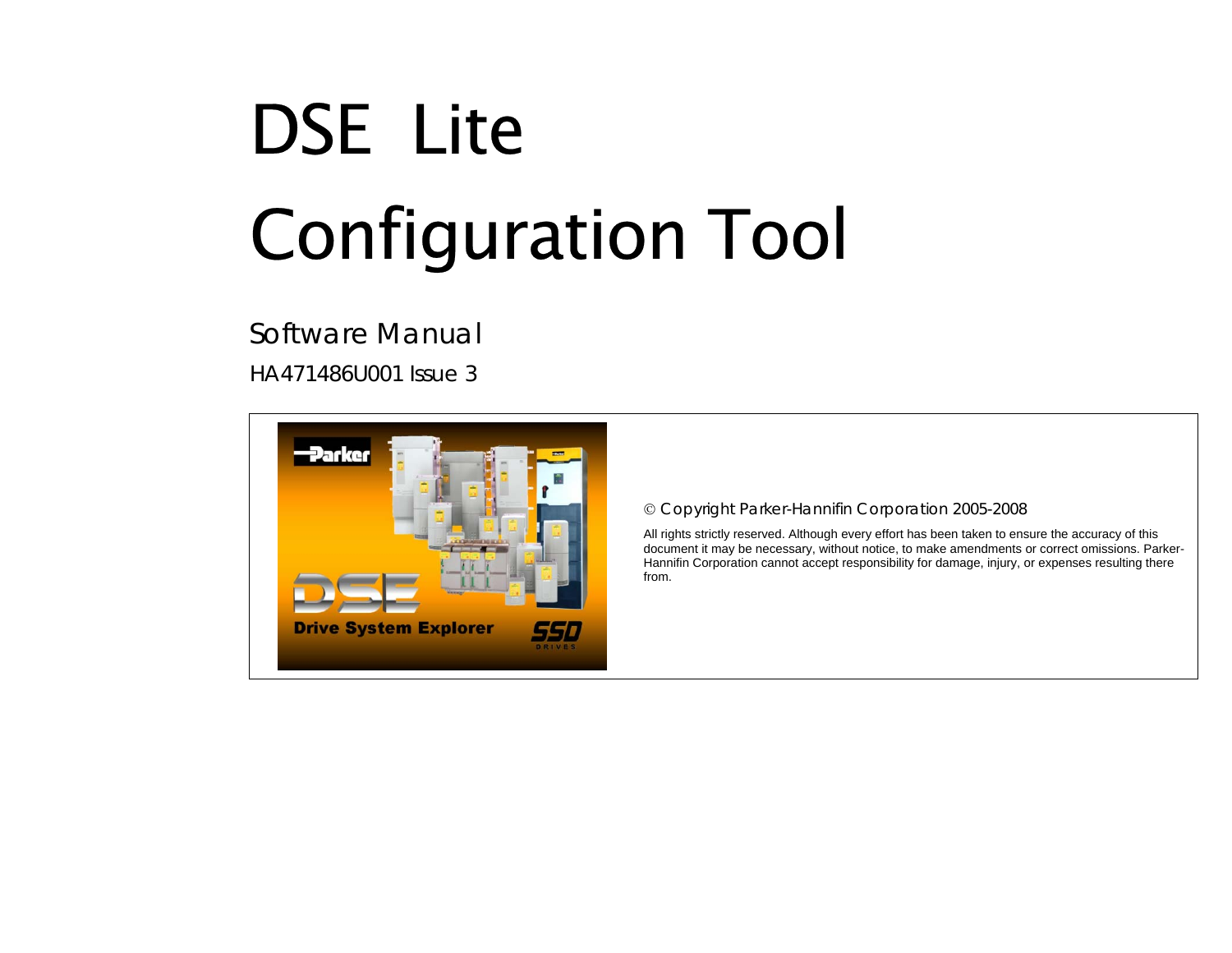# DSE Lite

# Configuration Tool

## Software Manual

HA471486U001 Issue 3

© Copyright Parker-Hannifin Corporation 2005-2008

All rights strictly reserved. Although every effort has been taken to ensure the accuracy of this document it may be necessary, without notice, to make amendments or correct omissions. Parker-Hannifin Corporation cannot accept responsibility for damage, injury, or expenses resulting there from.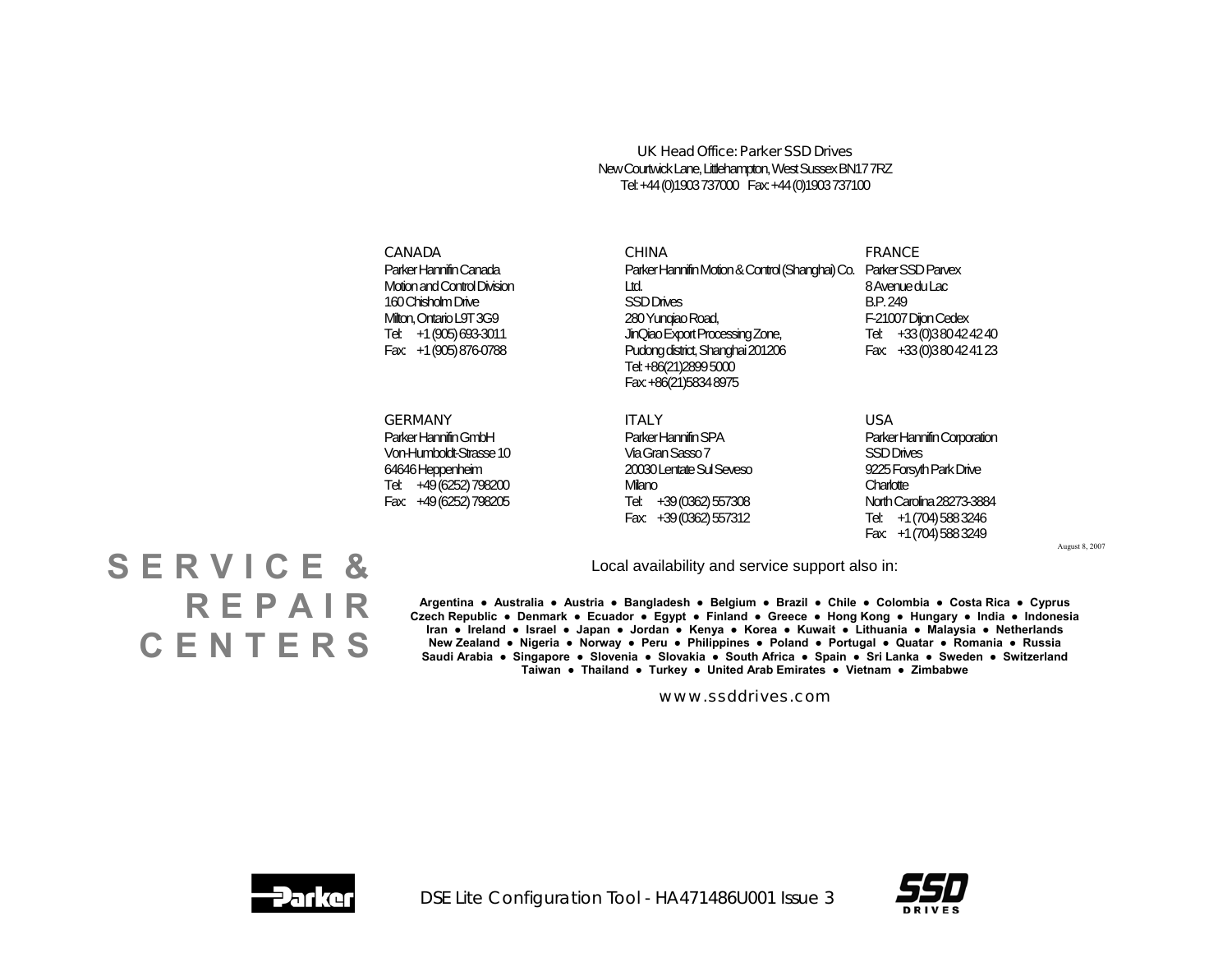UK Head Office: Parker SSD Drives
New Courtwick Lane, Littlehampton, West Sussex BN17 7RZ
Tel: +44 (0)1903 737000 Fax: +44 (0)1903 737100

**CANADA**
Parker Hannifin Canada
Motion and Control Division
160 Chisholm Drive
Milton, Ontario L9T 3G9
Tel: +1 (905) 693-3011
Fax: +1 (905) 876-0788

**CHINA**
Parker Hannifin Motion & Control (Shanghai) Co. Ltd.
SSD Drives
280 Yunqiao Road,
JinQiao Export Processing Zone,
Pudong district, Shanghai 201206
Tel: +86(21)2899 5000
Fax: +86(21)5834 8975

**FRANCE**
Parker SSD Parvex
8 Avenue du Lac
B.P. 249
F-21007 Dijon Cedex
Tel: +33 (0)3 80 42 42 40
Fax: +33 (0)3 80 42 41 23

**GERMANY**
Parker Hannifin GmbH
Von-Humboldt-Strasse 10
64646 Heppenheim
Tel: +49 (6252) 798200
Fax: +49 (6252) 798205

**ITALY**
Parker Hannifin SPA
Via Gran Sasso 7
20030 Lentate Sul Seveso
Milano
Tel: +39 (0362) 557308
Fax: +39 (0362) 557312

**USA**
Parker Hannifin Corporation
SSD Drives
9225 Forsyth Park Drive
Charlotte
North Carolina 28273-3884
Tel: +1 (704) 588 3246
Fax: +1 (704) 588 3249

August 8, 2007

# SERVICE & REPAIR CENTERS

Local availability and service support also in:

**Argentina • Australia • Austria • Bangladesh • Belgium • Brazil • Chile • Colombia • Costa Rica • Cyprus Czech Republic • Denmark • Ecuador • Egypt • Finland • Greece • Hong Kong • Hungary • India • Indonesia Iran • Ireland • Israel • Japan • Jordan • Kenya • Korea • Kuwait • Lithuania • Malaysia • Netherlands New Zealand • Nigeria • Norway • Peru • Philippines • Poland • Portugal • Quatar • Romania • Russia Saudi Arabia • Singapore • Slovenia • Slovakia • South Africa • Spain • Sri Lanka • Sweden • Switzerland Taiwan • Thailand • Turkey • United Arab Emirates • Vietnam • Zimbabwe**

www.ssddrives.com

DSE Lite Configuration Tool - HA471486U001 Issue 3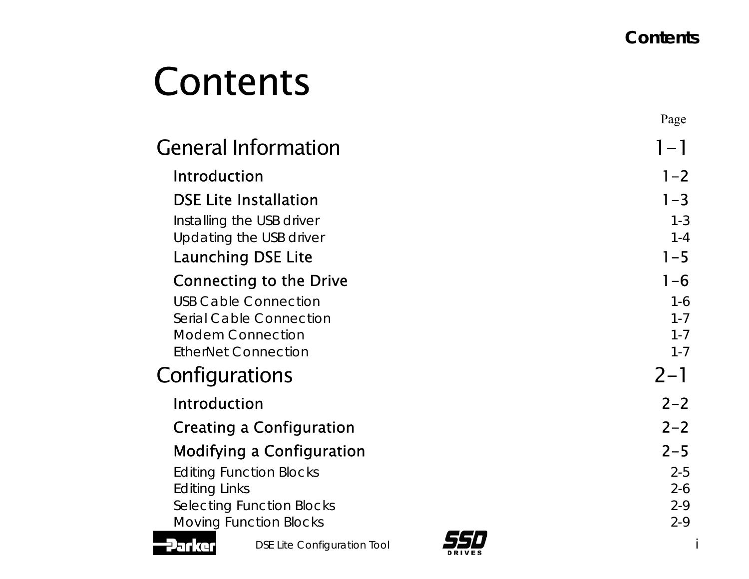# Contents

| | Page |
|---|---|
| **General Information** | **1-1** |
| **Introduction** | **1-2** |
| **DSE Lite Installation** | **1-3** |
| Installing the USB driver | 1-3 |
| Updating the USB driver | 1-4 |
| **Launching DSE Lite** | **1-5** |
| **Connecting to the Drive** | **1-6** |
| USB Cable Connection | 1-6 |
| Serial Cable Connection | 1-7 |
| Modem Connection | 1-7 |
| EtherNet Connection | 1-7 |
| **Configurations** | **2-1** |
| **Introduction** | **2-2** |
| **Creating a Configuration** | **2-2** |
| **Modifying a Configuration** | **2-5** |
| Editing Function Blocks | 2-5 |
| Editing Links | 2-6 |
| Selecting Function Blocks | 2-9 |
| Moving Function Blocks | 2-9 |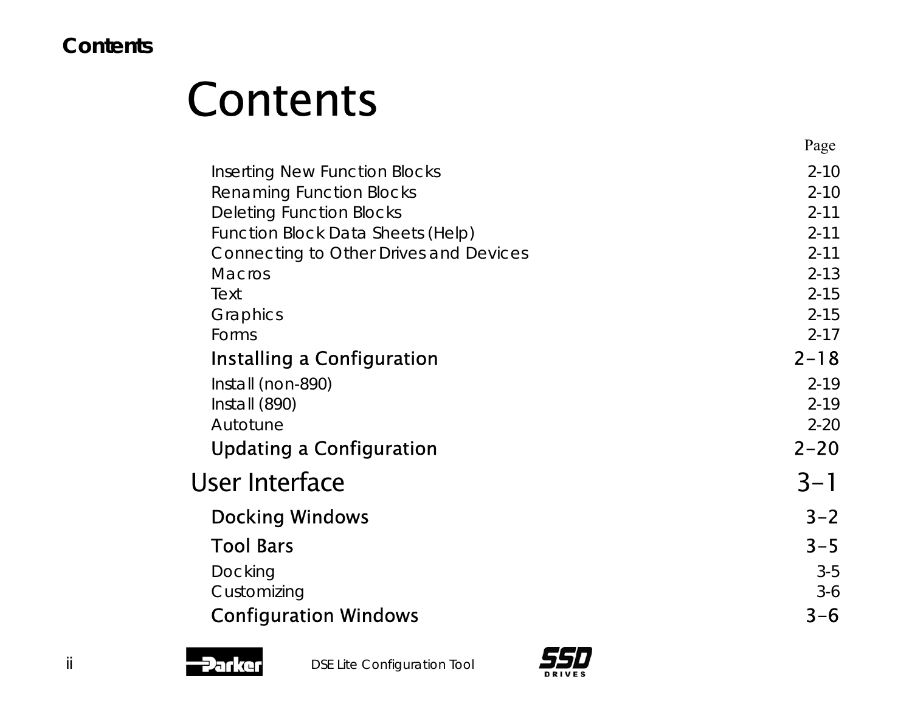# Contents

| | Page |
|---|---|
| Inserting New Function Blocks | 2-10 |
| Renaming Function Blocks | 2-10 |
| Deleting Function Blocks | 2-11 |
| Function Block Data Sheets (Help) | 2-11 |
| Connecting to Other Drives and Devices | 2-11 |
| Macros | 2-13 |
| Text | 2-15 |
| Graphics | 2-15 |
| Forms | 2-17 |
| **Installing a Configuration** | **2-18** |
| Install (non-890) | 2-19 |
| Install (890) | 2-19 |
| Autotune | 2-20 |
| **Updating a Configuration** | **2-20** |
| **User Interface** | **3-1** |
| **Docking Windows** | **3-2** |
| **Tool Bars** | **3-5** |
| Docking | 3-5 |
| Customizing | 3-6 |
| **Configuration Windows** | **3-6** |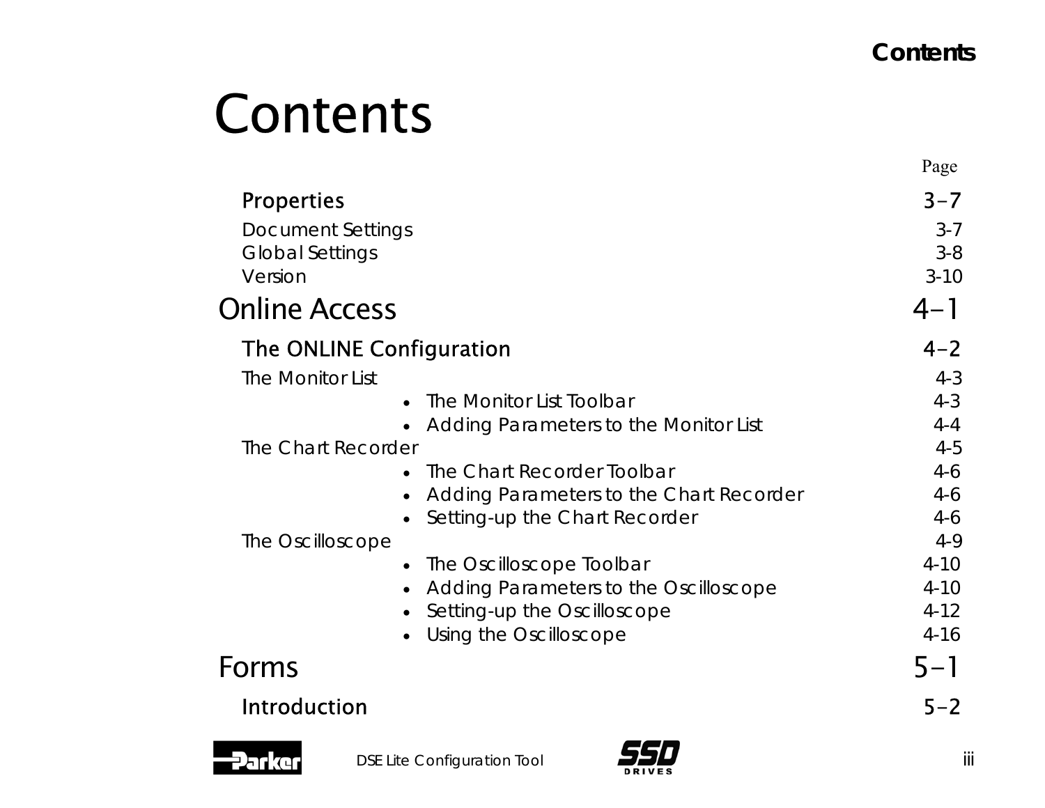# Contents

| | Page |
|---|---|
| **Properties** | **3-7** |
| Document Settings | 3-7 |
| Global Settings | 3-8 |
| Version | 3-10 |
| **Online Access** | **4-1** |
| **The ONLINE Configuration** | **4-2** |
| The Monitor List | 4-3 |
| • The Monitor List Toolbar | 4-3 |
| • Adding Parameters to the Monitor List | 4-4 |
| The Chart Recorder | 4-5 |
| • The Chart Recorder Toolbar | 4-6 |
| • Adding Parameters to the Chart Recorder | 4-6 |
| • Setting-up the Chart Recorder | 4-6 |
| The Oscilloscope | 4-9 |
| • The Oscilloscope Toolbar | 4-10 |
| • Adding Parameters to the Oscilloscope | 4-10 |
| • Setting-up the Oscilloscope | 4-12 |
| • Using the Oscilloscope | 4-16 |
| **Forms** | **5-1** |
| **Introduction** | **5-2** |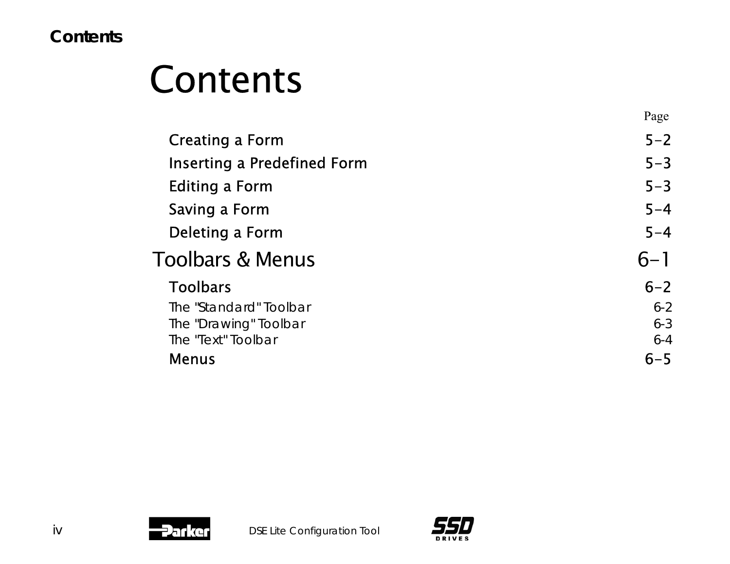# Contents

| | Page |
|---|---|
| Creating a Form | 5-2 |
| Inserting a Predefined Form | 5-3 |
| Editing a Form | 5-3 |
| Saving a Form | 5-4 |
| Deleting a Form | 5-4 |
| **Toolbars & Menus** | **6-1** |
| Toolbars | 6-2 |
| The "Standard" Toolbar | 6-2 |
| The "Drawing" Toolbar | 6-3 |
| The "Text" Toolbar | 6-4 |
| Menus | 6-5 |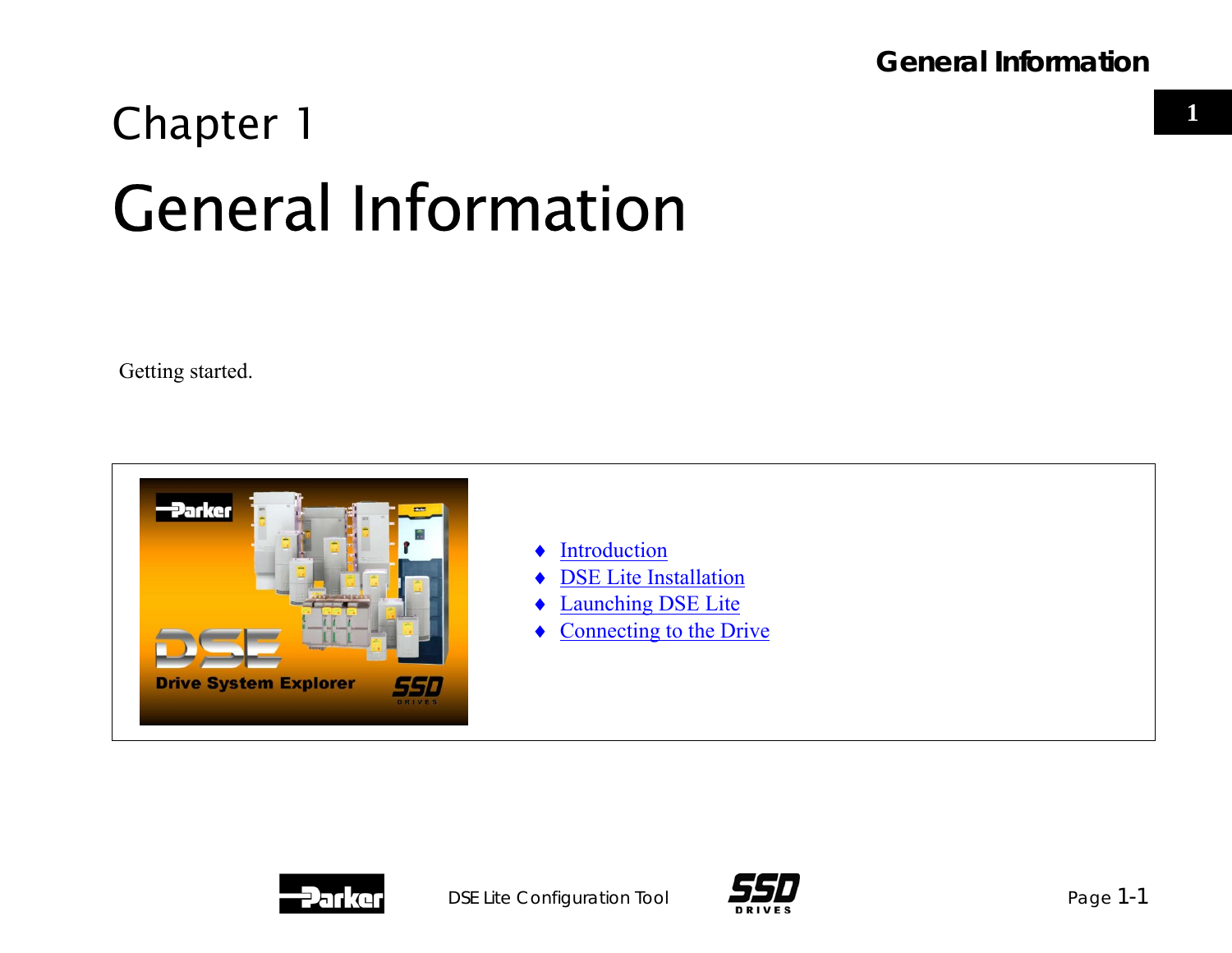# Chapter 1

# General Information

Getting started.

- Introduction
- DSE Lite Installation
- Launching DSE Lite
- Connecting to the Drive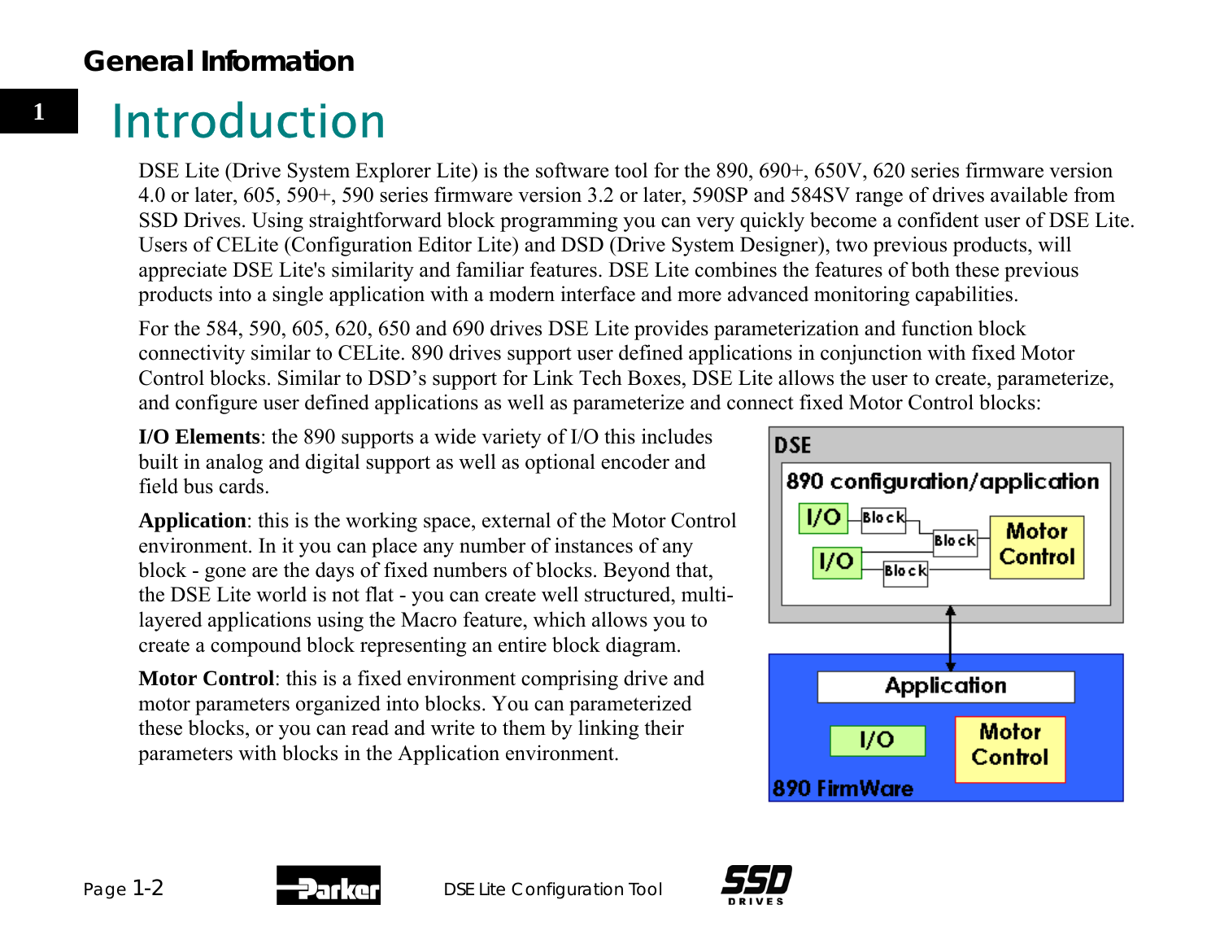# Introduction

DSE Lite (Drive System Explorer Lite) is the software tool for the 890, 690+, 650V, 620 series firmware version 4.0 or later, 605, 590+, 590 series firmware version 3.2 or later, 590SP and 584SV range of drives available from SSD Drives. Using straightforward block programming you can very quickly become a confident user of DSE Lite. Users of CELite (Configuration Editor Lite) and DSD (Drive System Designer), two previous products, will appreciate DSE Lite's similarity and familiar features. DSE Lite combines the features of both these previous products into a single application with a modern interface and more advanced monitoring capabilities.

For the 584, 590, 605, 620, 650 and 690 drives DSE Lite provides parameterization and function block connectivity similar to CELite. 890 drives support user defined applications in conjunction with fixed Motor Control blocks. Similar to DSD's support for Link Tech Boxes, DSE Lite allows the user to create, parameterize, and configure user defined applications as well as parameterize and connect fixed Motor Control blocks:

**I/O Elements**: the 890 supports a wide variety of I/O this includes built in analog and digital support as well as optional encoder and field bus cards.

**Application**: this is the working space, external of the Motor Control environment. In it you can place any number of instances of any block - gone are the days of fixed numbers of blocks. Beyond that, the DSE Lite world is not flat - you can create well structured, multi-layered applications using the Macro feature, which allows you to create a compound block representing an entire block diagram.

**Motor Control**: this is a fixed environment comprising drive and motor parameters organized into blocks. You can parameterized these blocks, or you can read and write to them by linking their parameters with blocks in the Application environment.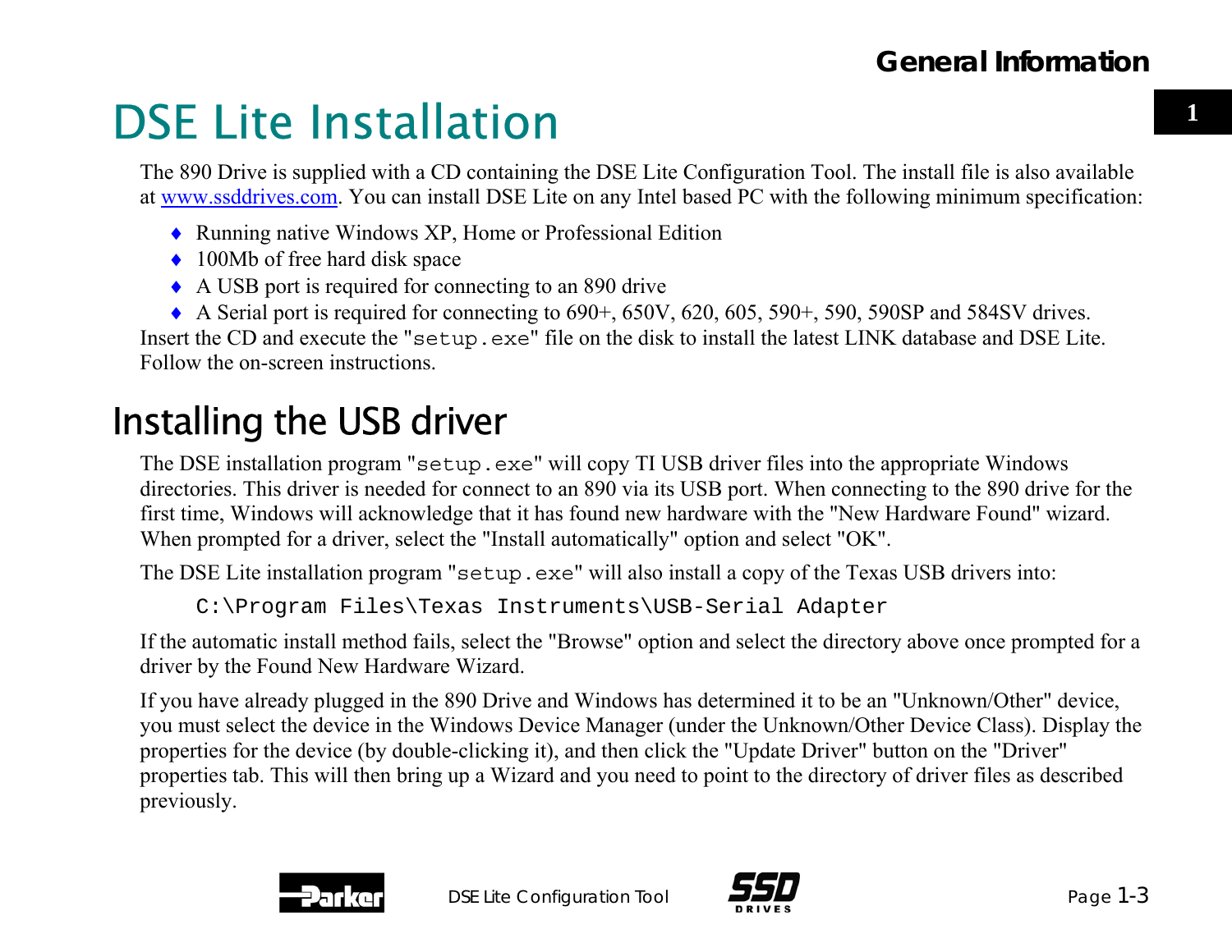# DSE Lite Installation

The 890 Drive is supplied with a CD containing the DSE Lite Configuration Tool. The install file is also available at www.ssddrives.com. You can install DSE Lite on any Intel based PC with the following minimum specification:

- Running native Windows XP, Home or Professional Edition
- 100Mb of free hard disk space
- A USB port is required for connecting to an 890 drive
- A Serial port is required for connecting to 690+, 650V, 620, 605, 590+, 590, 590SP and 584SV drives.

Insert the CD and execute the "`setup.exe`" file on the disk to install the latest LINK database and DSE Lite. Follow the on-screen instructions.

## Installing the USB driver

The DSE installation program "`setup.exe`" will copy TI USB driver files into the appropriate Windows directories. This driver is needed for connect to an 890 via its USB port. When connecting to the 890 drive for the first time, Windows will acknowledge that it has found new hardware with the "New Hardware Found" wizard. When prompted for a driver, select the "Install automatically" option and select "OK".

The DSE Lite installation program "`setup.exe`" will also install a copy of the Texas USB drivers into:

```
C:\Program Files\Texas Instruments\USB-Serial Adapter
```

If the automatic install method fails, select the "Browse" option and select the directory above once prompted for a driver by the Found New Hardware Wizard.

If you have already plugged in the 890 Drive and Windows has determined it to be an "Unknown/Other" device, you must select the device in the Windows Device Manager (under the Unknown/Other Device Class). Display the properties for the device (by double-clicking it), and then click the "Update Driver" button on the "Driver" properties tab. This will then bring up a Wizard and you need to point to the directory of driver files as described previously.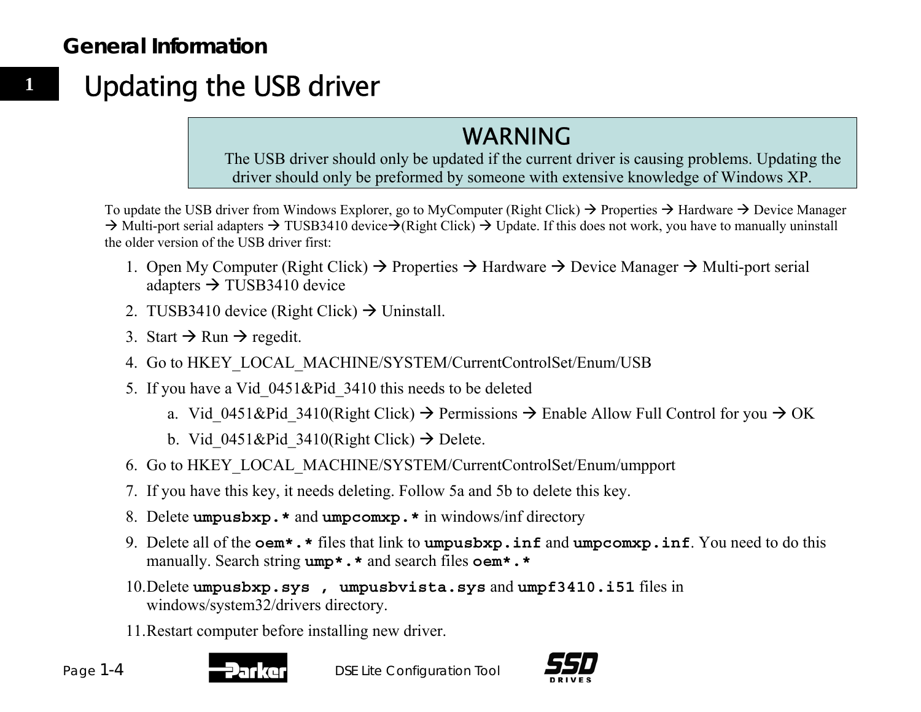# Updating the USB driver

**WARNING**

The USB driver should only be updated if the current driver is causing problems. Updating the driver should only be preformed by someone with extensive knowledge of Windows XP.

To update the USB driver from Windows Explorer, go to MyComputer (Right Click) → Properties → Hardware → Device Manager → Multi-port serial adapters → TUSB3410 device→(Right Click) → Update. If this does not work, you have to manually uninstall the older version of the USB driver first:

1. Open My Computer (Right Click) → Properties → Hardware → Device Manager → Multi-port serial adapters → TUSB3410 device
2. TUSB3410 device (Right Click) → Uninstall.
3. Start → Run → regedit.
4. Go to HKEY_LOCAL_MACHINE/SYSTEM/CurrentControlSet/Enum/USB
5. If you have a Vid_0451&Pid_3410 this needs to be deleted
   a. Vid_0451&Pid_3410(Right Click) → Permissions → Enable Allow Full Control for you → OK
   b. Vid_0451&Pid_3410(Right Click) → Delete.
6. Go to HKEY_LOCAL_MACHINE/SYSTEM/CurrentControlSet/Enum/umpport
7. If you have this key, it needs deleting. Follow 5a and 5b to delete this key.
8. Delete **`umpusbxp.*`** and **`umpcomxp.*`** in windows/inf directory
9. Delete all of the **`oem*.*`** files that link to **`umpusbxp.inf`** and **`umpcomxp.inf`**. You need to do this manually. Search string **`ump*.*`** and search files **`oem*.*`**
10. Delete **`umpusbxp.sys , umpusbvista.sys`** and **`umpf3410.i51`** files in windows/system32/drivers directory.
11. Restart computer before installing new driver.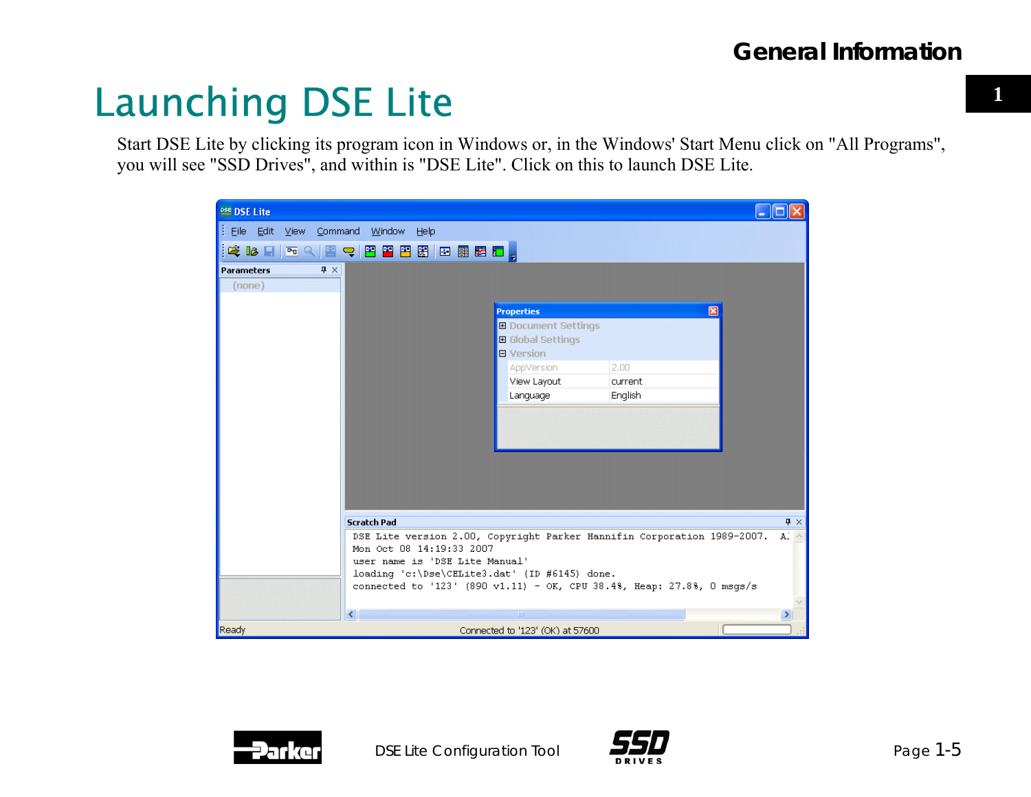# Launching DSE Lite

Start DSE Lite by clicking its program icon in Windows or, in the Windows' Start Menu click on "All Programs", you will see "SSD Drives", and within is "DSE Lite". Click on this to launch DSE Lite.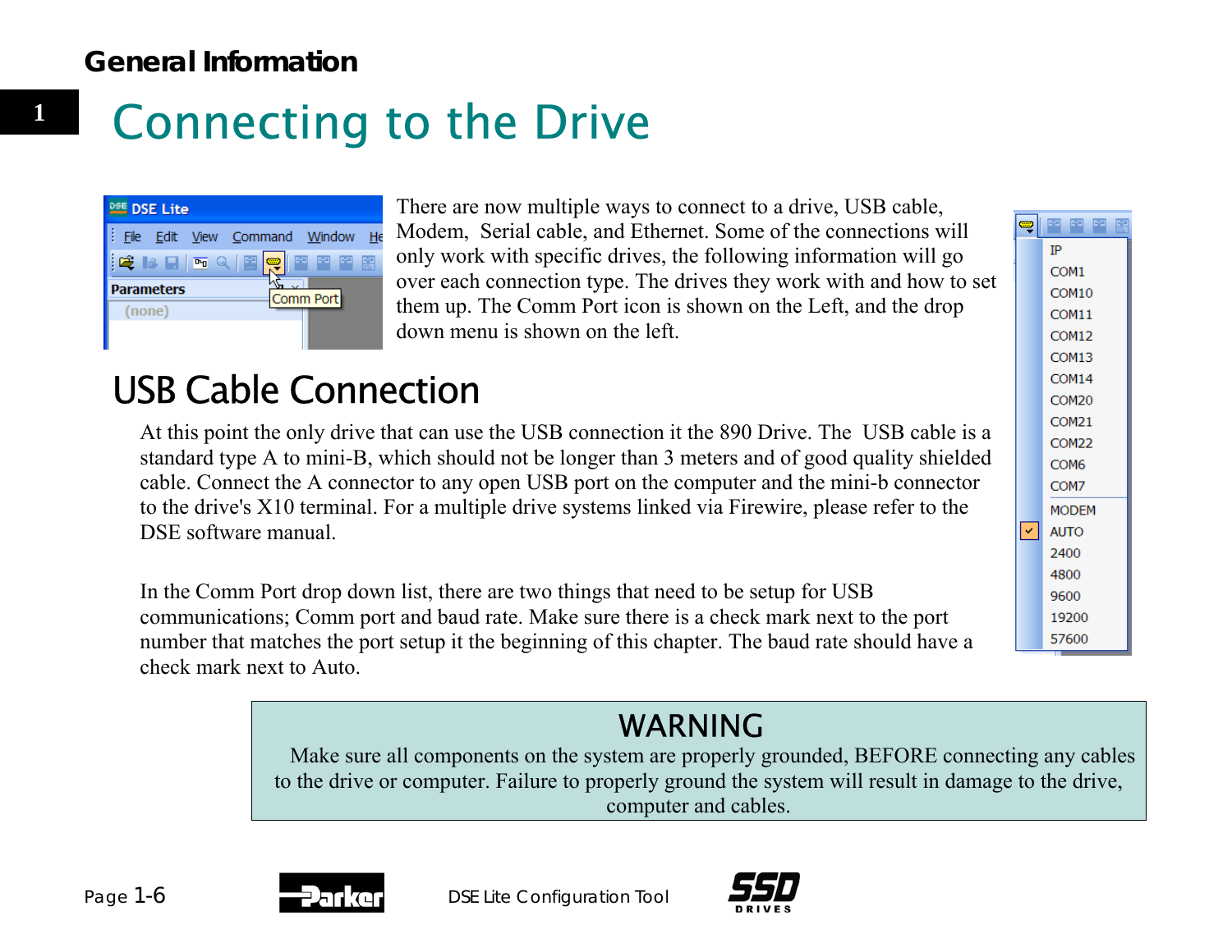# Connecting to the Drive

There are now multiple ways to connect to a drive, USB cable, Modem, Serial cable, and Ethernet. Some of the connections will only work with specific drives, the following information will go over each connection type. The drives they work with and how to set them up. The Comm Port icon is shown on the Left, and the drop down menu is shown on the left.

## USB Cable Connection

At this point the only drive that can use the USB connection it the 890 Drive. The USB cable is a standard type A to mini-B, which should not be longer than 3 meters and of good quality shielded cable. Connect the A connector to any open USB port on the computer and the mini-b connector to the drive's X10 terminal. For a multiple drive systems linked via Firewire, please refer to the DSE software manual.

In the Comm Port drop down list, there are two things that need to be setup for USB communications; Comm port and baud rate. Make sure there is a check mark next to the port number that matches the port setup it the beginning of this chapter. The baud rate should have a check mark next to Auto.

**WARNING**

Make sure all components on the system are properly grounded, BEFORE connecting any cables to the drive or computer. Failure to properly ground the system will result in damage to the drive, computer and cables.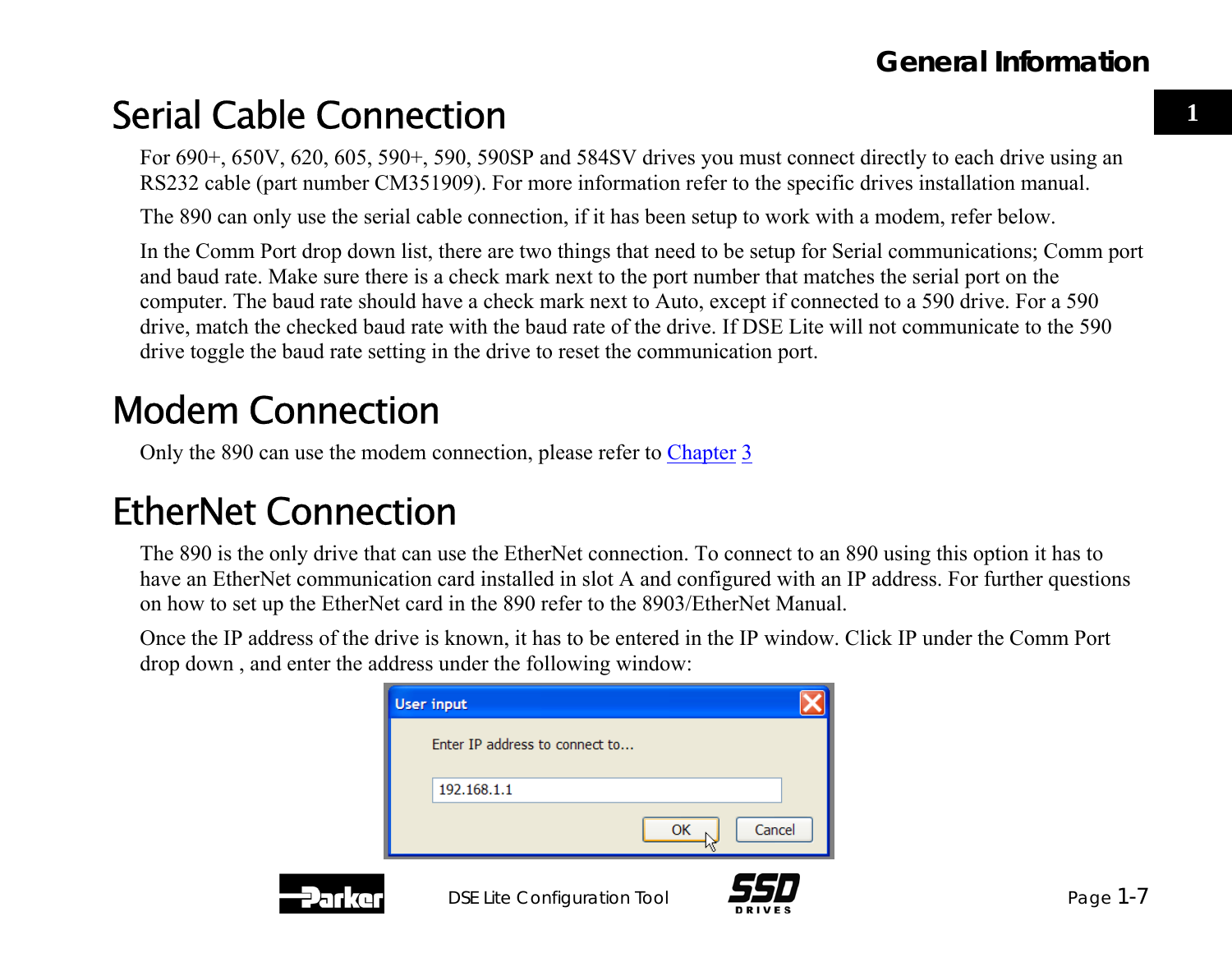# Serial Cable Connection

For 690+, 650V, 620, 605, 590+, 590, 590SP and 584SV drives you must connect directly to each drive using an RS232 cable (part number CM351909). For more information refer to the specific drives installation manual.

The 890 can only use the serial cable connection, if it has been setup to work with a modem, refer below.

In the Comm Port drop down list, there are two things that need to be setup for Serial communications; Comm port and baud rate. Make sure there is a check mark next to the port number that matches the serial port on the computer. The baud rate should have a check mark next to Auto, except if connected to a 590 drive. For a 590 drive, match the checked baud rate with the baud rate of the drive. If DSE Lite will not communicate to the 590 drive toggle the baud rate setting in the drive to reset the communication port.

# Modem Connection

Only the 890 can use the modem connection, please refer to Chapter 3

# EtherNet Connection

The 890 is the only drive that can use the EtherNet connection. To connect to an 890 using this option it has to have an EtherNet communication card installed in slot A and configured with an IP address. For further questions on how to set up the EtherNet card in the 890 refer to the 8903/EtherNet Manual.

Once the IP address of the drive is known, it has to be entered in the IP window. Click IP under the Comm Port drop down , and enter the address under the following window:

User input

Enter IP address to connect to...

192.168.1.1

OK Cancel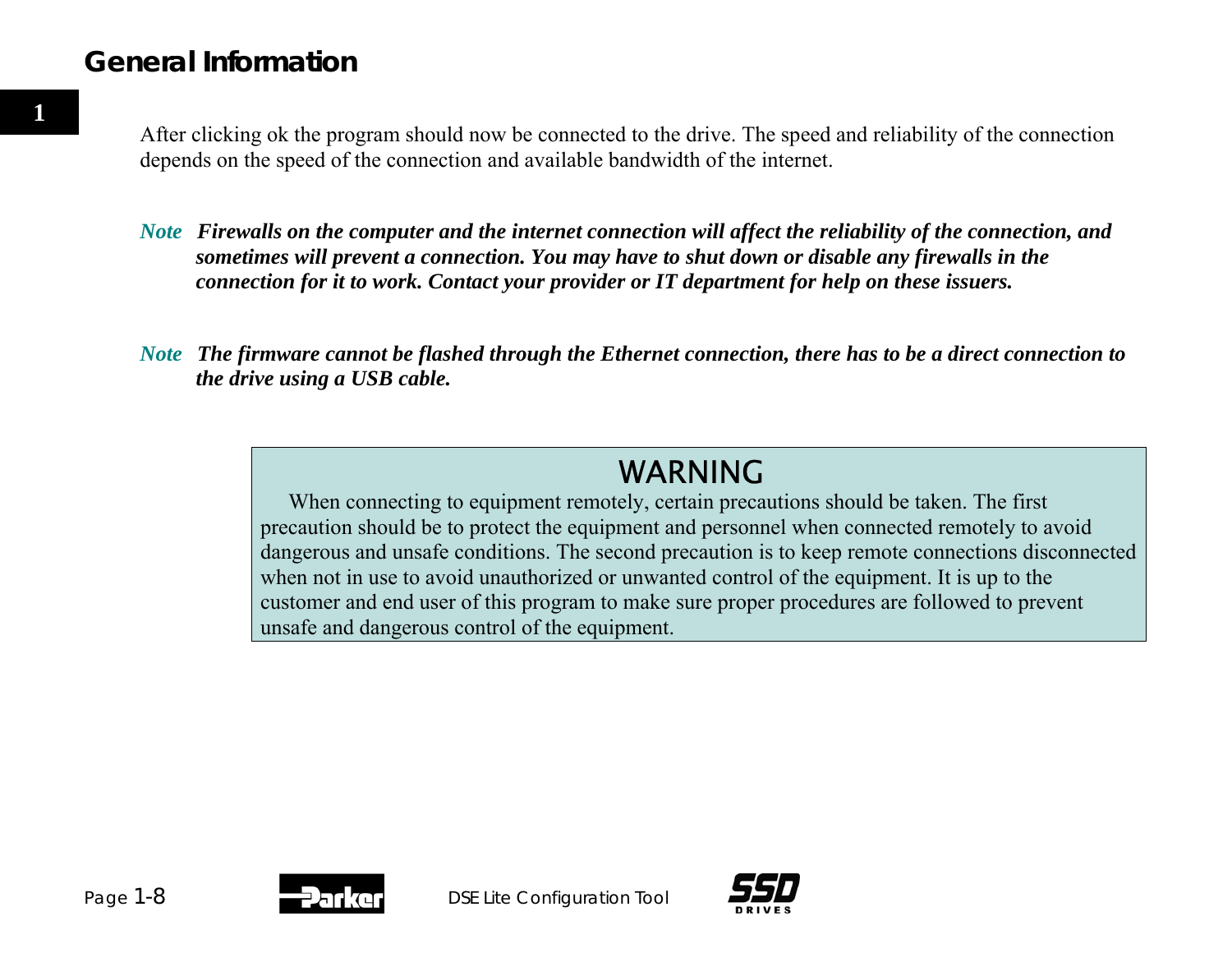After clicking ok the program should now be connected to the drive. The speed and reliability of the connection depends on the speed of the connection and available bandwidth of the internet.

*Note* ***Firewalls on the computer and the internet connection will affect the reliability of the connection, and sometimes will prevent a connection. You may have to shut down or disable any firewalls in the connection for it to work. Contact your provider or IT department for help on these issuers.***

*Note* ***The firmware cannot be flashed through the Ethernet connection, there has to be a direct connection to the drive using a USB cable.***

> **WARNING**
>
> When connecting to equipment remotely, certain precautions should be taken. The first precaution should be to protect the equipment and personnel when connected remotely to avoid dangerous and unsafe conditions. The second precaution is to keep remote connections disconnected when not in use to avoid unauthorized or unwanted control of the equipment. It is up to the customer and end user of this program to make sure proper procedures are followed to prevent unsafe and dangerous control of the equipment.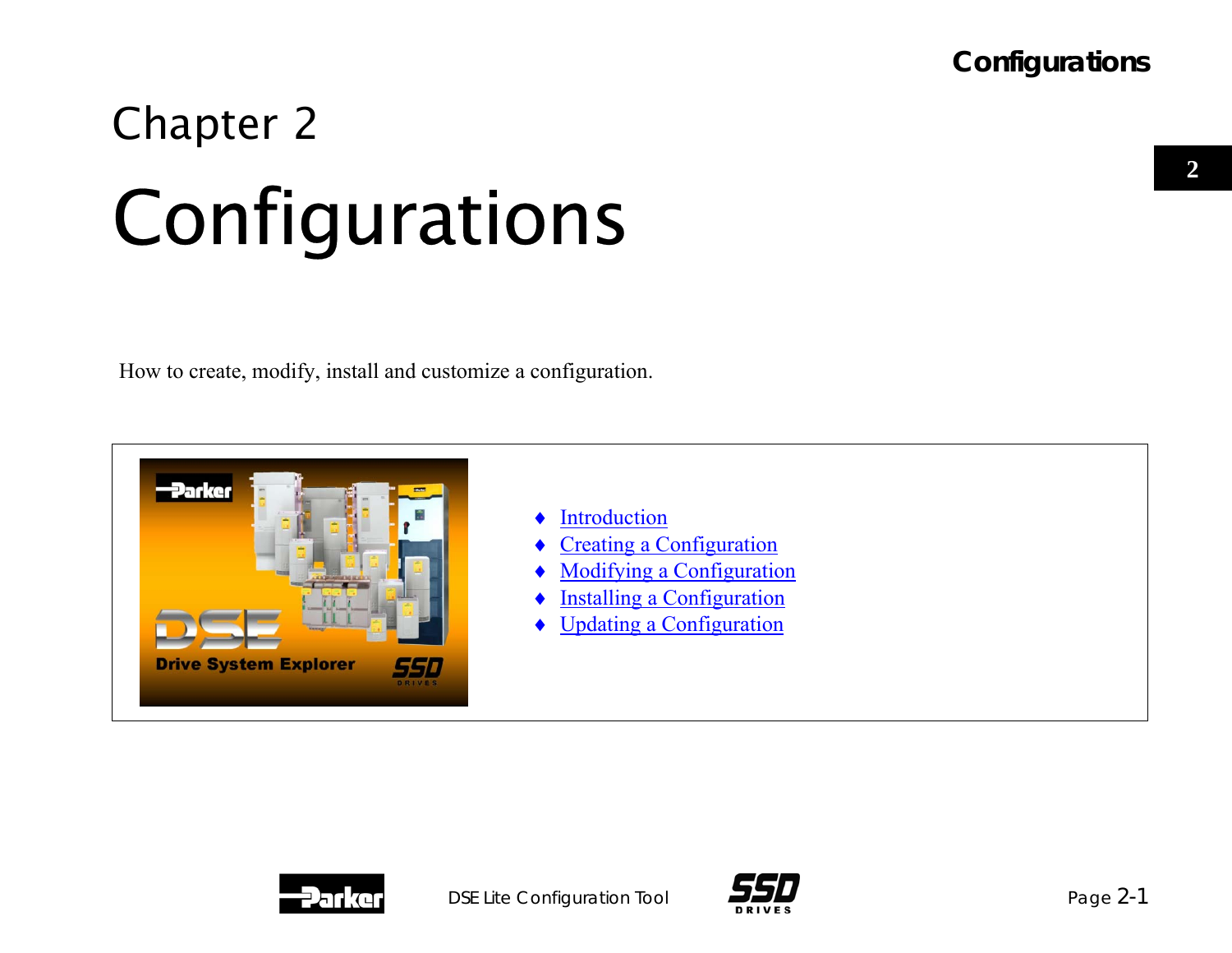# Chapter 2

# Configurations

How to create, modify, install and customize a configuration.

- Introduction
- Creating a Configuration
- Modifying a Configuration
- Installing a Configuration
- Updating a Configuration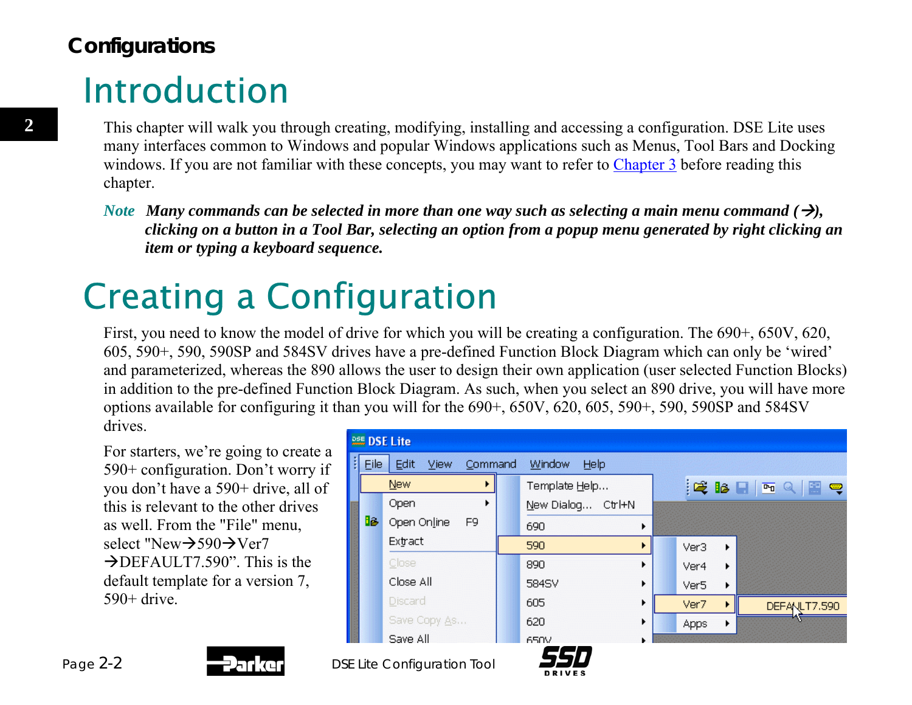# Configurations

## Introduction

This chapter will walk you through creating, modifying, installing and accessing a configuration. DSE Lite uses many interfaces common to Windows and popular Windows applications such as Menus, Tool Bars and Docking windows. If you are not familiar with these concepts, you may want to refer to Chapter 3 before reading this chapter.

*Note* ***Many commands can be selected in more than one way such as selecting a main menu command (→), clicking on a button in a Tool Bar, selecting an option from a popup menu generated by right clicking an item or typing a keyboard sequence.***

## Creating a Configuration

First, you need to know the model of drive for which you will be creating a configuration. The 690+, 650V, 620, 605, 590+, 590, 590SP and 584SV drives have a pre-defined Function Block Diagram which can only be 'wired' and parameterized, whereas the 890 allows the user to design their own application (user selected Function Blocks) in addition to the pre-defined Function Block Diagram. As such, when you select an 890 drive, you will have more options available for configuring it than you will for the 690+, 650V, 620, 605, 590+, 590, 590SP and 584SV drives.

For starters, we're going to create a 590+ configuration. Don't worry if you don't have a 590+ drive, all of this is relevant to the other drives as well. From the "File" menu, select "New→590→Ver7 →DEFAULT7.590". This is the default template for a version 7, 590+ drive.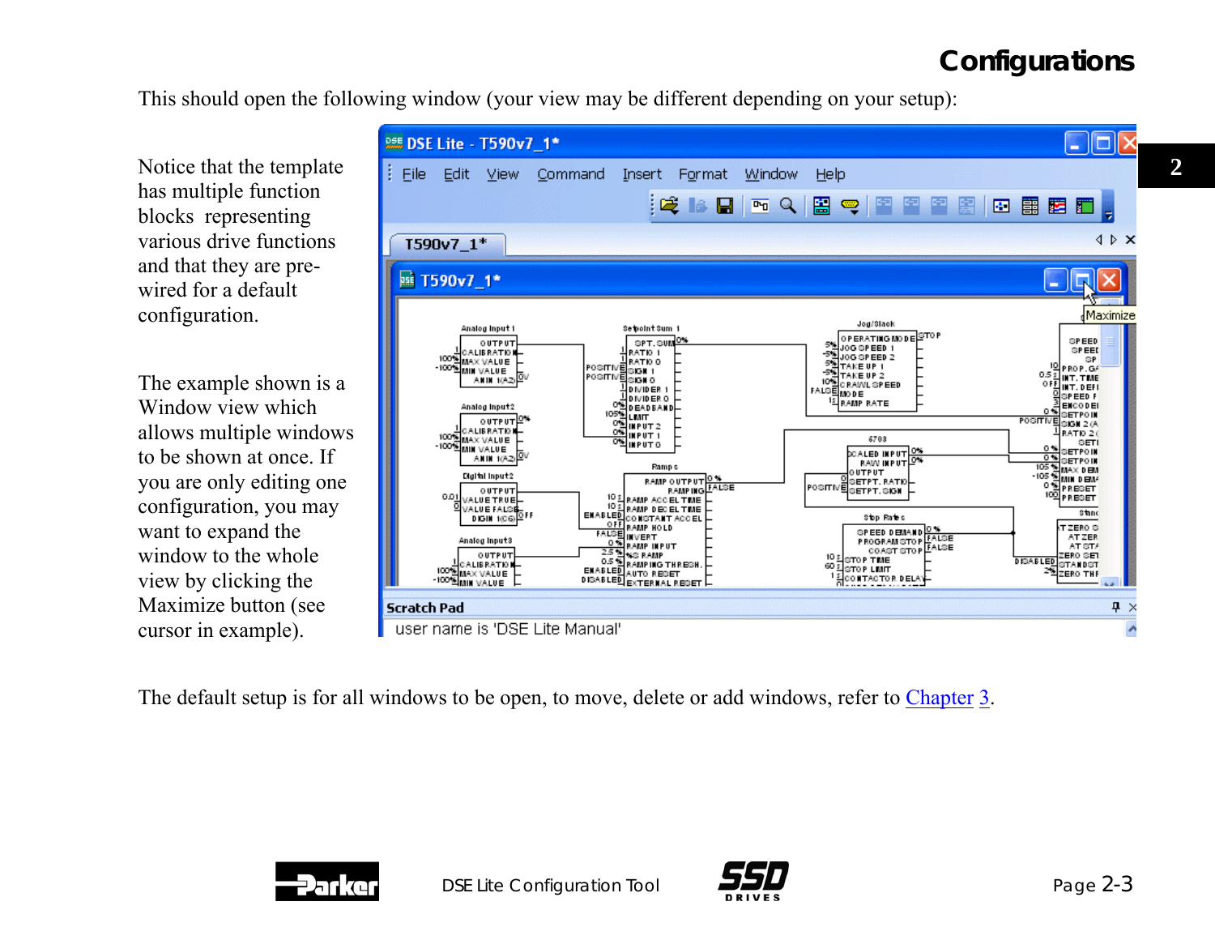This should open the following window (your view may be different depending on your setup):

Notice that the template has multiple function blocks representing various drive functions and that they are pre-wired for a default configuration.

The example shown is a Window view which allows multiple windows to be shown at once. If you are only editing one configuration, you may want to expand the window to the whole view by clicking the Maximize button (see cursor in example).

The default setup is for all windows to be open, to move, delete or add windows, refer to Chapter 3.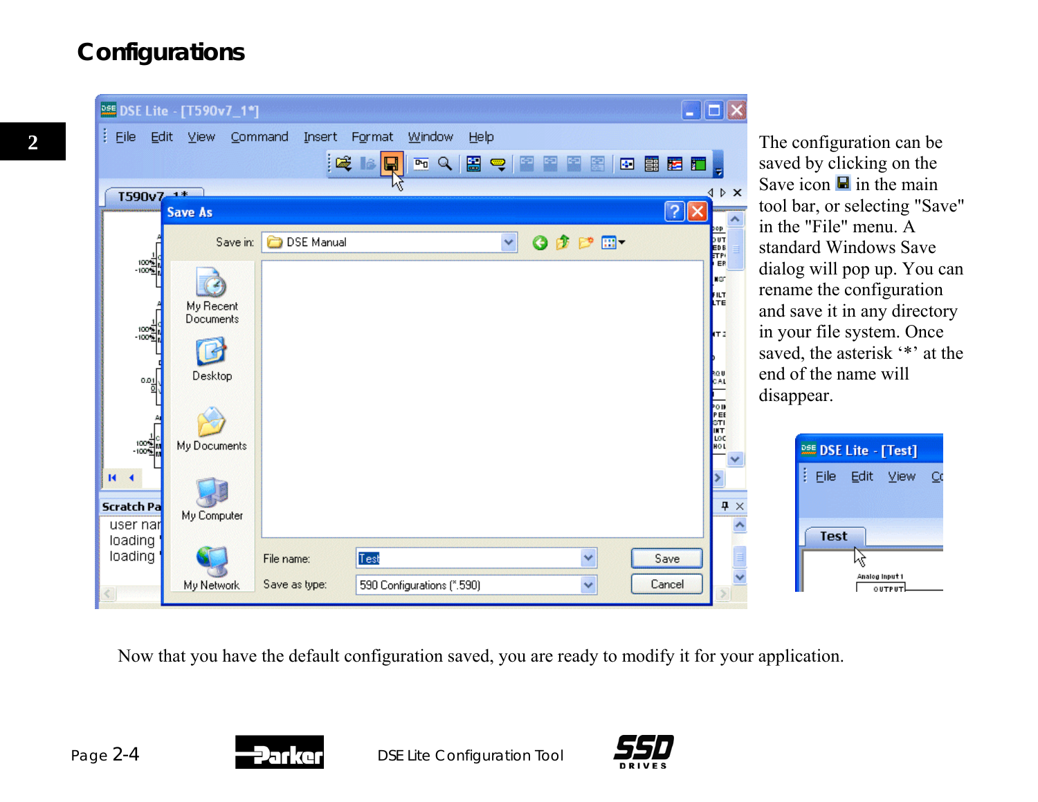# Configurations

The configuration can be saved by clicking on the Save icon in the main tool bar, or selecting "Save" in the "File" menu. A standard Windows Save dialog will pop up. You can rename the configuration and save it in any directory in your file system. Once saved, the asterisk '*' at the end of the name will disappear.

Now that you have the default configuration saved, you are ready to modify it for your application.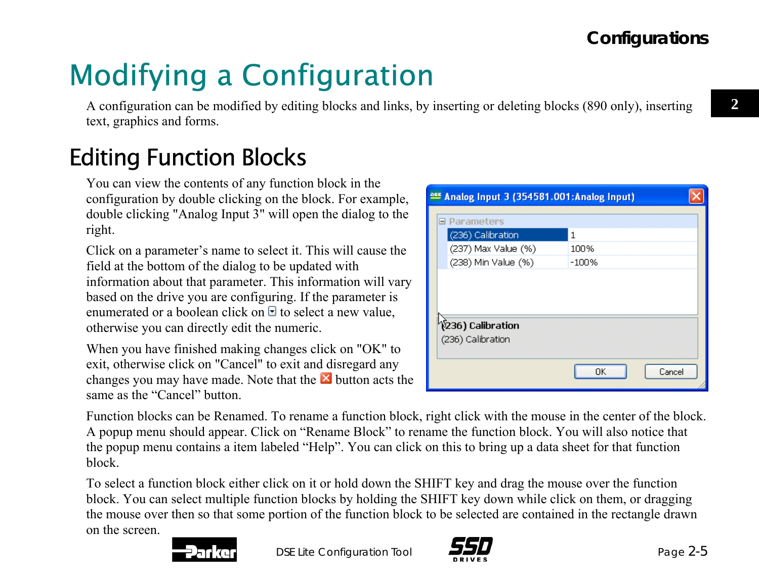# Modifying a Configuration

A configuration can be modified by editing blocks and links, by inserting or deleting blocks (890 only), inserting text, graphics and forms.

## Editing Function Blocks

You can view the contents of any function block in the configuration by double clicking on the block. For example, double clicking "Analog Input 3" will open the dialog to the right.

Click on a parameter's name to select it. This will cause the field at the bottom of the dialog to be updated with information about that parameter. This information will vary based on the drive you are configuring. If the parameter is enumerated or a boolean click on ▾ to select a new value, otherwise you can directly edit the numeric.

When you have finished making changes click on "OK" to exit, otherwise click on "Cancel" to exit and disregard any changes you may have made. Note that the ☒ button acts the same as the "Cancel" button.

Function blocks can be Renamed. To rename a function block, right click with the mouse in the center of the block. A popup menu should appear. Click on "Rename Block" to rename the function block. You will also notice that the popup menu contains a item labeled "Help". You can click on this to bring up a data sheet for that function block.

To select a function block either click on it or hold down the SHIFT key and drag the mouse over the function block. You can select multiple function blocks by holding the SHIFT key down while click on them, or dragging the mouse over then so that some portion of the function block to be selected are contained in the rectangle drawn on the screen.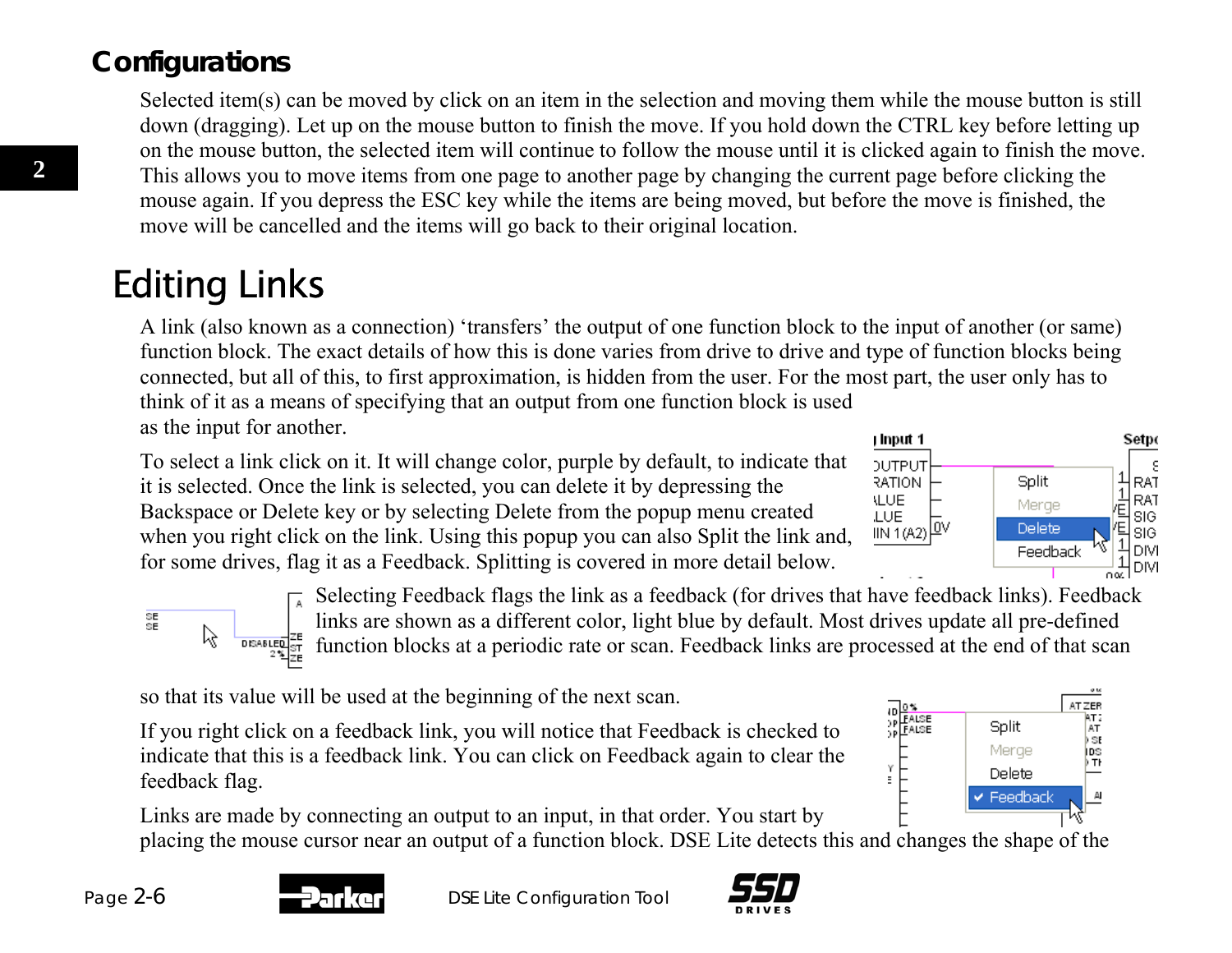## Configurations

Selected item(s) can be moved by click on an item in the selection and moving them while the mouse button is still down (dragging). Let up on the mouse button to finish the move. If you hold down the CTRL key before letting up on the mouse button, the selected item will continue to follow the mouse until it is clicked again to finish the move. This allows you to move items from one page to another page by changing the current page before clicking the mouse again. If you depress the ESC key while the items are being moved, but before the move is finished, the move will be cancelled and the items will go back to their original location.

# Editing Links

A link (also known as a connection) 'transfers' the output of one function block to the input of another (or same) function block. The exact details of how this is done varies from drive to drive and type of function blocks being connected, but all of this, to first approximation, is hidden from the user. For the most part, the user only has to think of it as a means of specifying that an output from one function block is used as the input for another.

To select a link click on it. It will change color, purple by default, to indicate that it is selected. Once the link is selected, you can delete it by depressing the Backspace or Delete key or by selecting Delete from the popup menu created when you right click on the link. Using this popup you can also Split the link and, for some drives, flag it as a Feedback. Splitting is covered in more detail below.

Selecting Feedback flags the link as a feedback (for drives that have feedback links). Feedback links are shown as a different color, light blue by default. Most drives update all pre-defined function blocks at a periodic rate or scan. Feedback links are processed at the end of that scan so that its value will be used at the beginning of the next scan.

If you right click on a feedback link, you will notice that Feedback is checked to indicate that this is a feedback link. You can click on Feedback again to clear the feedback flag.

Links are made by connecting an output to an input, in that order. You start by placing the mouse cursor near an output of a function block. DSE Lite detects this and changes the shape of the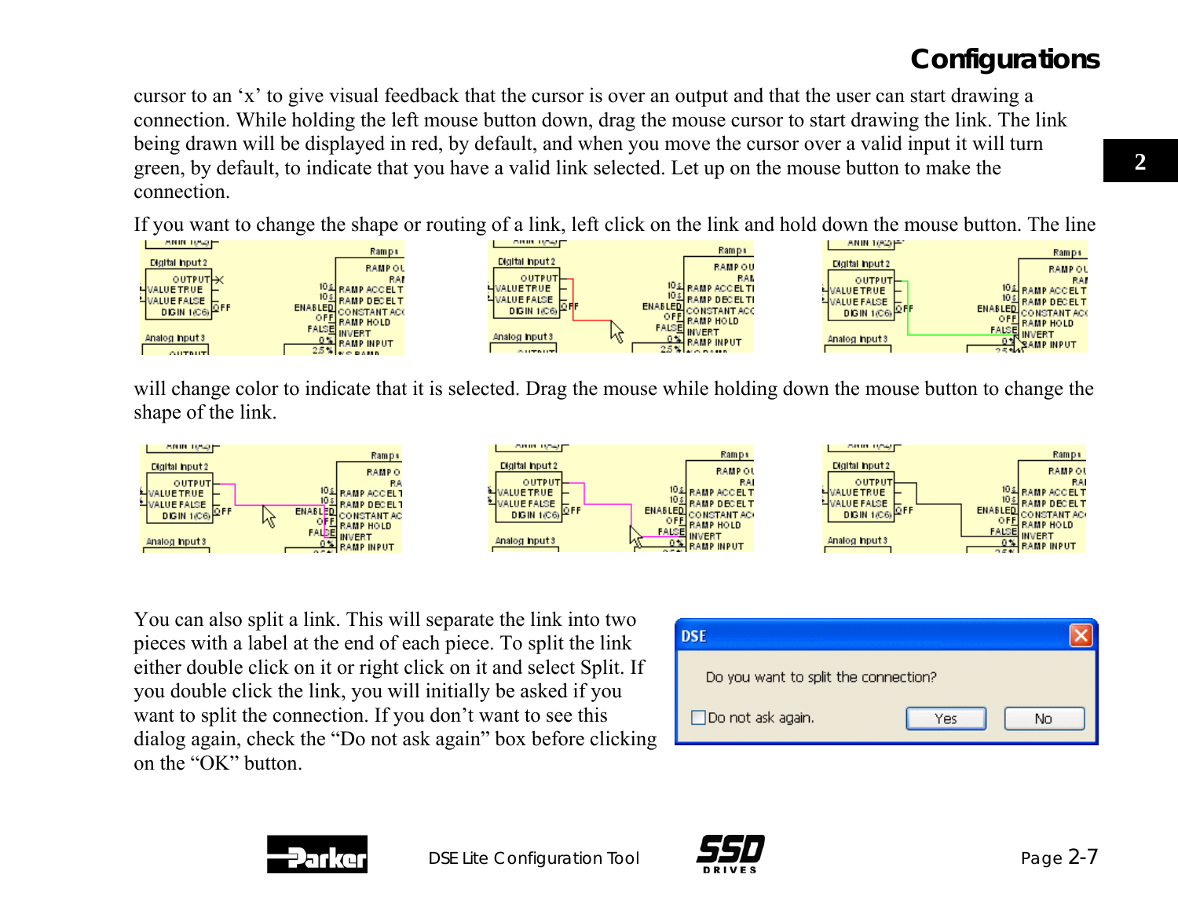cursor to an 'x' to give visual feedback that the cursor is over an output and that the user can start drawing a connection. While holding the left mouse button down, drag the mouse cursor to start drawing the link. The link being drawn will be displayed in red, by default, and when you move the cursor over a valid input it will turn green, by default, to indicate that you have a valid link selected. Let up on the mouse button to make the connection.

If you want to change the shape or routing of a link, left click on the link and hold down the mouse button. The line will change color to indicate that it is selected. Drag the mouse while holding down the mouse button to change the shape of the link.

You can also split a link. This will separate the link into two pieces with a label at the end of each piece. To split the link either double click on it or right click on it and select Split. If you double click the link, you will initially be asked if you want to split the connection. If you don't want to see this dialog again, check the "Do not ask again" box before clicking on the "OK" button.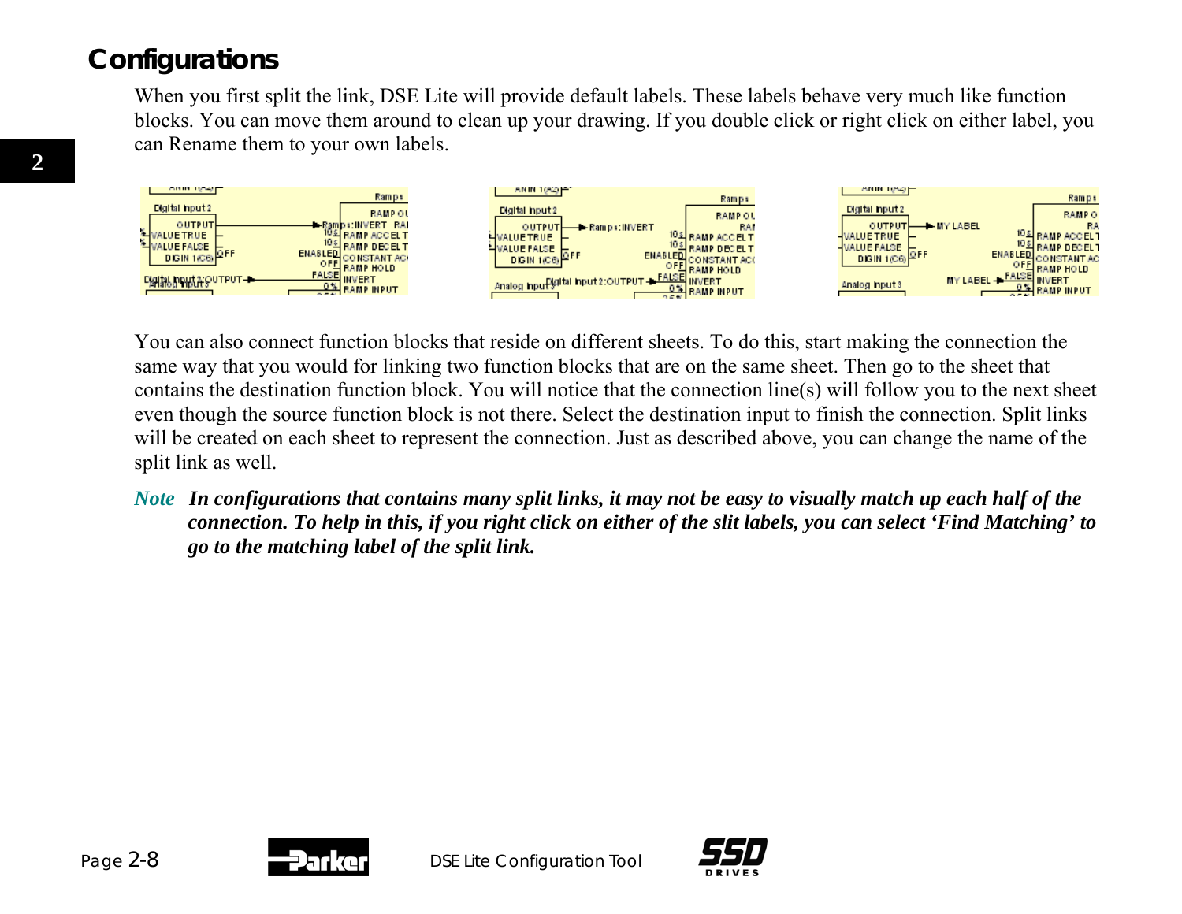## Configurations

When you first split the link, DSE Lite will provide default labels. These labels behave very much like function blocks. You can move them around to clean up your drawing. If you double click or right click on either label, you can Rename them to your own labels.

You can also connect function blocks that reside on different sheets. To do this, start making the connection the same way that you would for linking two function blocks that are on the same sheet. Then go to the sheet that contains the destination function block. You will notice that the connection line(s) will follow you to the next sheet even though the source function block is not there. Select the destination input to finish the connection. Split links will be created on each sheet to represent the connection. Just as described above, you can change the name of the split link as well.

***Note*** ***In configurations that contains many split links, it may not be easy to visually match up each half of the connection. To help in this, if you right click on either of the slit labels, you can select 'Find Matching' to go to the matching label of the split link.***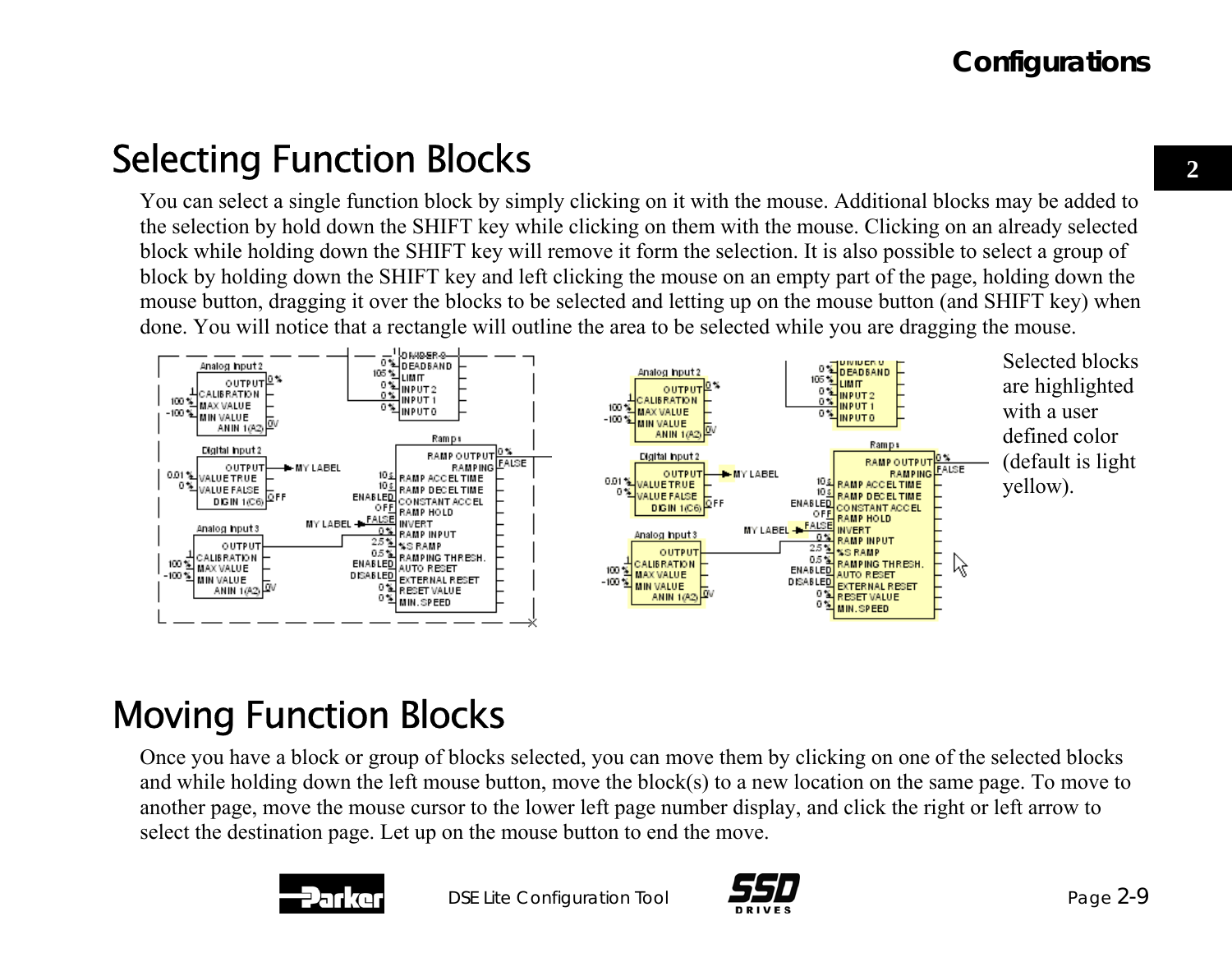# Selecting Function Blocks

You can select a single function block by simply clicking on it with the mouse. Additional blocks may be added to the selection by hold down the SHIFT key while clicking on them with the mouse. Clicking on an already selected block while holding down the SHIFT key will remove it form the selection. It is also possible to select a group of block by holding down the SHIFT key and left clicking the mouse on an empty part of the page, holding down the mouse button, dragging it over the blocks to be selected and letting up on the mouse button (and SHIFT key) when done. You will notice that a rectangle will outline the area to be selected while you are dragging the mouse.

Selected blocks are highlighted with a user defined color (default is light yellow).

# Moving Function Blocks

Once you have a block or group of blocks selected, you can move them by clicking on one of the selected blocks and while holding down the left mouse button, move the block(s) to a new location on the same page. To move to another page, move the mouse cursor to the lower left page number display, and click the right or left arrow to select the destination page. Let up on the mouse button to end the move.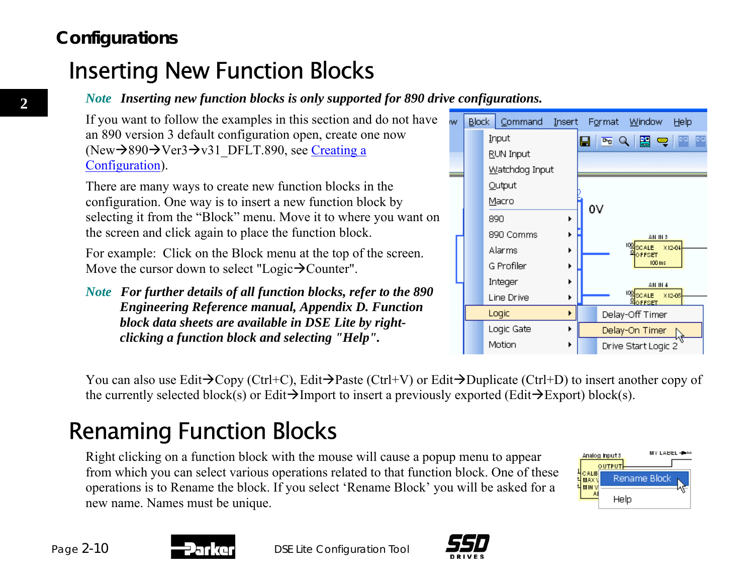# Configurations

## Inserting New Function Blocks

*Note* ***Inserting new function blocks is only supported for 890 drive configurations.***

If you want to follow the examples in this section and do not have an 890 version 3 default configuration open, create one now (New→890→Ver3→v31_DFLT.890, see Creating a Configuration).

There are many ways to create new function blocks in the configuration. One way is to insert a new function block by selecting it from the "Block" menu. Move it to where you want on the screen and click again to place the function block.

For example: Click on the Block menu at the top of the screen. Move the cursor down to select "Logic→Counter".

*Note* ***For further details of all function blocks, refer to the 890 Engineering Reference manual, Appendix D. Function block data sheets are available in DSE Lite by right-clicking a function block and selecting "Help".***

You can also use Edit→Copy (Ctrl+C), Edit→Paste (Ctrl+V) or Edit→Duplicate (Ctrl+D) to insert another copy of the currently selected block(s) or Edit→Import to insert a previously exported (Edit→Export) block(s).

## Renaming Function Blocks

Right clicking on a function block with the mouse will cause a popup menu to appear from which you can select various operations related to that function block. One of these operations is to Rename the block. If you select 'Rename Block' you will be asked for a new name. Names must be unique.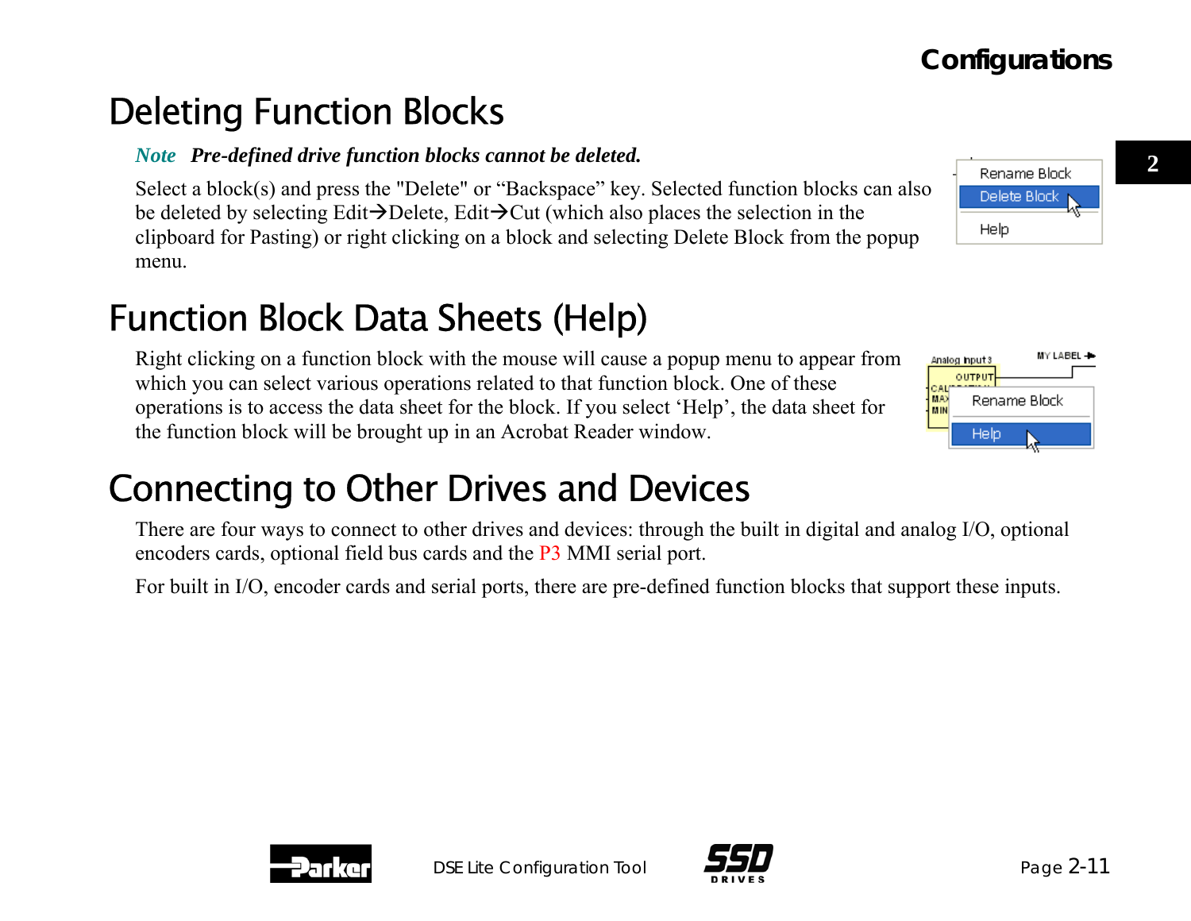# Deleting Function Blocks

***Note*** ***Pre-defined drive function blocks cannot be deleted.***

Select a block(s) and press the "Delete" or “Backspace” key. Selected function blocks can also be deleted by selecting Edit→Delete, Edit→Cut (which also places the selection in the clipboard for Pasting) or right clicking on a block and selecting Delete Block from the popup menu.

# Function Block Data Sheets (Help)

Right clicking on a function block with the mouse will cause a popup menu to appear from which you can select various operations related to that function block. One of these operations is to access the data sheet for the block. If you select ‘Help’, the data sheet for the function block will be brought up in an Acrobat Reader window.

# Connecting to Other Drives and Devices

There are four ways to connect to other drives and devices: through the built in digital and analog I/O, optional encoders cards, optional field bus cards and the P3 MMI serial port.

For built in I/O, encoder cards and serial ports, there are pre-defined function blocks that support these inputs.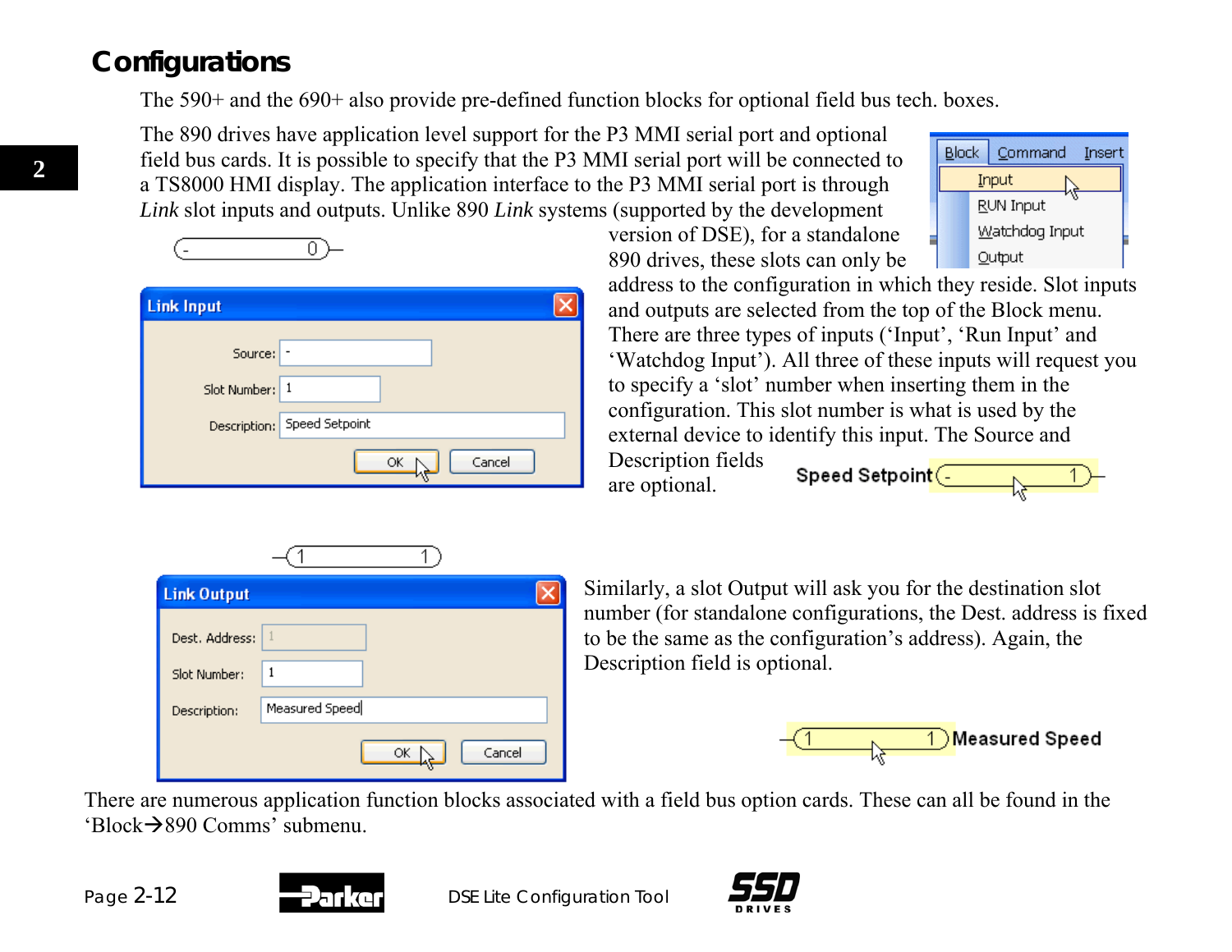## Configurations

The 590+ and the 690+ also provide pre-defined function blocks for optional field bus tech. boxes.

The 890 drives have application level support for the P3 MMI serial port and optional field bus cards. It is possible to specify that the P3 MMI serial port will be connected to a TS8000 HMI display. The application interface to the P3 MMI serial port is through *Link* slot inputs and outputs. Unlike 890 *Link* systems (supported by the development version of DSE), for a standalone 890 drives, these slots can only be address to the configuration in which they reside. Slot inputs and outputs are selected from the top of the Block menu. There are three types of inputs ('Input', 'Run Input' and 'Watchdog Input'). All three of these inputs will request you to specify a 'slot' number when inserting them in the configuration. This slot number is what is used by the external device to identify this input. The Source and Description fields are optional.

Similarly, a slot Output will ask you for the destination slot number (for standalone configurations, the Dest. address is fixed to be the same as the configuration's address). Again, the Description field is optional.

There are numerous application function blocks associated with a field bus option cards. These can all be found in the 'Block→890 Comms' submenu.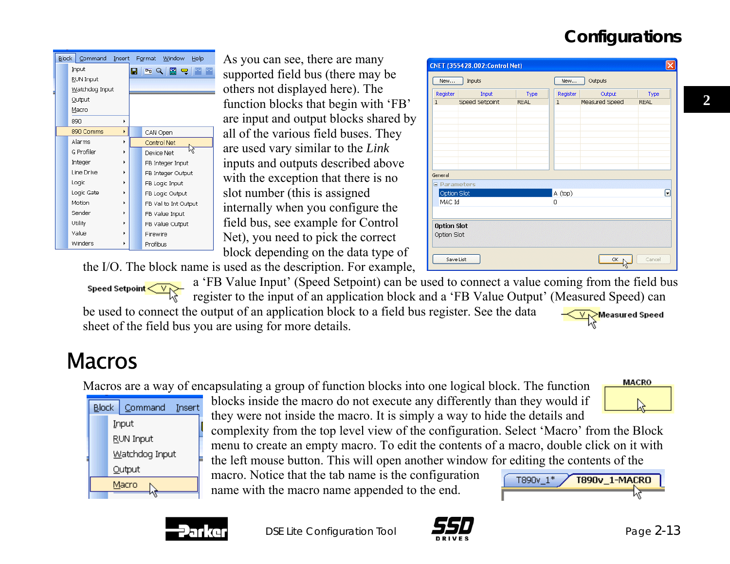As you can see, there are many supported field bus (there may be others not displayed here). The function blocks that begin with 'FB' are input and output blocks shared by all of the various field buses. They are used vary similar to the *Link* inputs and outputs described above with the exception that there is no slot number (this is assigned internally when you configure the field bus, see example for Control Net), you need to pick the correct block depending on the data type of the I/O. The block name is used as the description. For example, a 'FB Value Input' (Speed Setpoint) can be used to connect a value coming from the field bus register to the input of an application block and a 'FB Value Output' (Measured Speed) can be used to connect the output of an application block to a field bus register. See the data sheet of the field bus you are using for more details.

# Macros

Macros are a way of encapsulating a group of function blocks into one logical block. The function blocks inside the macro do not execute any differently than they would if they were not inside the macro. It is simply a way to hide the details and complexity from the top level view of the configuration. Select 'Macro' from the Block menu to create an empty macro. To edit the contents of a macro, double click on it with the left mouse button. This will open another window for editing the contents of the macro. Notice that the tab name is the configuration name with the macro name appended to the end.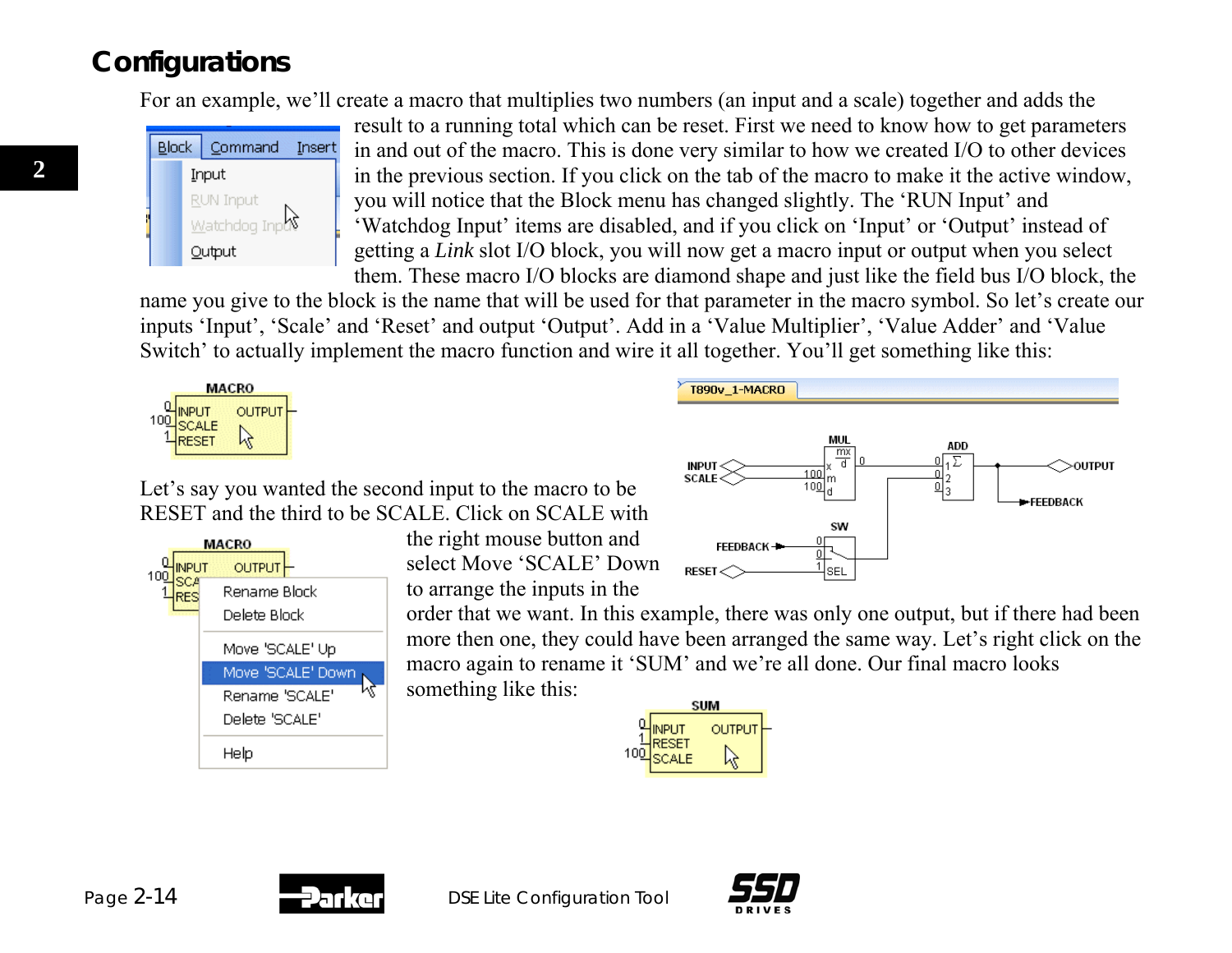## Configurations

For an example, we'll create a macro that multiplies two numbers (an input and a scale) together and adds the result to a running total which can be reset. First we need to know how to get parameters in and out of the macro. This is done very similar to how we created I/O to other devices in the previous section. If you click on the tab of the macro to make it the active window, you will notice that the Block menu has changed slightly. The 'RUN Input' and 'Watchdog Input' items are disabled, and if you click on 'Input' or 'Output' instead of getting a *Link* slot I/O block, you will now get a macro input or output when you select them. These macro I/O blocks are diamond shape and just like the field bus I/O block, the name you give to the block is the name that will be used for that parameter in the macro symbol. So let's create our inputs 'Input', 'Scale' and 'Reset' and output 'Output'. Add in a 'Value Multiplier', 'Value Adder' and 'Value Switch' to actually implement the macro function and wire it all together. You'll get something like this:

Let's say you wanted the second input to the macro to be RESET and the third to be SCALE. Click on SCALE with the right mouse button and select Move 'SCALE' Down to arrange the inputs in the order that we want. In this example, there was only one output, but if there had been more then one, they could have been arranged the same way. Let's right click on the macro again to rename it 'SUM' and we're all done. Our final macro looks something like this: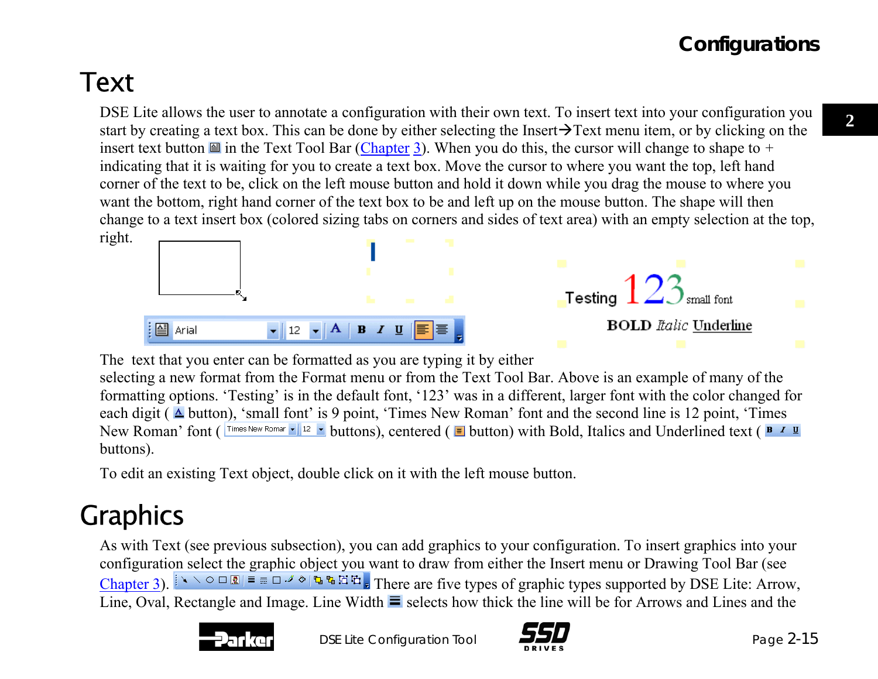# Text

DSE Lite allows the user to annotate a configuration with their own text. To insert text into your configuration you start by creating a text box. This can be done by either selecting the Insert→Text menu item, or by clicking on the insert text button in the Text Tool Bar (Chapter 3). When you do this, the cursor will change to shape to + indicating that it is waiting for you to create a text box. Move the cursor to where you want the top, left hand corner of the text to be, click on the left mouse button and hold it down while you drag the mouse to where you want the bottom, right hand corner of the text box to be and left up on the mouse button. The shape will then change to a text insert box (colored sizing tabs on corners and sides of text area) with an empty selection at the top, right.

The text that you enter can be formatted as you are typing it by either selecting a new format from the Format menu or from the Text Tool Bar. Above is an example of many of the formatting options. 'Testing' is in the default font, '123' was in a different, larger font with the color changed for each digit ( button), 'small font' is 9 point, 'Times New Roman' font and the second line is 12 point, 'Times New Roman' font ( buttons), centered ( button) with Bold, Italics and Underlined text ( buttons).

To edit an existing Text object, double click on it with the left mouse button.

# Graphics

As with Text (see previous subsection), you can add graphics to your configuration. To insert graphics into your configuration select the graphic object you want to draw from either the Insert menu or Drawing Tool Bar (see Chapter 3). There are five types of graphic types supported by DSE Lite: Arrow, Line, Oval, Rectangle and Image. Line Width selects how thick the line will be for Arrows and Lines and the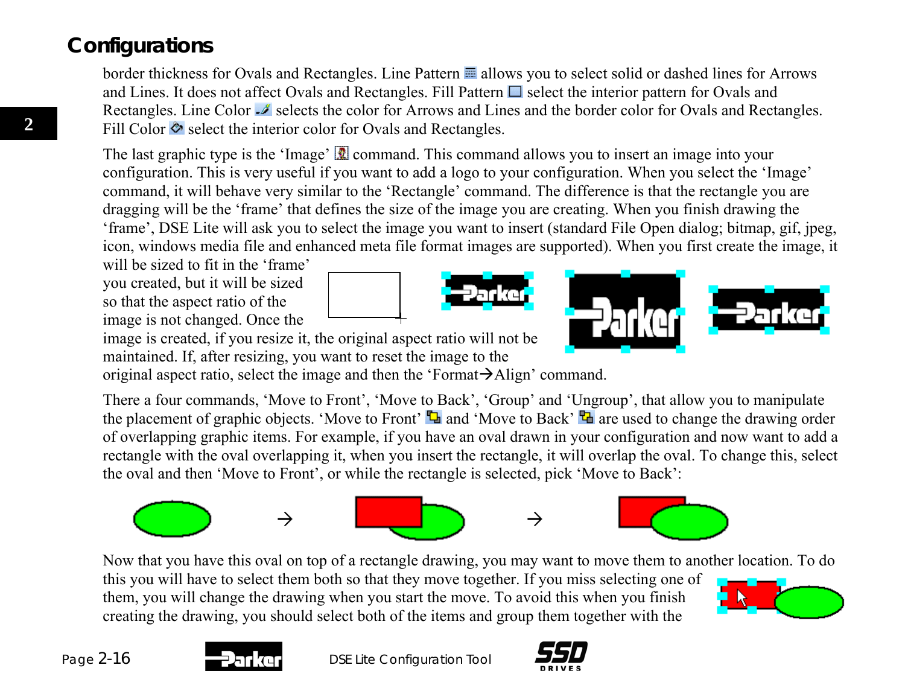## Configurations

border thickness for Ovals and Rectangles. Line Pattern allows you to select solid or dashed lines for Arrows and Lines. It does not affect Ovals and Rectangles. Fill Pattern select the interior pattern for Ovals and Rectangles. Line Color selects the color for Arrows and Lines and the border color for Ovals and Rectangles. Fill Color select the interior color for Ovals and Rectangles.

The last graphic type is the 'Image' command. This command allows you to insert an image into your configuration. This is very useful if you want to add a logo to your configuration. When you select the 'Image' command, it will behave very similar to the 'Rectangle' command. The difference is that the rectangle you are dragging will be the 'frame' that defines the size of the image you are creating. When you finish drawing the 'frame', DSE Lite will ask you to select the image you want to insert (standard File Open dialog; bitmap, gif, jpeg, icon, windows media file and enhanced meta file format images are supported). When you first create the image, it will be sized to fit in the 'frame' you created, but it will be sized so that the aspect ratio of the image is not changed. Once the image is created, if you resize it, the original aspect ratio will not be maintained. If, after resizing, you want to reset the image to the original aspect ratio, select the image and then the 'Format→Align' command.

There a four commands, 'Move to Front', 'Move to Back', 'Group' and 'Ungroup', that allow you to manipulate the placement of graphic objects. 'Move to Front' and 'Move to Back' are used to change the drawing order of overlapping graphic items. For example, if you have an oval drawn in your configuration and now want to add a rectangle with the oval overlapping it, when you insert the rectangle, it will overlap the oval. To change this, select the oval and then 'Move to Front', or while the rectangle is selected, pick 'Move to Back':

Now that you have this oval on top of a rectangle drawing, you may want to move them to another location. To do this you will have to select them both so that they move together. If you miss selecting one of them, you will change the drawing when you start the move. To avoid this when you finish creating the drawing, you should select both of the items and group them together with the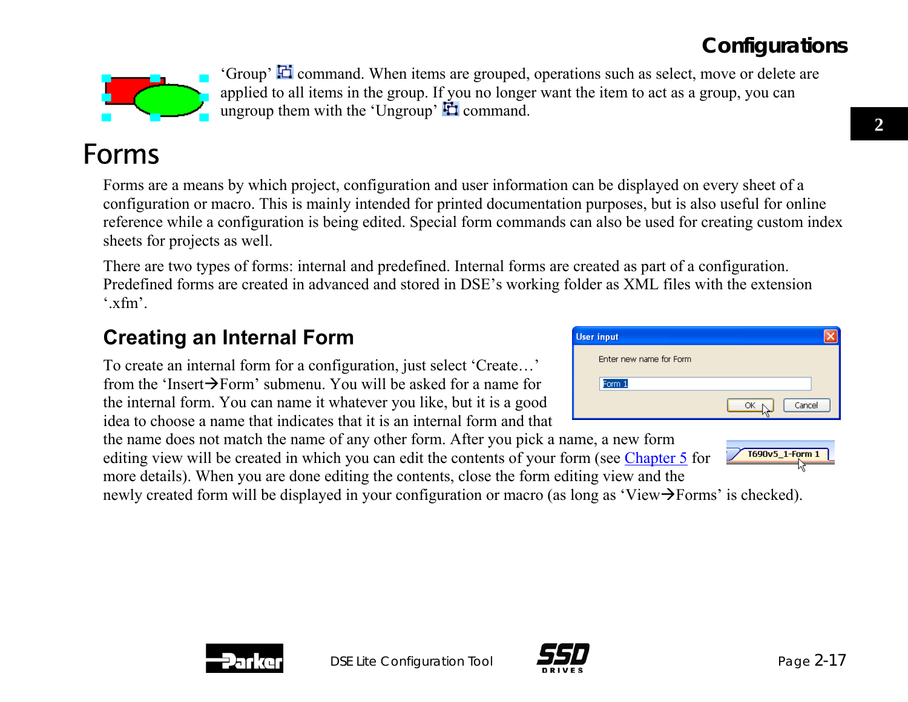‘Group’ command. When items are grouped, operations such as select, move or delete are applied to all items in the group. If you no longer want the item to act as a group, you can ungroup them with the ‘Ungroup’ command.

# Forms

Forms are a means by which project, configuration and user information can be displayed on every sheet of a configuration or macro. This is mainly intended for printed documentation purposes, but is also useful for online reference while a configuration is being edited. Special form commands can also be used for creating custom index sheets for projects as well.

There are two types of forms: internal and predefined. Internal forms are created as part of a configuration. Predefined forms are created in advanced and stored in DSE’s working folder as XML files with the extension ‘.xfm’.

## Creating an Internal Form

To create an internal form for a configuration, just select ‘Create…’ from the ‘Insert→Form’ submenu. You will be asked for a name for the internal form. You can name it whatever you like, but it is a good idea to choose a name that indicates that it is an internal form and that the name does not match the name of any other form. After you pick a name, a new form editing view will be created in which you can edit the contents of your form (see Chapter 5 for more details). When you are done editing the contents, close the form editing view and the newly created form will be displayed in your configuration or macro (as long as ‘View→Forms’ is checked).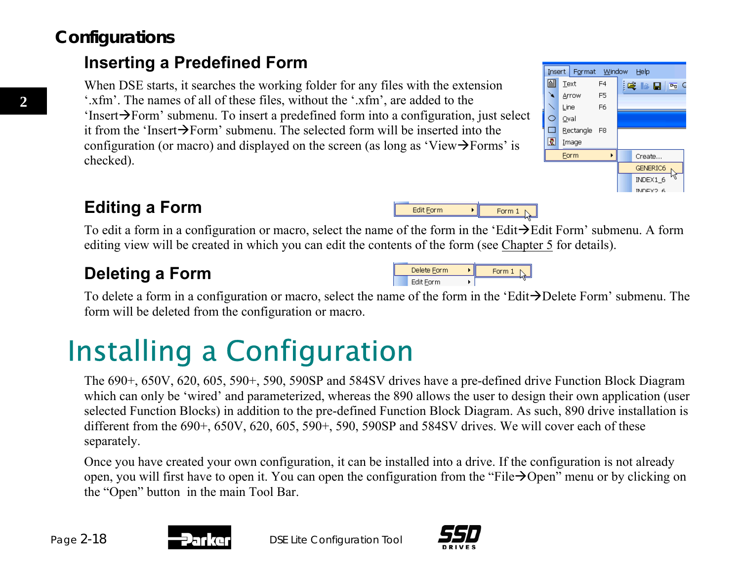# Configurations

## Inserting a Predefined Form

When DSE starts, it searches the working folder for any files with the extension '.xfm'. The names of all of these files, without the '.xfm', are added to the 'Insert→Form' submenu. To insert a predefined form into a configuration, just select it from the 'Insert→Form' submenu. The selected form will be inserted into the configuration (or macro) and displayed on the screen (as long as 'View→Forms' is checked).

## Editing a Form

To edit a form in a configuration or macro, select the name of the form in the 'Edit→Edit Form' submenu. A form editing view will be created in which you can edit the contents of the form (see Chapter 5 for details).

## Deleting a Form

To delete a form in a configuration or macro, select the name of the form in the 'Edit→Delete Form' submenu. The form will be deleted from the configuration or macro.

# Installing a Configuration

The 690+, 650V, 620, 605, 590+, 590, 590SP and 584SV drives have a pre-defined drive Function Block Diagram which can only be 'wired' and parameterized, whereas the 890 allows the user to design their own application (user selected Function Blocks) in addition to the pre-defined Function Block Diagram. As such, 890 drive installation is different from the 690+, 650V, 620, 605, 590+, 590, 590SP and 584SV drives. We will cover each of these separately.

Once you have created your own configuration, it can be installed into a drive. If the configuration is not already open, you will first have to open it. You can open the configuration from the "File→Open" menu or by clicking on the "Open" button in the main Tool Bar.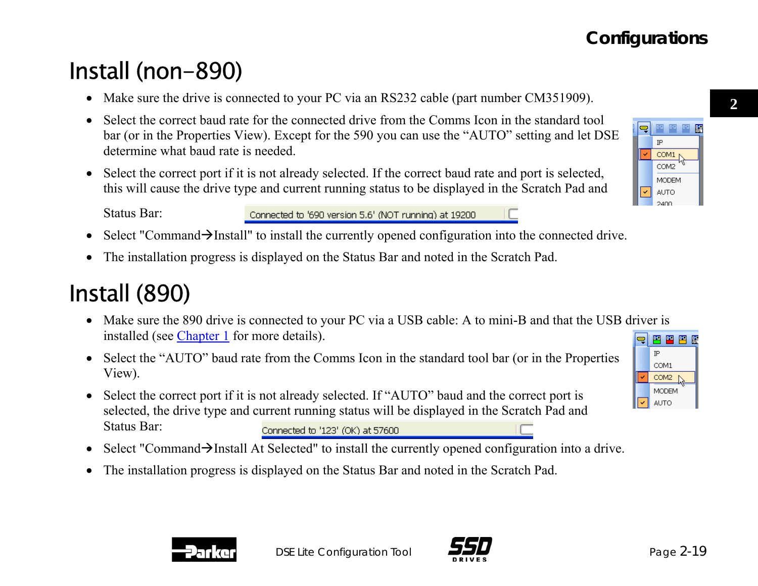# Install (non-890)

- Make sure the drive is connected to your PC via an RS232 cable (part number CM351909).
- Select the correct baud rate for the connected drive from the Comms Icon in the standard tool bar (or in the Properties View). Except for the 590 you can use the "AUTO" setting and let DSE determine what baud rate is needed.
- Select the correct port if it is not already selected. If the correct baud rate and port is selected, this will cause the drive type and current running status to be displayed in the Scratch Pad and

  Status Bar: Connected to '690 version 5.6' (NOT running) at 19200
- Select "Command→Install" to install the currently opened configuration into the connected drive.
- The installation progress is displayed on the Status Bar and noted in the Scratch Pad.

# Install (890)

- Make sure the 890 drive is connected to your PC via a USB cable: A to mini-B and that the USB driver is installed (see Chapter 1 for more details).
- Select the "AUTO" baud rate from the Comms Icon in the standard tool bar (or in the Properties View).
- Select the correct port if it is not already selected. If "AUTO" baud and the correct port is selected, the drive type and current running status will be displayed in the Scratch Pad and Status Bar: Connected to '123' (OK) at 57600
- Select "Command→Install At Selected" to install the currently opened configuration into a drive.
- The installation progress is displayed on the Status Bar and noted in the Scratch Pad.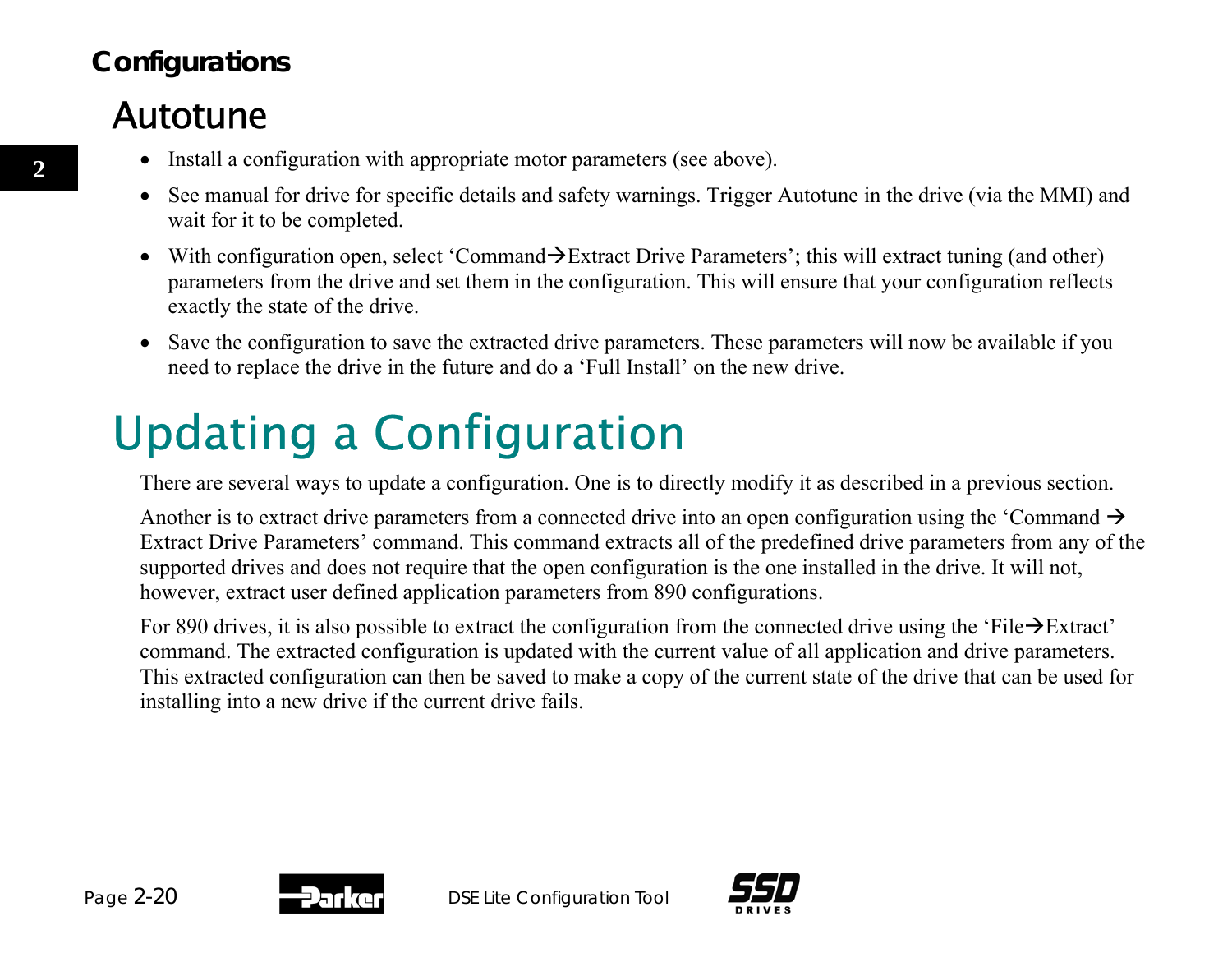## Autotune

- Install a configuration with appropriate motor parameters (see above).
- See manual for drive for specific details and safety warnings. Trigger Autotune in the drive (via the MMI) and wait for it to be completed.
- With configuration open, select 'Command→Extract Drive Parameters'; this will extract tuning (and other) parameters from the drive and set them in the configuration. This will ensure that your configuration reflects exactly the state of the drive.
- Save the configuration to save the extracted drive parameters. These parameters will now be available if you need to replace the drive in the future and do a 'Full Install' on the new drive.

# Updating a Configuration

There are several ways to update a configuration. One is to directly modify it as described in a previous section.

Another is to extract drive parameters from a connected drive into an open configuration using the 'Command → Extract Drive Parameters' command. This command extracts all of the predefined drive parameters from any of the supported drives and does not require that the open configuration is the one installed in the drive. It will not, however, extract user defined application parameters from 890 configurations.

For 890 drives, it is also possible to extract the configuration from the connected drive using the 'File→Extract' command. The extracted configuration is updated with the current value of all application and drive parameters. This extracted configuration can then be saved to make a copy of the current state of the drive that can be used for installing into a new drive if the current drive fails.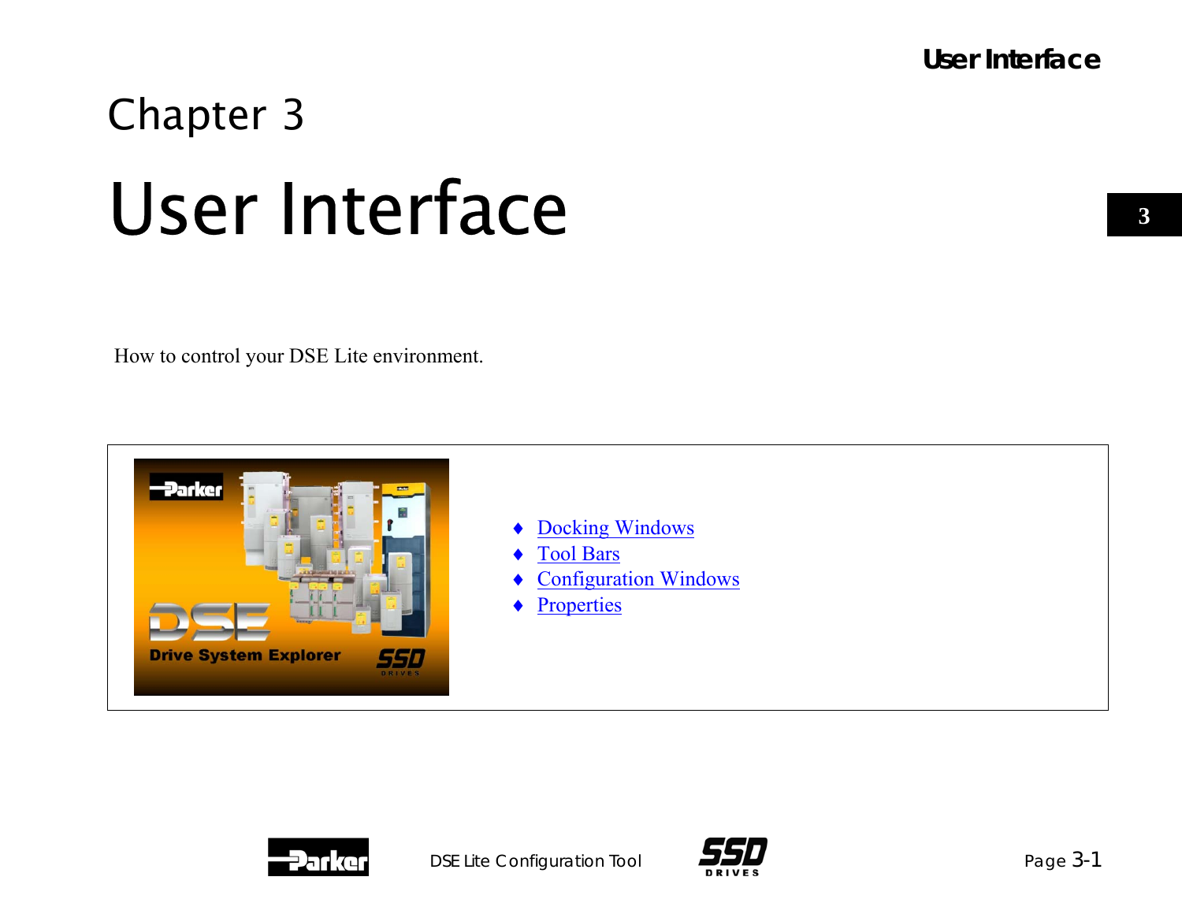# Chapter 3

# User Interface

How to control your DSE Lite environment.

- Docking Windows
- Tool Bars
- Configuration Windows
- Properties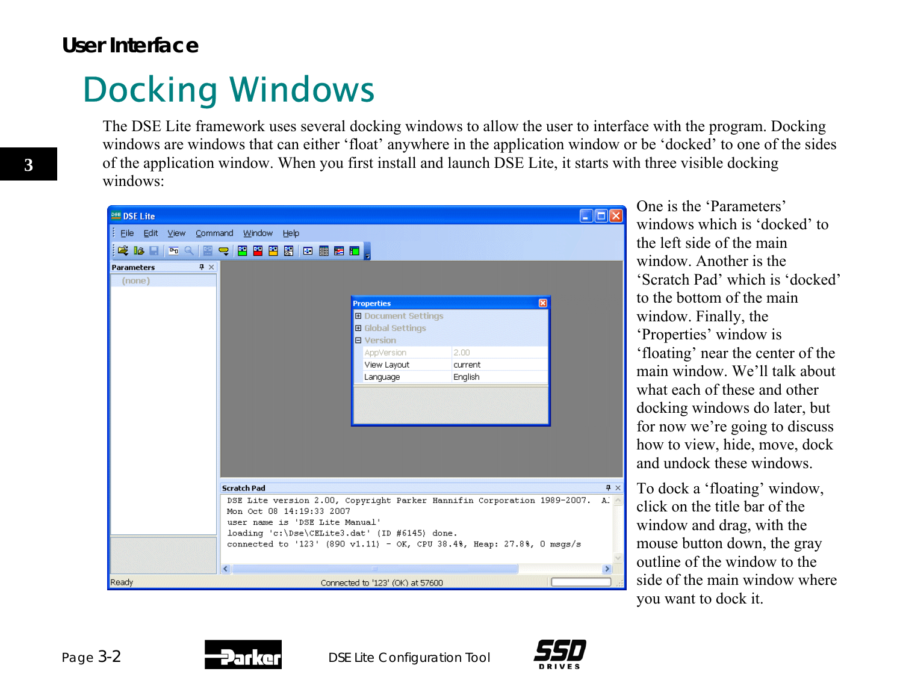## User Interface

# Docking Windows

The DSE Lite framework uses several docking windows to allow the user to interface with the program. Docking windows are windows that can either ‘float’ anywhere in the application window or be ‘docked’ to one of the sides of the application window. When you first install and launch DSE Lite, it starts with three visible docking windows:

One is the ‘Parameters’ windows which is ‘docked’ to the left side of the main window. Another is the ‘Scratch Pad’ which is ‘docked’ to the bottom of the main window. Finally, the ‘Properties’ window is ‘floating’ near the center of the main window. We’ll talk about what each of these and other docking windows do later, but for now we’re going to discuss how to view, hide, move, dock and undock these windows.

To dock a ‘floating’ window, click on the title bar of the window and drag, with the mouse button down, the gray outline of the window to the side of the main window where you want to dock it.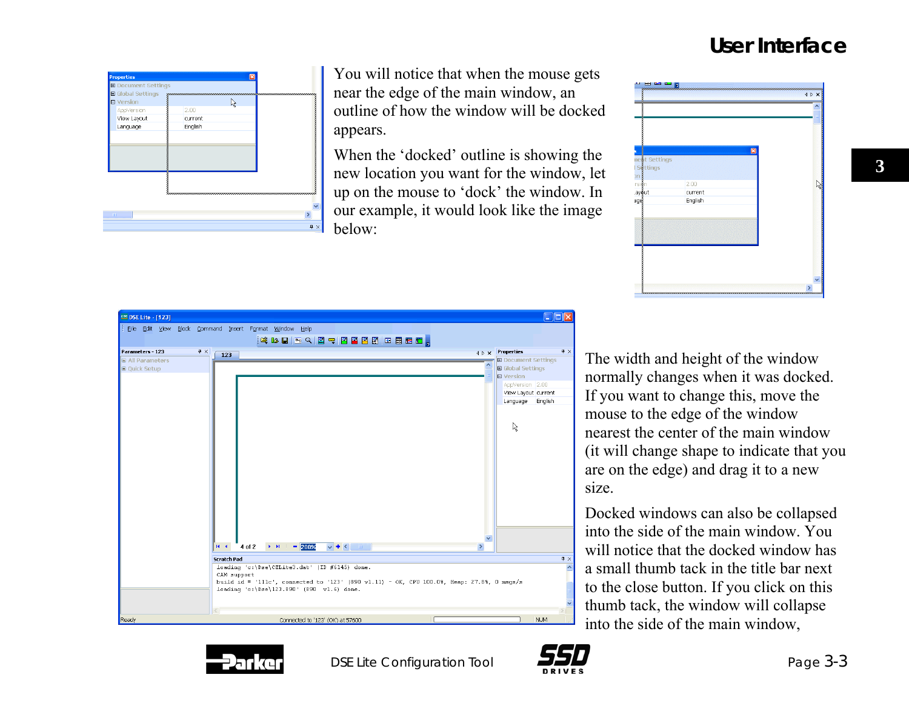You will notice that when the mouse gets near the edge of the main window, an outline of how the window will be docked appears.

When the 'docked' outline is showing the new location you want for the window, let up on the mouse to 'dock' the window. In our example, it would look like the image below:

The width and height of the window normally changes when it was docked. If you want to change this, move the mouse to the edge of the window nearest the center of the main window (it will change shape to indicate that you are on the edge) and drag it to a new size.

Docked windows can also be collapsed into the side of the main window. You will notice that the docked window has a small thumb tack in the title bar next to the close button. If you click on this thumb tack, the window will collapse into the side of the main window,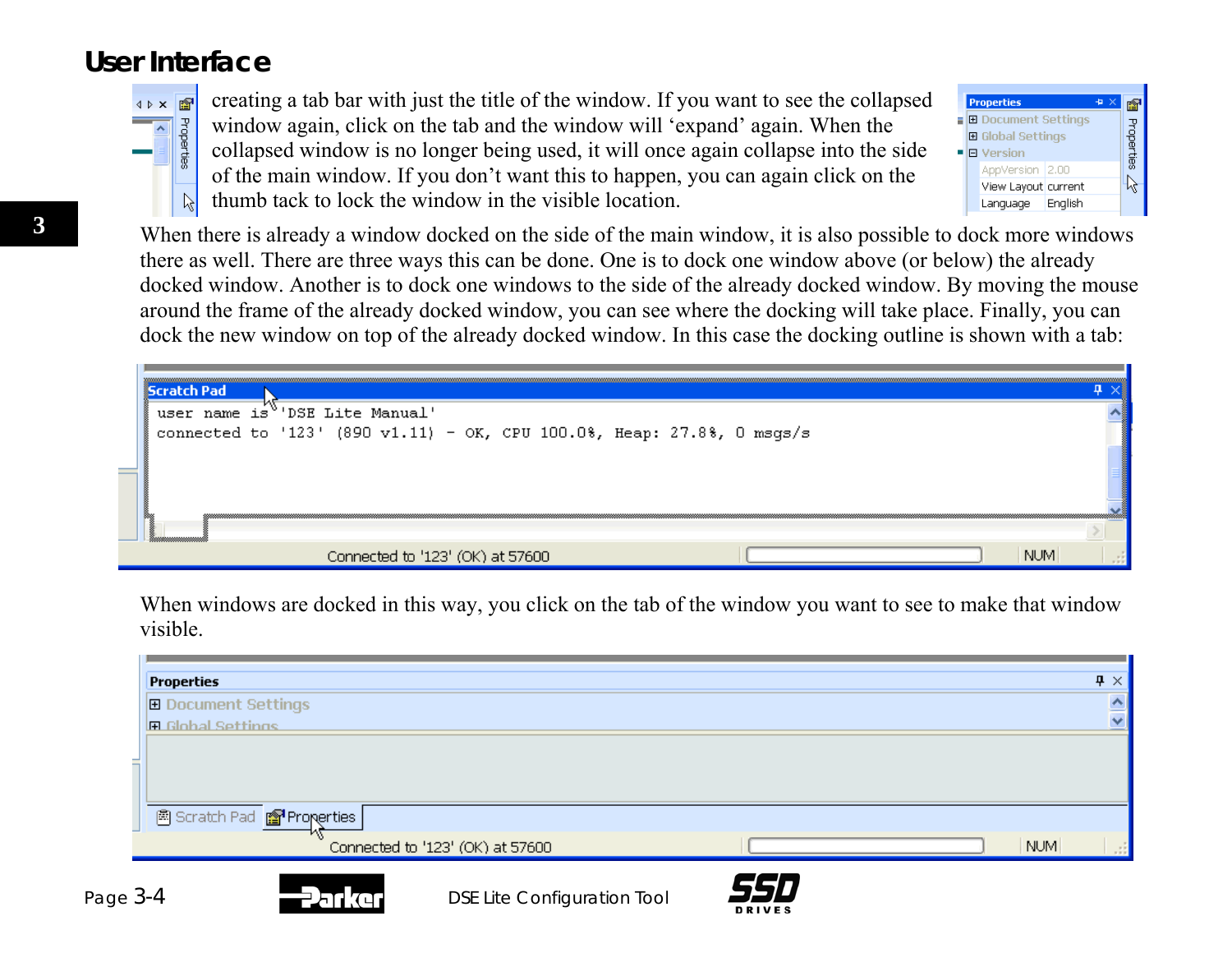creating a tab bar with just the title of the window. If you want to see the collapsed window again, click on the tab and the window will 'expand' again. When the collapsed window is no longer being used, it will once again collapse into the side of the main window. If you don't want this to happen, you can again click on the thumb tack to lock the window in the visible location.

When there is already a window docked on the side of the main window, it is also possible to dock more windows there as well. There are three ways this can be done. One is to dock one window above (or below) the already docked window. Another is to dock one windows to the side of the already docked window. By moving the mouse around the frame of the already docked window, you can see where the docking will take place. Finally, you can dock the new window on top of the already docked window. In this case the docking outline is shown with a tab:

When windows are docked in this way, you click on the tab of the window you want to see to make that window visible.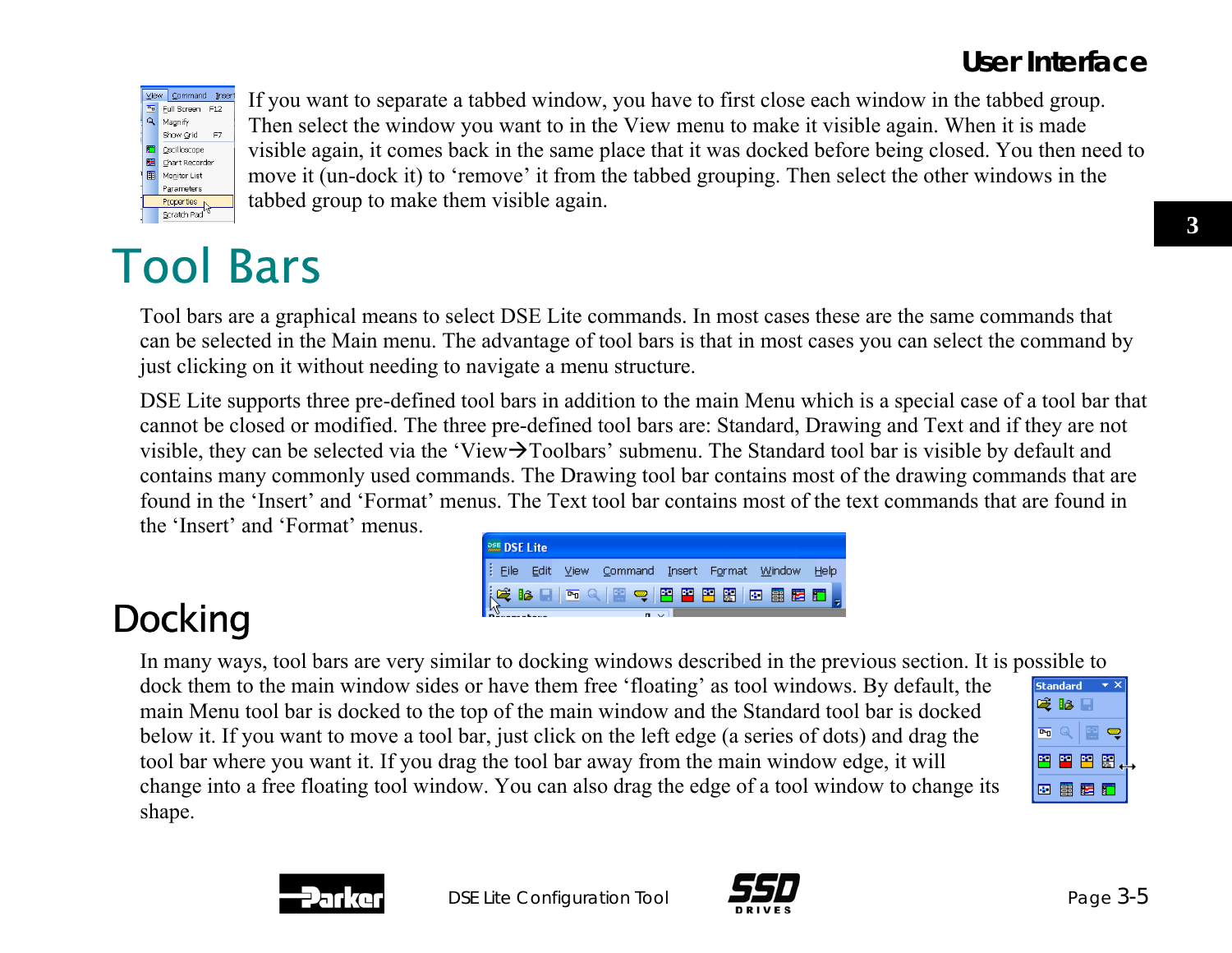If you want to separate a tabbed window, you have to first close each window in the tabbed group. Then select the window you want to in the View menu to make it visible again. When it is made visible again, it comes back in the same place that it was docked before being closed. You then need to move it (un-dock it) to ‘remove’ it from the tabbed grouping. Then select the other windows in the tabbed group to make them visible again.

# Tool Bars

Tool bars are a graphical means to select DSE Lite commands. In most cases these are the same commands that can be selected in the Main menu. The advantage of tool bars is that in most cases you can select the command by just clicking on it without needing to navigate a menu structure.

DSE Lite supports three pre-defined tool bars in addition to the main Menu which is a special case of a tool bar that cannot be closed or modified. The three pre-defined tool bars are: Standard, Drawing and Text and if they are not visible, they can be selected via the ‘View→Toolbars’ submenu. The Standard tool bar is visible by default and contains many commonly used commands. The Drawing tool bar contains most of the drawing commands that are found in the ‘Insert’ and ‘Format’ menus. The Text tool bar contains most of the text commands that are found in the ‘Insert’ and ‘Format’ menus.

## Docking

In many ways, tool bars are very similar to docking windows described in the previous section. It is possible to dock them to the main window sides or have them free ‘floating’ as tool windows. By default, the main Menu tool bar is docked to the top of the main window and the Standard tool bar is docked below it. If you want to move a tool bar, just click on the left edge (a series of dots) and drag the tool bar where you want it. If you drag the tool bar away from the main window edge, it will change into a free floating tool window. You can also drag the edge of a tool window to change its shape.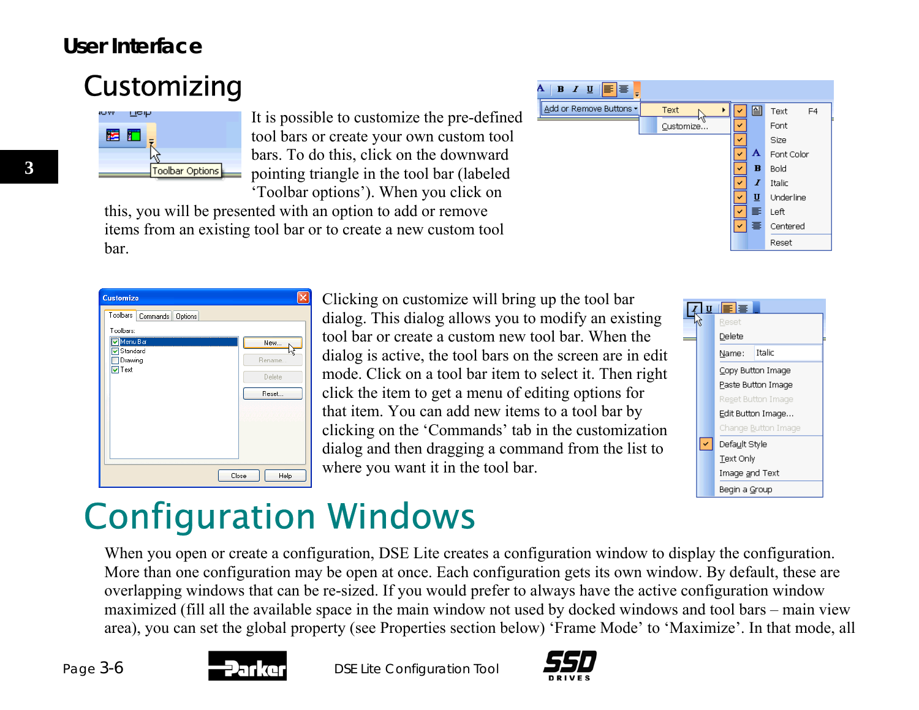## User Interface

# Customizing

It is possible to customize the pre-defined tool bars or create your own custom tool bars. To do this, click on the downward pointing triangle in the tool bar (labeled ‘Toolbar options’). When you click on this, you will be presented with an option to add or remove items from an existing tool bar or to create a new custom tool bar.

Clicking on customize will bring up the tool bar dialog. This dialog allows you to modify an existing tool bar or create a custom new tool bar. When the dialog is active, the tool bars on the screen are in edit mode. Click on a tool bar item to select it. Then right click the item to get a menu of editing options for that item. You can add new items to a tool bar by clicking on the ‘Commands’ tab in the customization dialog and then dragging a command from the list to where you want it in the tool bar.

# Configuration Windows

When you open or create a configuration, DSE Lite creates a configuration window to display the configuration. More than one configuration may be open at once. Each configuration gets its own window. By default, these are overlapping windows that can be re-sized. If you would prefer to always have the active configuration window maximized (fill all the available space in the main window not used by docked windows and tool bars – main view area), you can set the global property (see Properties section below) ‘Frame Mode’ to ‘Maximize’. In that mode, all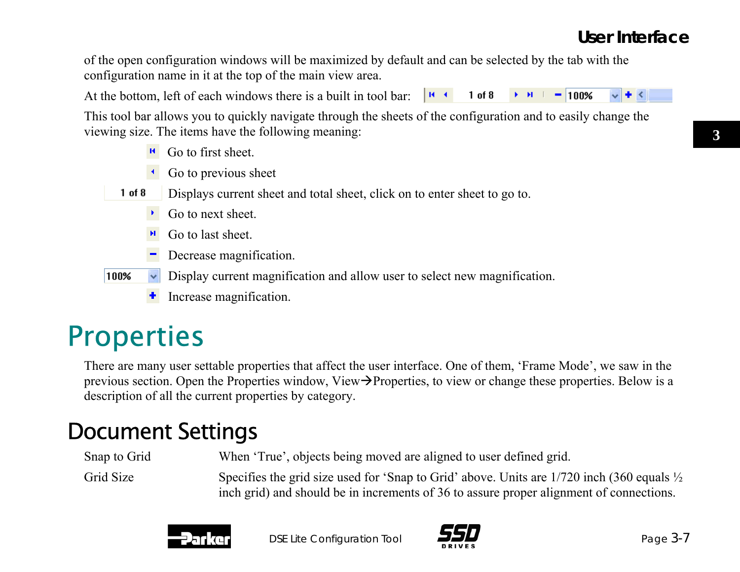of the open configuration windows will be maximized by default and can be selected by the tab with the configuration name in it at the top of the main view area.

At the bottom, left of each windows there is a built in tool bar:

This tool bar allows you to quickly navigate through the sheets of the configuration and to easily change the viewing size. The items have the following meaning:

- Go to first sheet.
- Go to previous sheet
- 1 of 8 — Displays current sheet and total sheet, click on to enter sheet to go to.
- Go to next sheet.
- Go to last sheet.
- Decrease magnification.
- 100% — Display current magnification and allow user to select new magnification.
- Increase magnification.

# Properties

There are many user settable properties that affect the user interface. One of them, 'Frame Mode', we saw in the previous section. Open the Properties window, View→Properties, to view or change these properties. Below is a description of all the current properties by category.

## Document Settings

| | |
|---|---|
| Snap to Grid | When 'True', objects being moved are aligned to user defined grid. |
| Grid Size | Specifies the grid size used for 'Snap to Grid' above. Units are 1/720 inch (360 equals ½ inch grid) and should be in increments of 36 to assure proper alignment of connections. |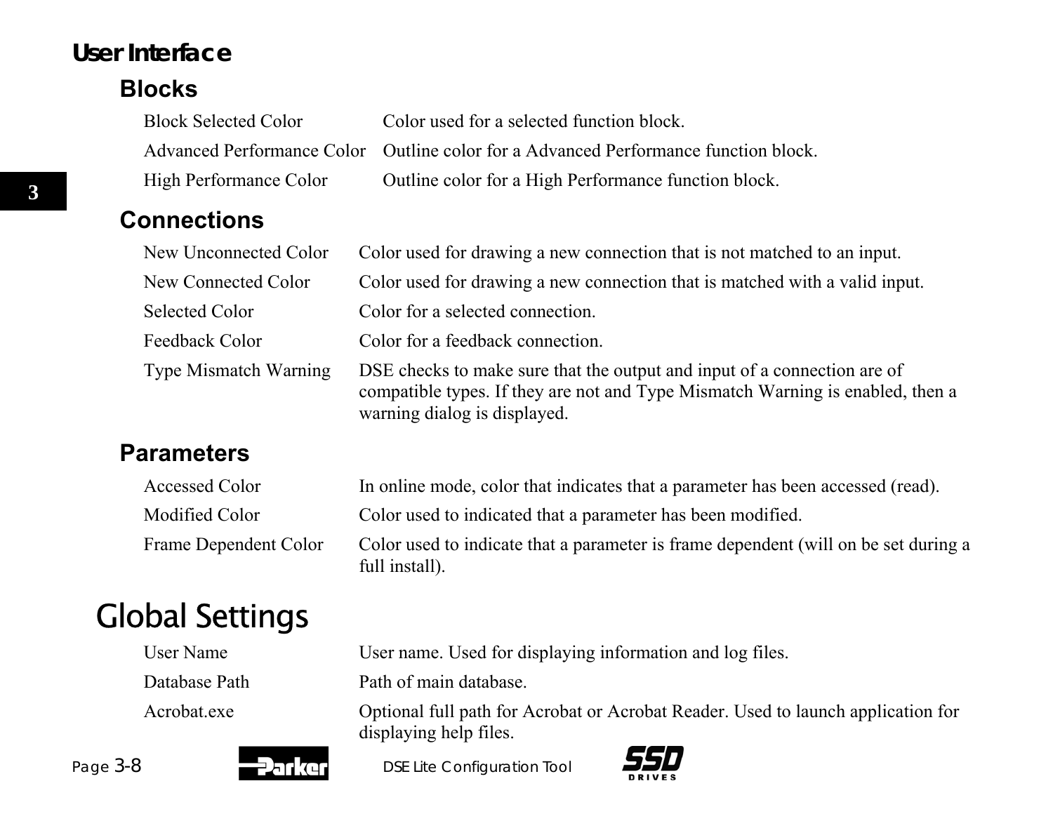### User Interface

#### Blocks

| | |
|---|---|
| Block Selected Color | Color used for a selected function block. |
| Advanced Performance Color | Outline color for a Advanced Performance function block. |
| High Performance Color | Outline color for a High Performance function block. |

#### Connections

| | |
|---|---|
| New Unconnected Color | Color used for drawing a new connection that is not matched to an input. |
| New Connected Color | Color used for drawing a new connection that is matched with a valid input. |
| Selected Color | Color for a selected connection. |
| Feedback Color | Color for a feedback connection. |
| Type Mismatch Warning | DSE checks to make sure that the output and input of a connection are of compatible types. If they are not and Type Mismatch Warning is enabled, then a warning dialog is displayed. |

#### Parameters

| | |
|---|---|
| Accessed Color | In online mode, color that indicates that a parameter has been accessed (read). |
| Modified Color | Color used to indicated that a parameter has been modified. |
| Frame Dependent Color | Color used to indicate that a parameter is frame dependent (will on be set during a full install). |

## Global Settings

| | |
|---|---|
| User Name | User name. Used for displaying information and log files. |
| Database Path | Path of main database. |
| Acrobat.exe | Optional full path for Acrobat or Acrobat Reader. Used to launch application for displaying help files. |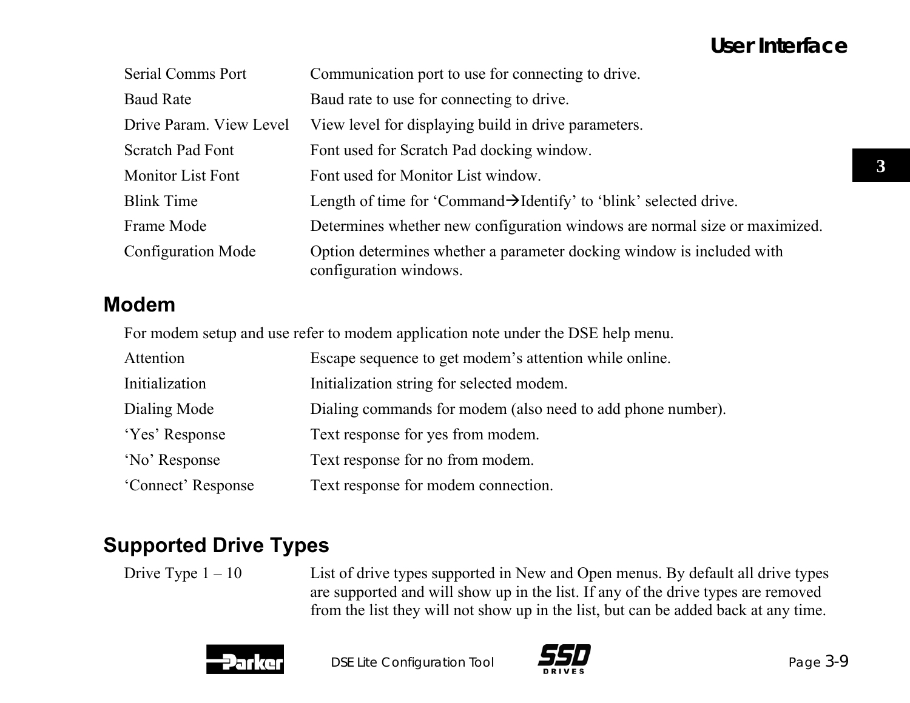| | |
|---|---|
| Serial Comms Port | Communication port to use for connecting to drive. |
| Baud Rate | Baud rate to use for connecting to drive. |
| Drive Param. View Level | View level for displaying build in drive parameters. |
| Scratch Pad Font | Font used for Scratch Pad docking window. |
| Monitor List Font | Font used for Monitor List window. |
| Blink Time | Length of time for 'Command→Identify' to 'blink' selected drive. |
| Frame Mode | Determines whether new configuration windows are normal size or maximized. |
| Configuration Mode | Option determines whether a parameter docking window is included with configuration windows. |

## Modem

For modem setup and use refer to modem application note under the DSE help menu.

| | |
|---|---|
| Attention | Escape sequence to get modem's attention while online. |
| Initialization | Initialization string for selected modem. |
| Dialing Mode | Dialing commands for modem (also need to add phone number). |
| 'Yes' Response | Text response for yes from modem. |
| 'No' Response | Text response for no from modem. |
| 'Connect' Response | Text response for modem connection. |

## Supported Drive Types

| | |
|---|---|
| Drive Type 1 – 10 | List of drive types supported in New and Open menus. By default all drive types are supported and will show up in the list. If any of the drive types are removed from the list they will not show up in the list, but can be added back at any time. |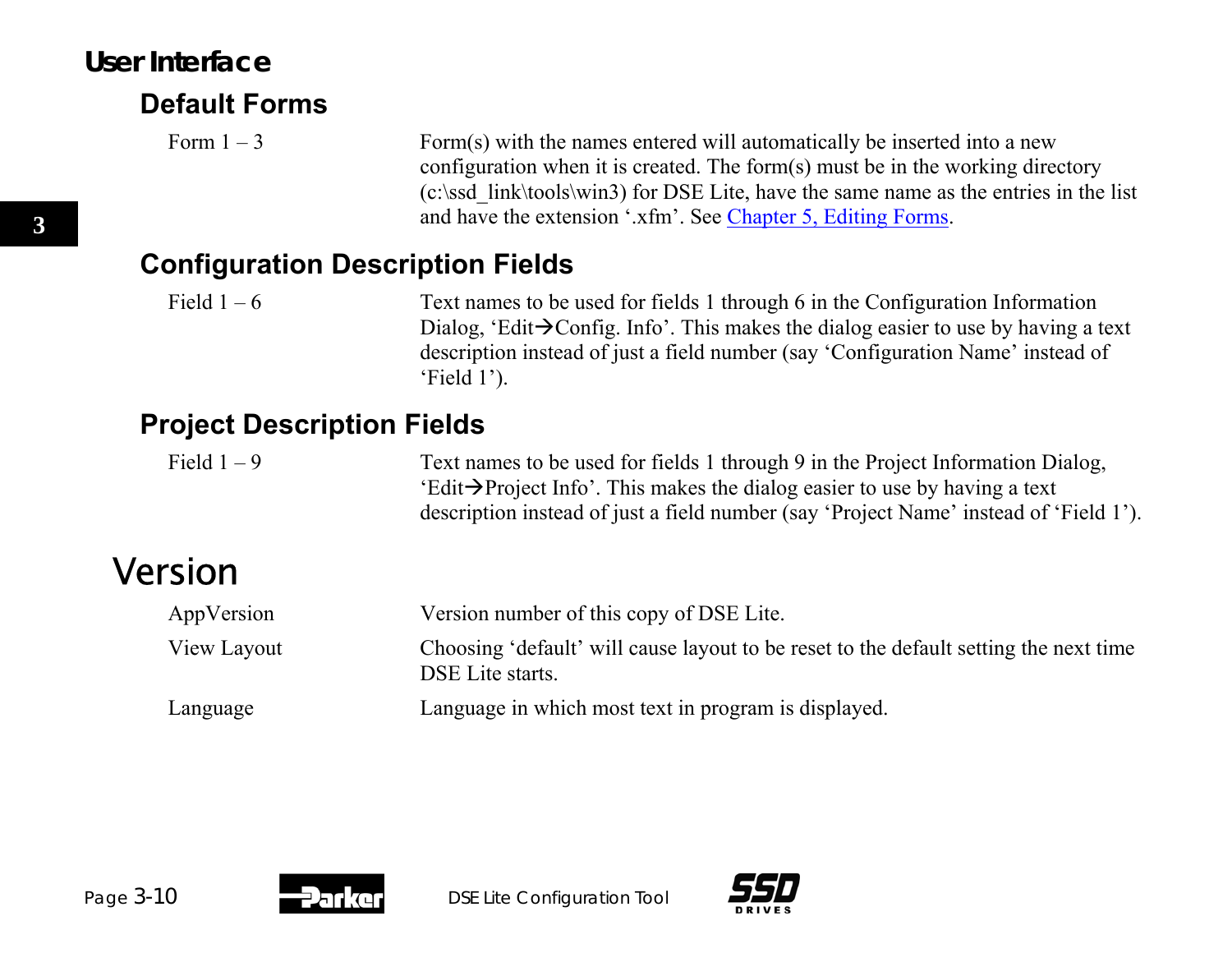## User Interface

### Default Forms

| | |
|---|---|
| Form 1 – 3 | Form(s) with the names entered will automatically be inserted into a new configuration when it is created. The form(s) must be in the working directory (c:\ssd_link\tools\win3) for DSE Lite, have the same name as the entries in the list and have the extension '.xfm'. See Chapter 5, Editing Forms. |

### Configuration Description Fields

| | |
|---|---|
| Field 1 – 6 | Text names to be used for fields 1 through 6 in the Configuration Information Dialog, 'Edit→Config. Info'. This makes the dialog easier to use by having a text description instead of just a field number (say 'Configuration Name' instead of 'Field 1'). |

### Project Description Fields

| | |
|---|---|
| Field 1 – 9 | Text names to be used for fields 1 through 9 in the Project Information Dialog, 'Edit→Project Info'. This makes the dialog easier to use by having a text description instead of just a field number (say 'Project Name' instead of 'Field 1'). |

# Version

| | |
|---|---|
| AppVersion | Version number of this copy of DSE Lite. |
| View Layout | Choosing 'default' will cause layout to be reset to the default setting the next time DSE Lite starts. |
| Language | Language in which most text in program is displayed. |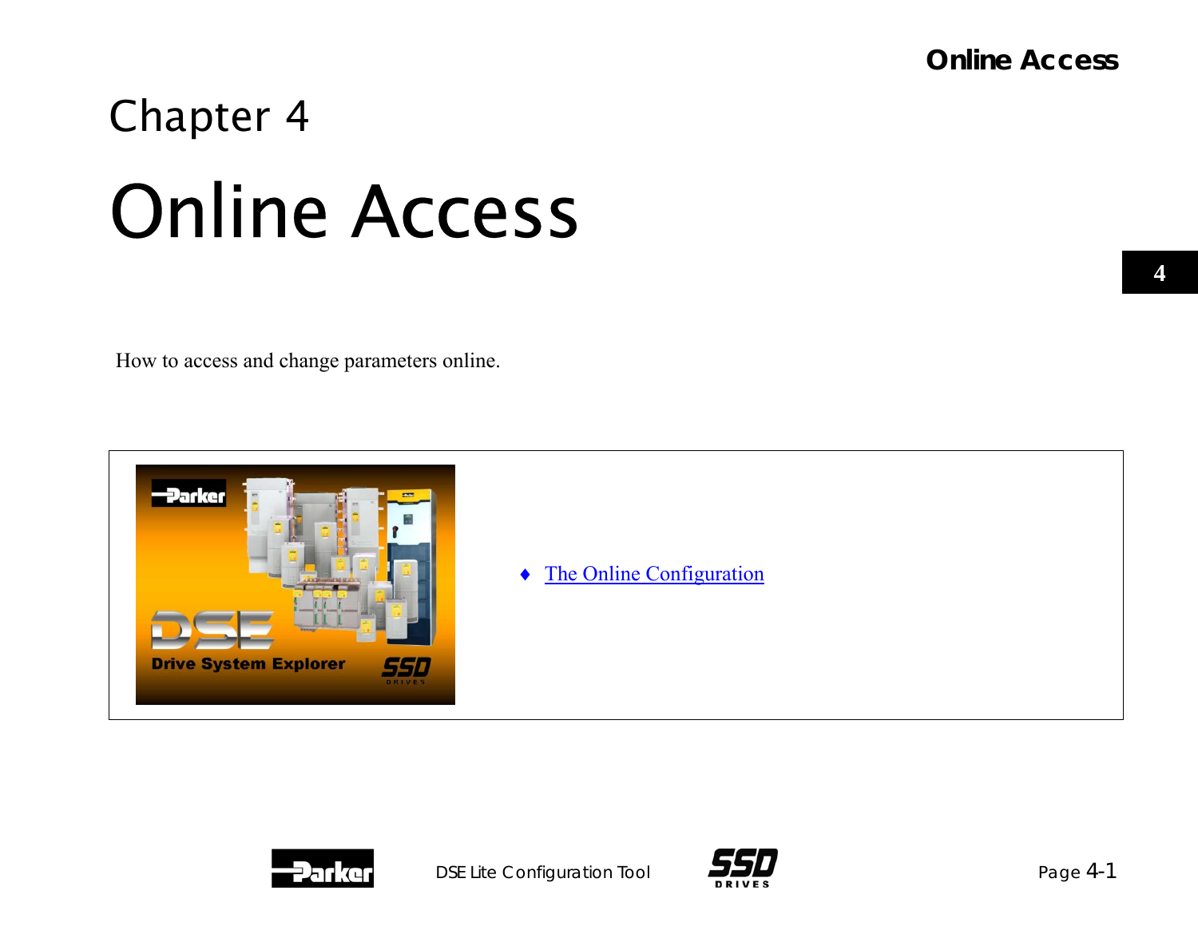# Chapter 4

# Online Access

How to access and change parameters online.

- The Online Configuration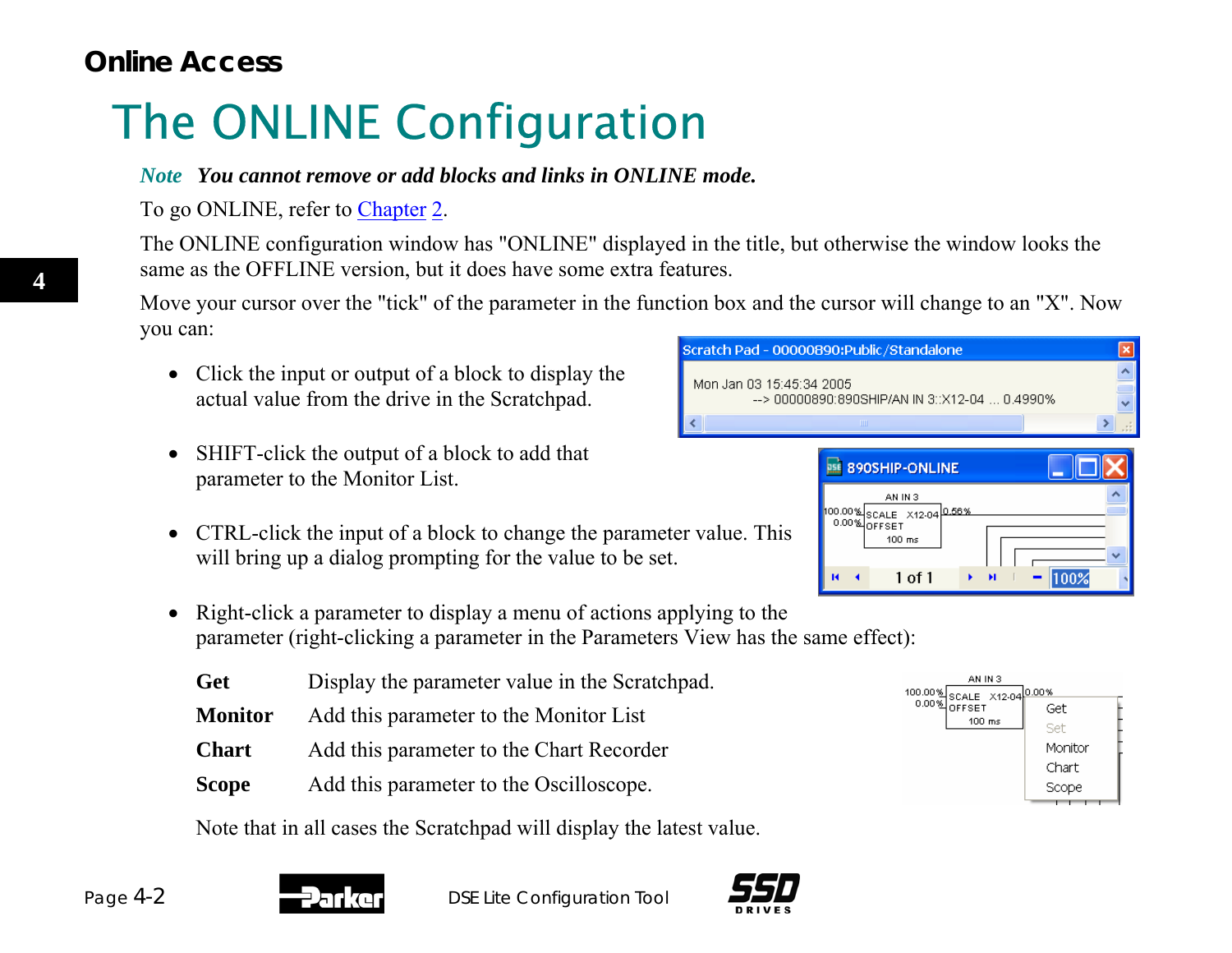# The ONLINE Configuration

*Note* ***You cannot remove or add blocks and links in ONLINE mode.***

To go ONLINE, refer to Chapter 2.

The ONLINE configuration window has "ONLINE" displayed in the title, but otherwise the window looks the same as the OFFLINE version, but it does have some extra features.

Move your cursor over the "tick" of the parameter in the function box and the cursor will change to an "X". Now you can:

- Click the input or output of a block to display the actual value from the drive in the Scratchpad.
- SHIFT-click the output of a block to add that parameter to the Monitor List.
- CTRL-click the input of a block to change the parameter value. This will bring up a dialog prompting for the value to be set.
- Right-click a parameter to display a menu of actions applying to the parameter (right-clicking a parameter in the Parameters View has the same effect):

| | |
|---|---|
| **Get** | Display the parameter value in the Scratchpad. |
| **Monitor** | Add this parameter to the Monitor List |
| **Chart** | Add this parameter to the Chart Recorder |
| **Scope** | Add this parameter to the Oscilloscope. |

Note that in all cases the Scratchpad will display the latest value.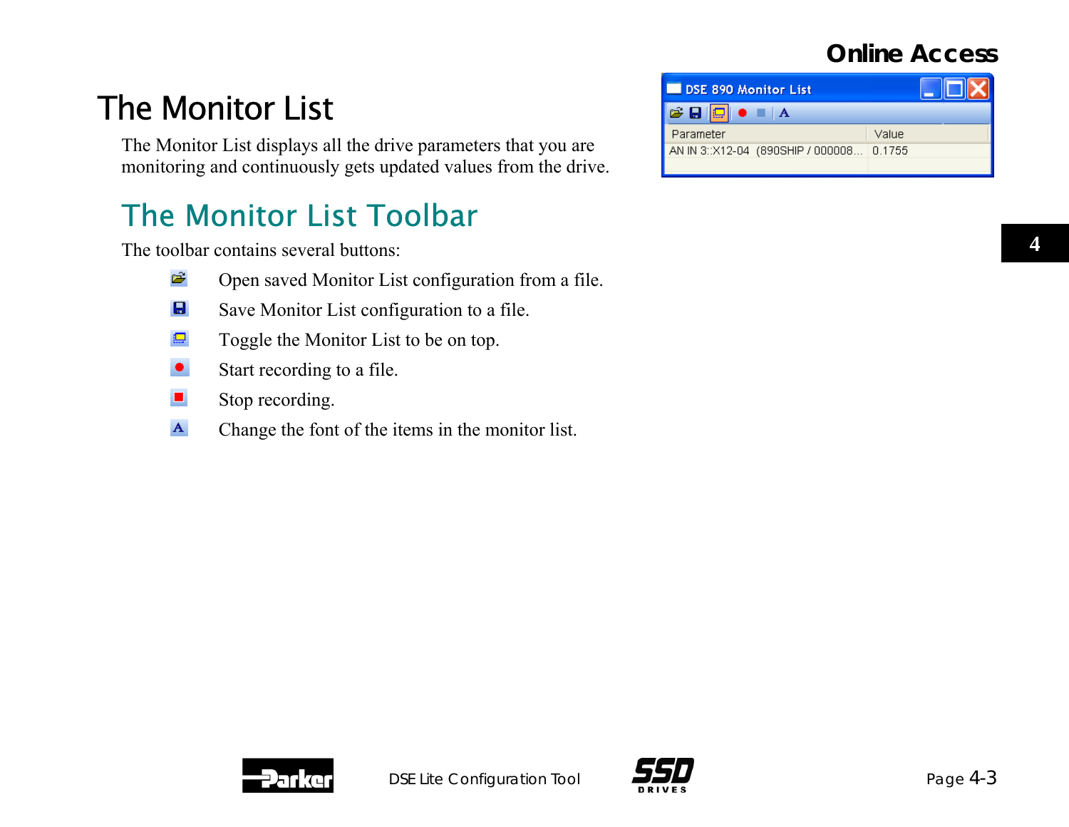# The Monitor List

The Monitor List displays all the drive parameters that you are monitoring and continuously gets updated values from the drive.

## The Monitor List Toolbar

The toolbar contains several buttons:

- Open saved Monitor List configuration from a file.
- Save Monitor List configuration to a file.
- Toggle the Monitor List to be on top.
- Start recording to a file.
- Stop recording.
- Change the font of the items in the monitor list.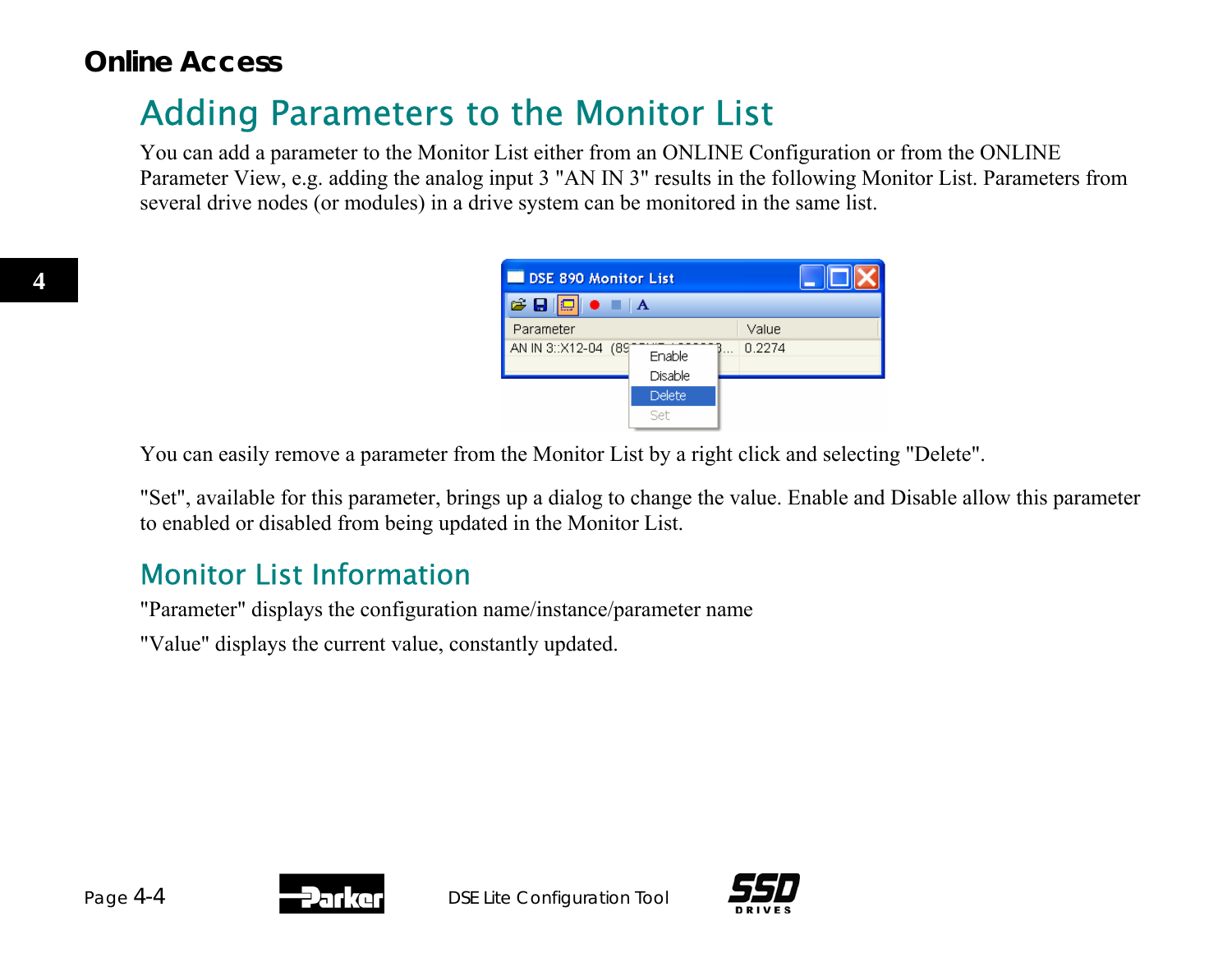## Adding Parameters to the Monitor List

You can add a parameter to the Monitor List either from an ONLINE Configuration or from the ONLINE Parameter View, e.g. adding the analog input 3 "AN IN 3" results in the following Monitor List. Parameters from several drive nodes (or modules) in a drive system can be monitored in the same list.

You can easily remove a parameter from the Monitor List by a right click and selecting "Delete".

"Set", available for this parameter, brings up a dialog to change the value. Enable and Disable allow this parameter to enabled or disabled from being updated in the Monitor List.

## Monitor List Information

"Parameter" displays the configuration name/instance/parameter name

"Value" displays the current value, constantly updated.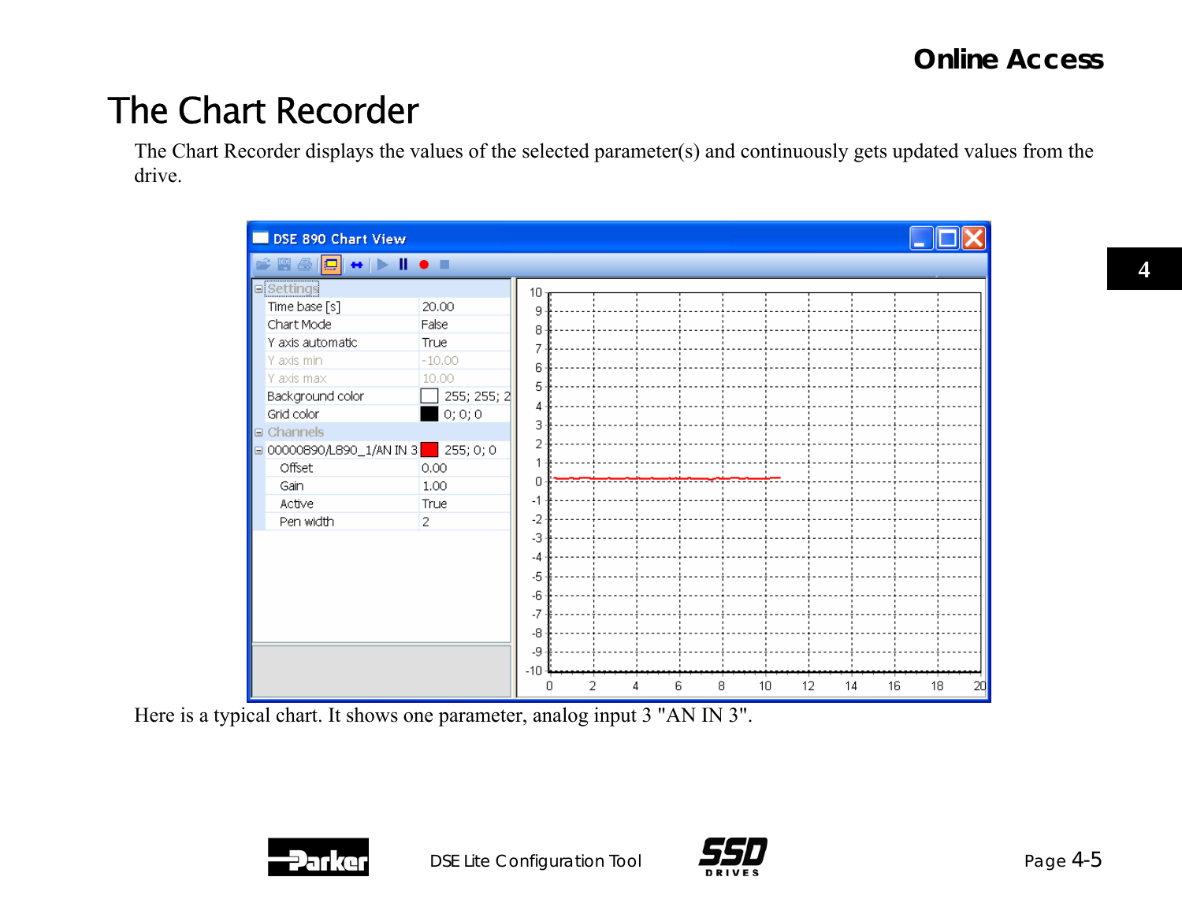# The Chart Recorder

The Chart Recorder displays the values of the selected parameter(s) and continuously gets updated values from the drive.

Here is a typical chart. It shows one parameter, analog input 3 "AN IN 3".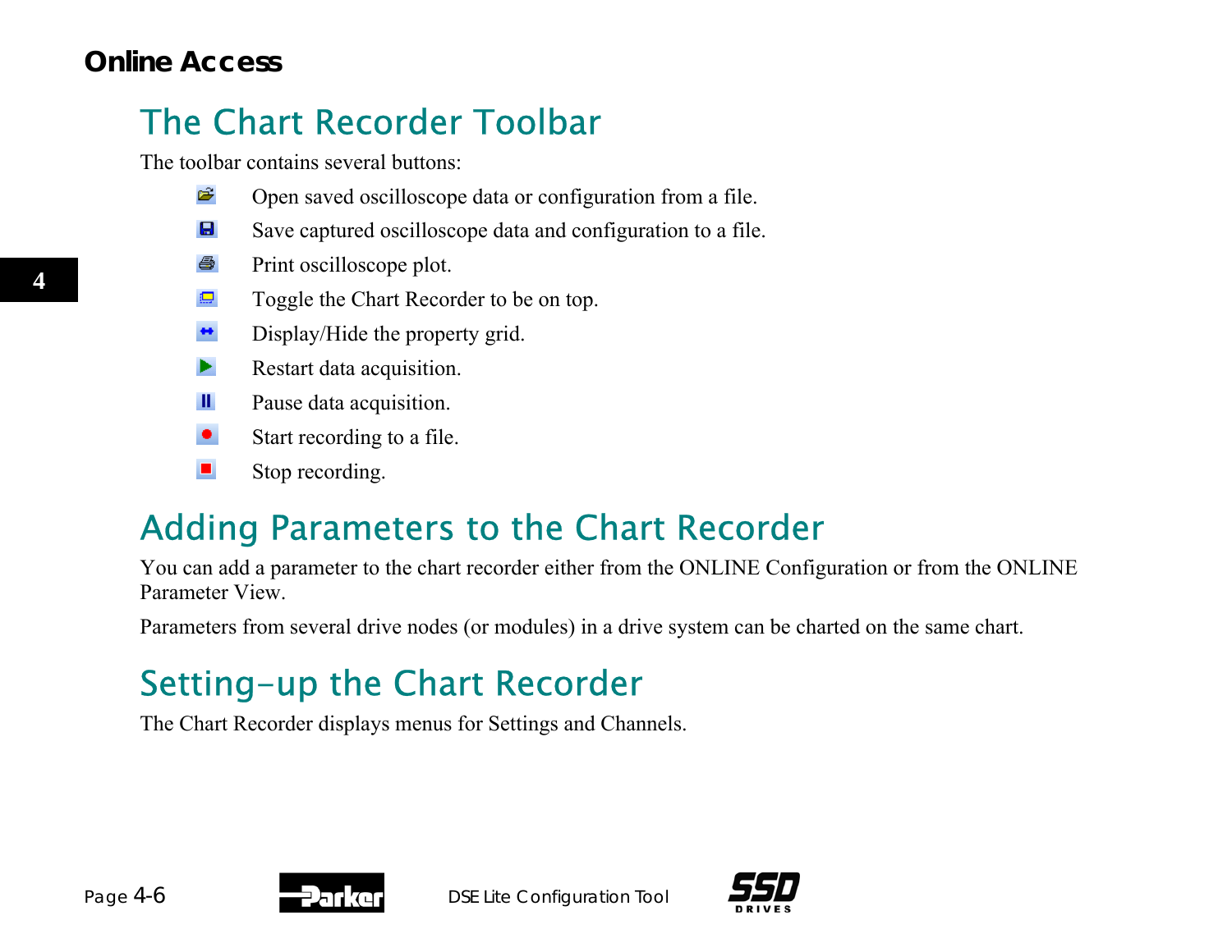## The Chart Recorder Toolbar

The toolbar contains several buttons:

- Open saved oscilloscope data or configuration from a file.
- Save captured oscilloscope data and configuration to a file.
- Print oscilloscope plot.
- Toggle the Chart Recorder to be on top.
- Display/Hide the property grid.
- Restart data acquisition.
- Pause data acquisition.
- Start recording to a file.
- Stop recording.

## Adding Parameters to the Chart Recorder

You can add a parameter to the chart recorder either from the ONLINE Configuration or from the ONLINE Parameter View.

Parameters from several drive nodes (or modules) in a drive system can be charted on the same chart.

## Setting-up the Chart Recorder

The Chart Recorder displays menus for Settings and Channels.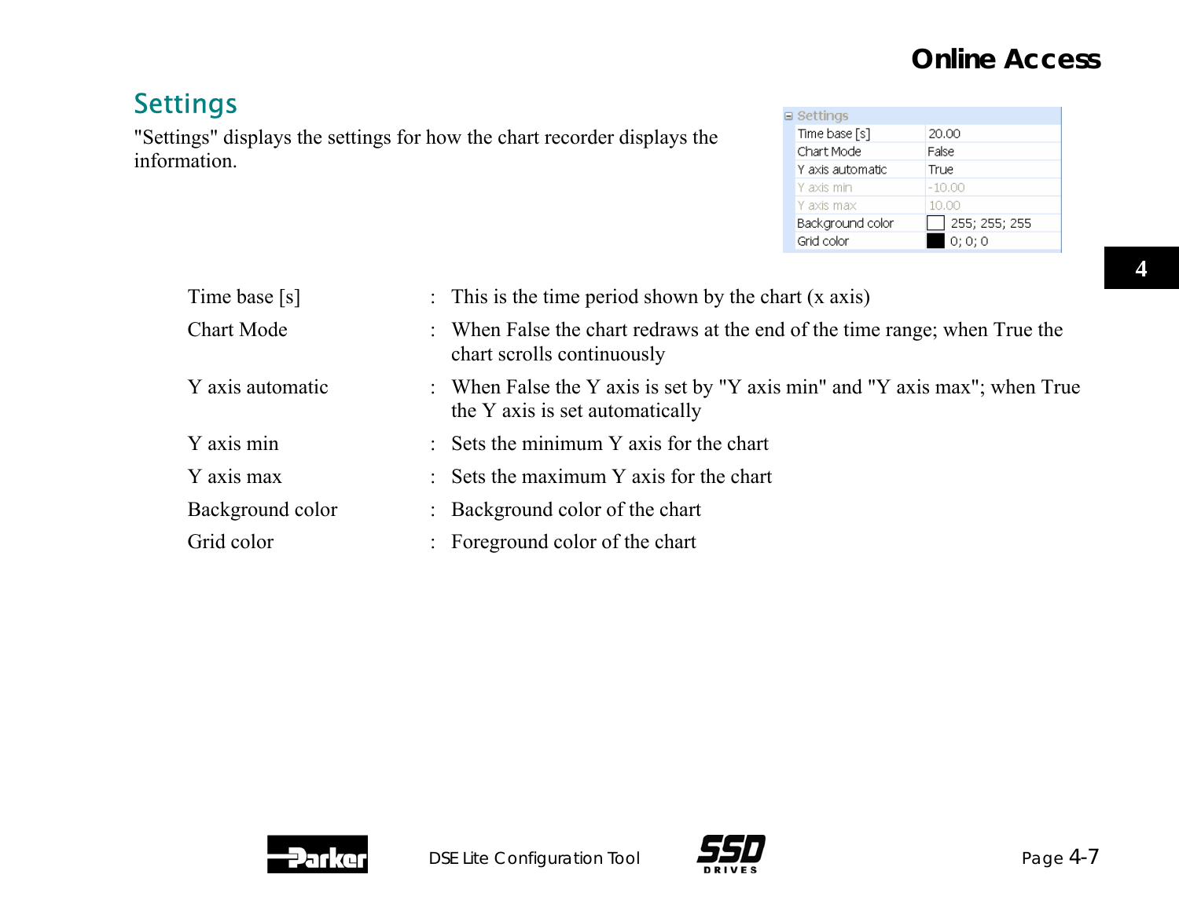## Settings

"Settings" displays the settings for how the chart recorder displays the information.

| Settings | |
|---|---|
| Time base [s] | 20.00 |
| Chart Mode | False |
| Y axis automatic | True |
| Y axis min | -10.00 |
| Y axis max | 10.00 |
| Background color | 255; 255; 255 |
| Grid color | 0; 0; 0 |

| | | |
|---|---|---|
| Time base [s] | : | This is the time period shown by the chart (x axis) |
| Chart Mode | : | When False the chart redraws at the end of the time range; when True the chart scrolls continuously |
| Y axis automatic | : | When False the Y axis is set by "Y axis min" and "Y axis max"; when True the Y axis is set automatically |
| Y axis min | : | Sets the minimum Y axis for the chart |
| Y axis max | : | Sets the maximum Y axis for the chart |
| Background color | : | Background color of the chart |
| Grid color | : | Foreground color of the chart |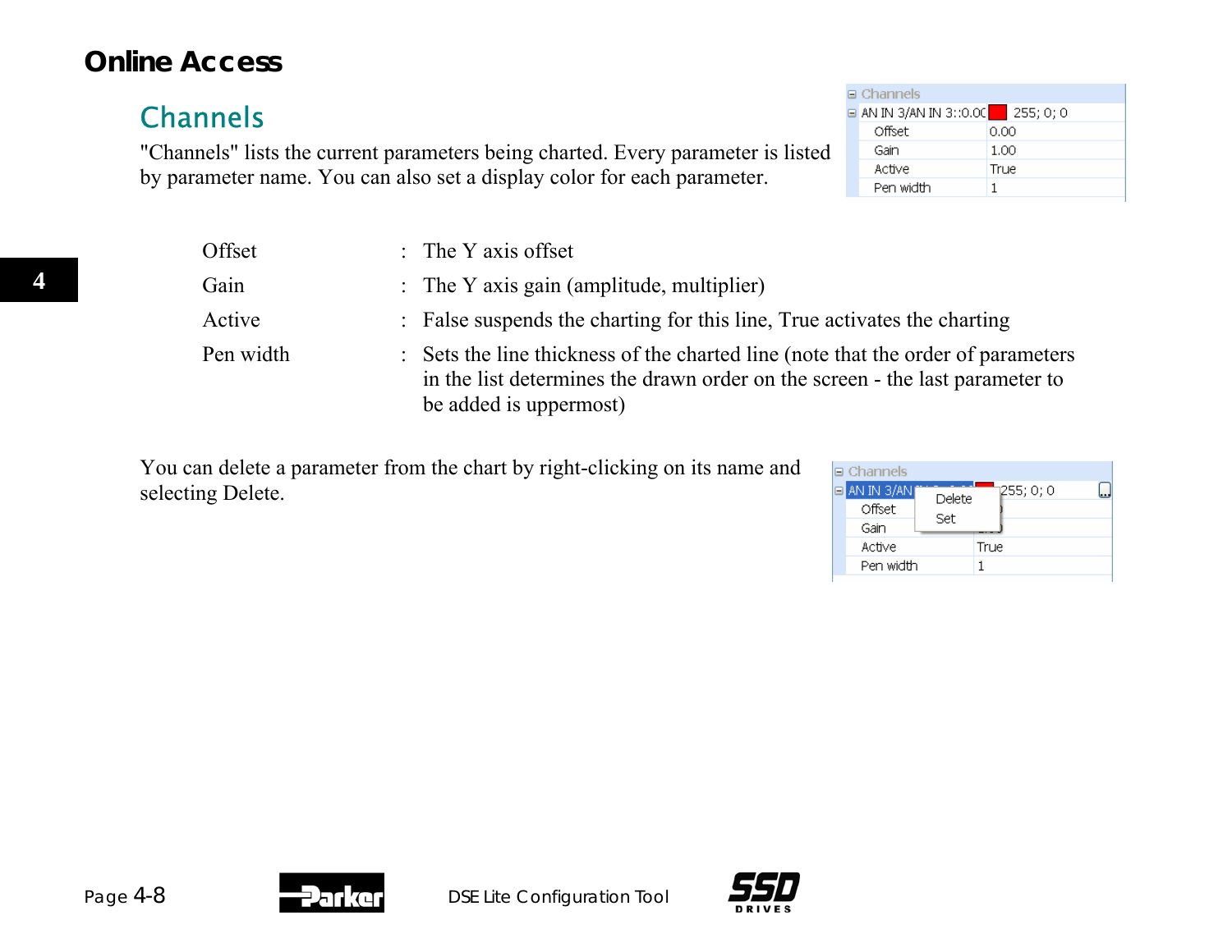# Online Access

## Channels

"Channels" lists the current parameters being charted. Every parameter is listed by parameter name. You can also set a display color for each parameter.

| | | |
|---|---|---|
| Offset | : | The Y axis offset |
| Gain | : | The Y axis gain (amplitude, multiplier) |
| Active | : | False suspends the charting for this line, True activates the charting |
| Pen width | : | Sets the line thickness of the charted line (note that the order of parameters in the list determines the drawn order on the screen - the last parameter to be added is uppermost) |

You can delete a parameter from the chart by right-clicking on its name and selecting Delete.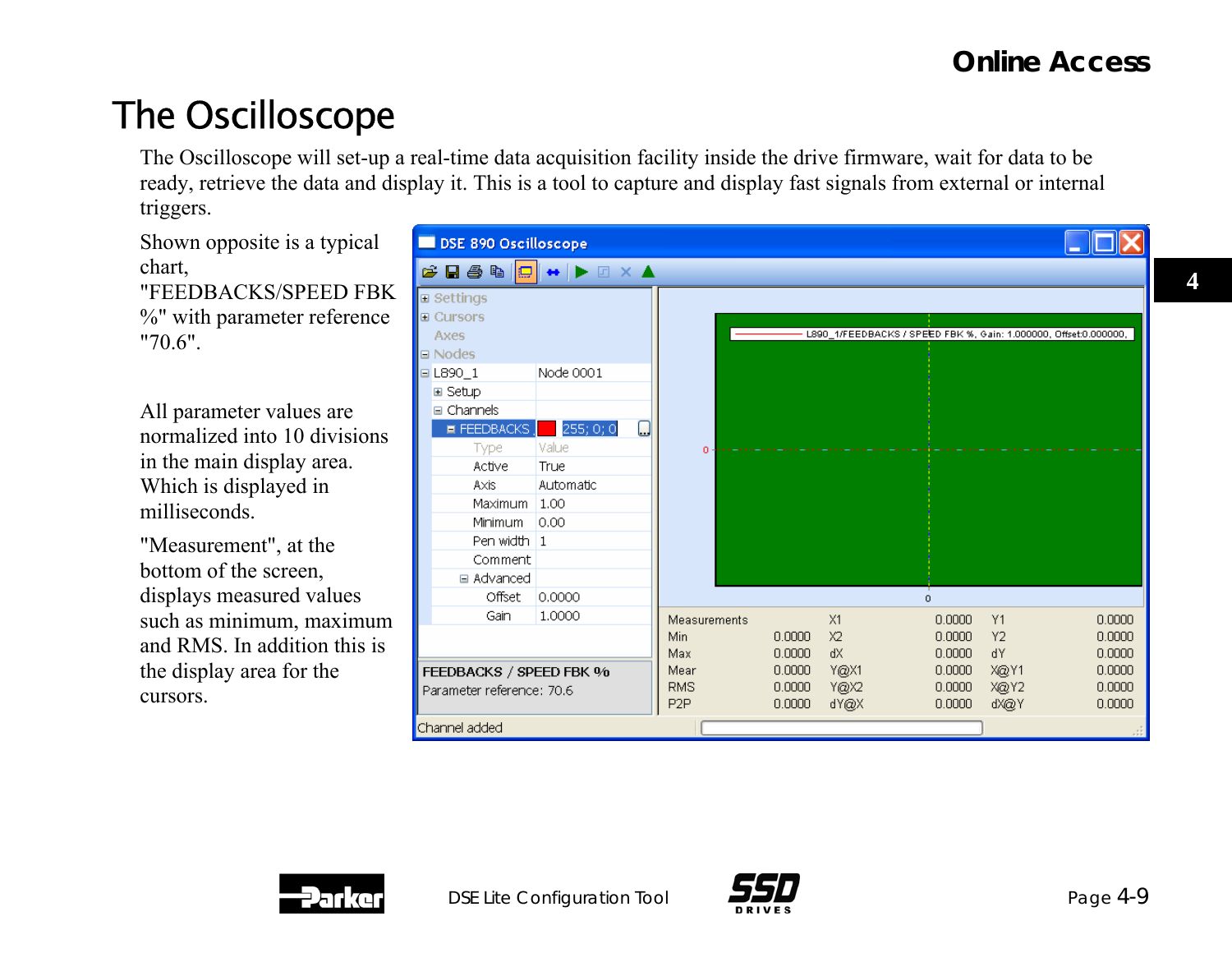# The Oscilloscope

The Oscilloscope will set-up a real-time data acquisition facility inside the drive firmware, wait for data to be ready, retrieve the data and display it. This is a tool to capture and display fast signals from external or internal triggers.

Shown opposite is a typical chart, "FEEDBACKS/SPEED FBK %" with parameter reference "70.6".

All parameter values are normalized into 10 divisions in the main display area. Which is displayed in milliseconds.

"Measurement", at the bottom of the screen, displays measured values such as minimum, maximum and RMS. In addition this is the display area for the cursors.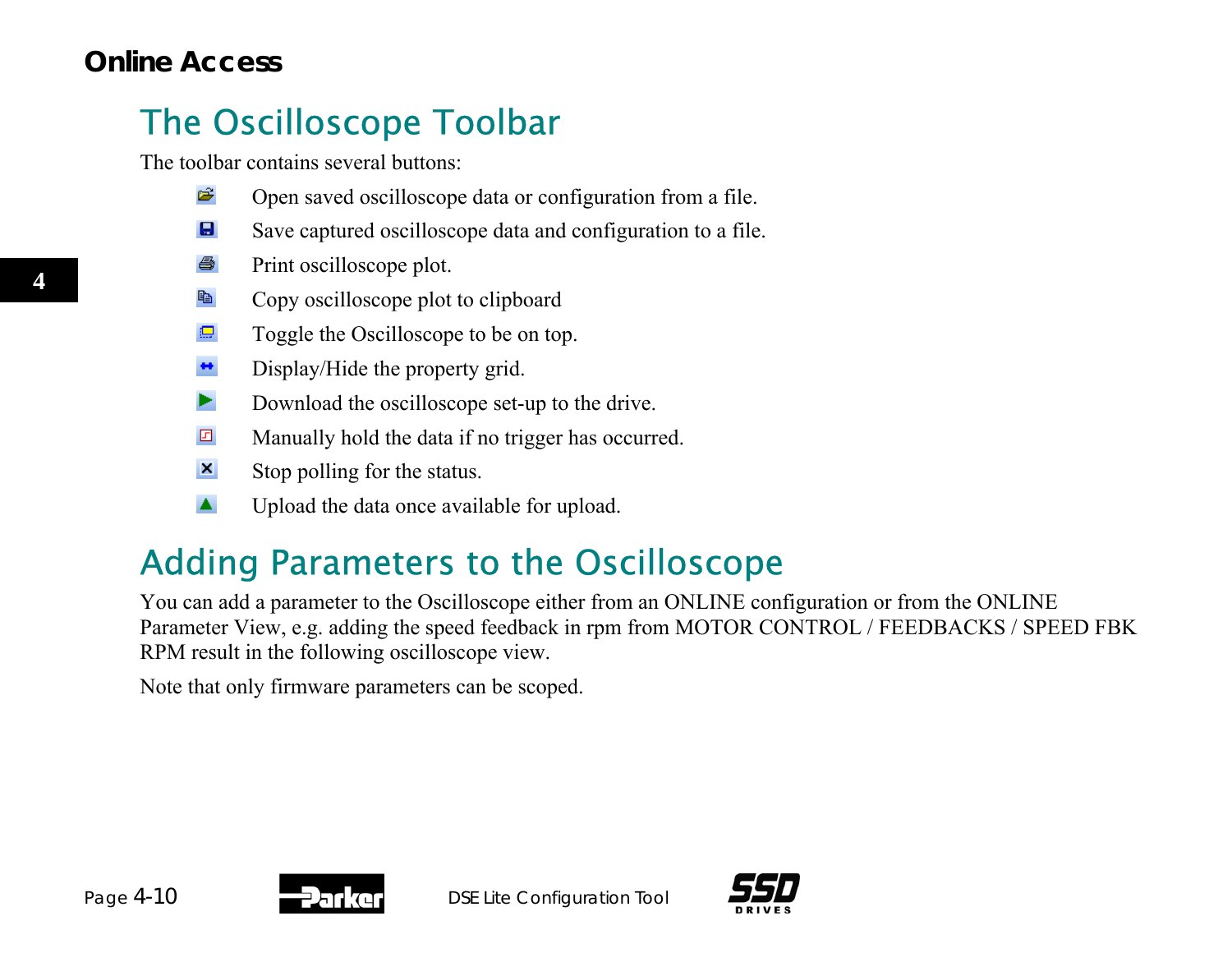# Online Access

## The Oscilloscope Toolbar

The toolbar contains several buttons:

- Open saved oscilloscope data or configuration from a file.
- Save captured oscilloscope data and configuration to a file.
- Print oscilloscope plot.
- Copy oscilloscope plot to clipboard
- Toggle the Oscilloscope to be on top.
- Display/Hide the property grid.
- Download the oscilloscope set-up to the drive.
- Manually hold the data if no trigger has occurred.
- Stop polling for the status.
- Upload the data once available for upload.

## Adding Parameters to the Oscilloscope

You can add a parameter to the Oscilloscope either from an ONLINE configuration or from the ONLINE Parameter View, e.g. adding the speed feedback in rpm from MOTOR CONTROL / FEEDBACKS / SPEED FBK RPM result in the following oscilloscope view.

Note that only firmware parameters can be scoped.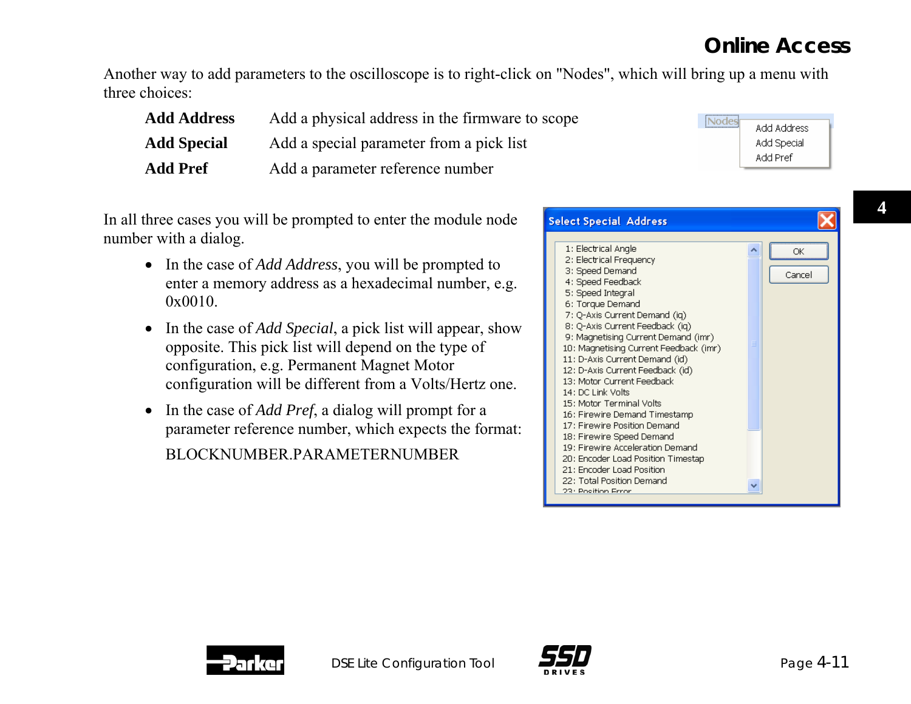Another way to add parameters to the oscilloscope is to right-click on "Nodes", which will bring up a menu with three choices:

| | |
|---|---|
| **Add Address** | Add a physical address in the firmware to scope |
| **Add Special** | Add a special parameter from a pick list |
| **Add Pref** | Add a parameter reference number |

In all three cases you will be prompted to enter the module node number with a dialog.

- In the case of *Add Address*, you will be prompted to enter a memory address as a hexadecimal number, e.g. 0x0010.
- In the case of *Add Special*, a pick list will appear, show opposite. This pick list will depend on the type of configuration, e.g. Permanent Magnet Motor configuration will be different from a Volts/Hertz one.
- In the case of *Add Pref*, a dialog will prompt for a parameter reference number, which expects the format:

  BLOCKNUMBER.PARAMETERNUMBER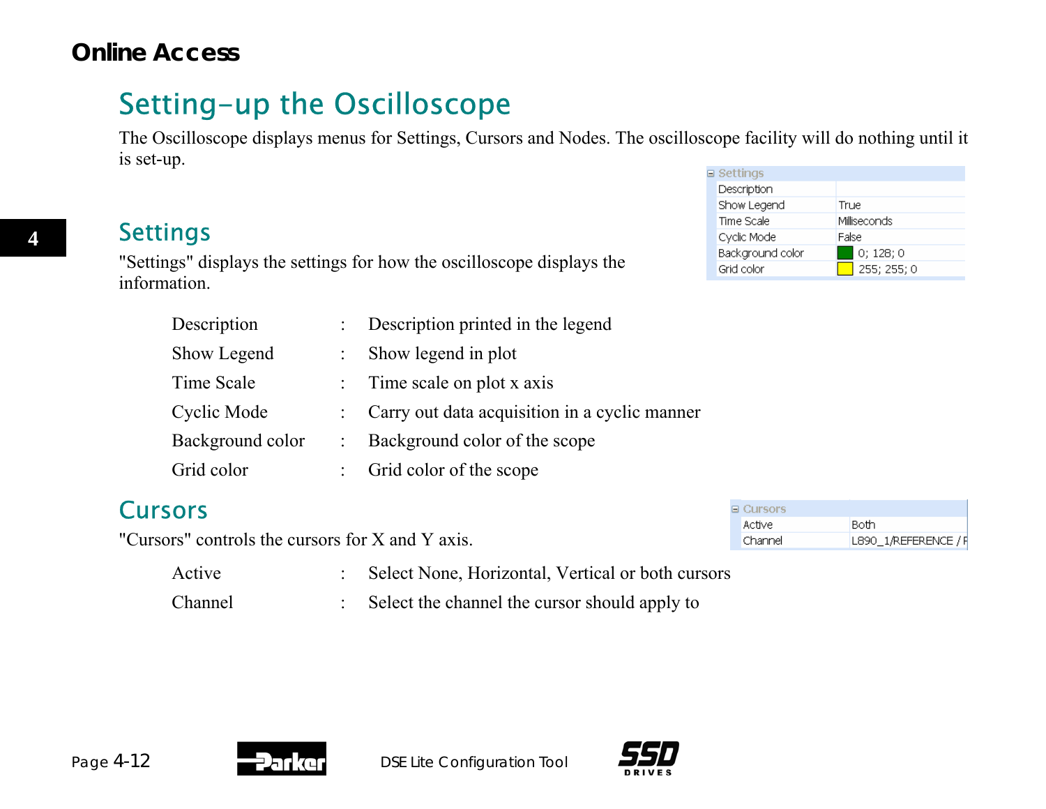# Online Access

## Setting-up the Oscilloscope

The Oscilloscope displays menus for Settings, Cursors and Nodes. The oscilloscope facility will do nothing until it is set-up.

| Settings | |
|---|---|
| Description | |
| Show Legend | True |
| Time Scale | Milliseconds |
| Cyclic Mode | False |
| Background color | 0; 128; 0 |
| Grid color | 255; 255; 0 |

### Settings

"Settings" displays the settings for how the oscilloscope displays the information.

| | | |
|---|---|---|
| Description | : | Description printed in the legend |
| Show Legend | : | Show legend in plot |
| Time Scale | : | Time scale on plot x axis |
| Cyclic Mode | : | Carry out data acquisition in a cyclic manner |
| Background color | : | Background color of the scope |
| Grid color | : | Grid color of the scope |

### Cursors

"Cursors" controls the cursors for X and Y axis.

| Cursors | |
|---|---|
| Active | Both |
| Channel | L890_1/REFERENCE / F |

| | | |
|---|---|---|
| Active | : | Select None, Horizontal, Vertical or both cursors |
| Channel | : | Select the channel the cursor should apply to |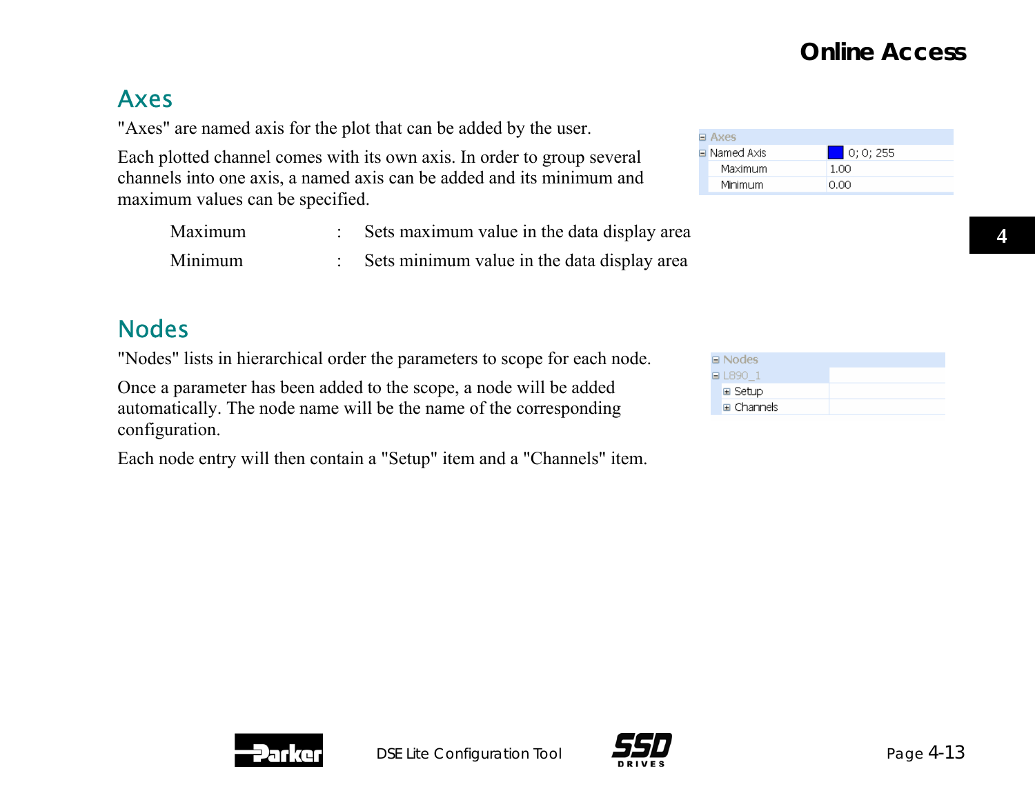## Axes

"Axes" are named axis for the plot that can be added by the user.

Each plotted channel comes with its own axis. In order to group several channels into one axis, a named axis can be added and its minimum and maximum values can be specified.

| Axes | |
|---|---|
| Named Axis | 0; 0; 255 |
| Maximum | 1.00 |
| Minimum | 0.00 |

| | | |
|---|---|---|
| Maximum | : | Sets maximum value in the data display area |
| Minimum | : | Sets minimum value in the data display area |

## Nodes

"Nodes" lists in hierarchical order the parameters to scope for each node.

Once a parameter has been added to the scope, a node will be added automatically. The node name will be the name of the corresponding configuration.

Each node entry will then contain a "Setup" item and a "Channels" item.

| Nodes | |
|---|---|
| L890_1 | |
| Setup | |
| Channels | |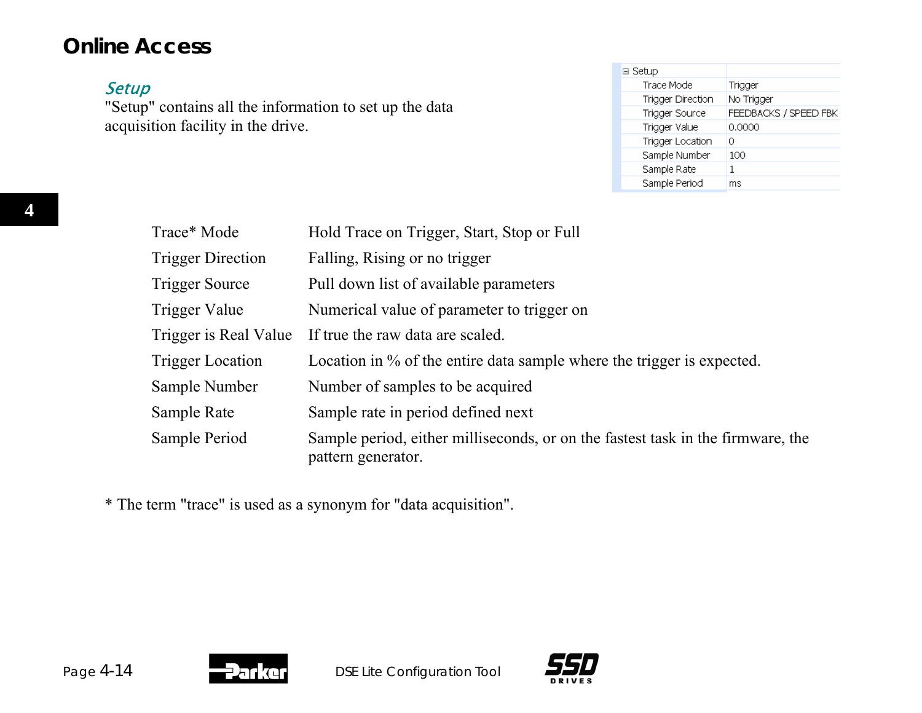# Online Access

## *Setup*

"Setup" contains all the information to set up the data acquisition facility in the drive.

| Setup | |
|---|---|
| Trace Mode | Trigger |
| Trigger Direction | No Trigger |
| Trigger Source | FEEDBACKS / SPEED FBK |
| Trigger Value | 0.0000 |
| Trigger Location | 0 |
| Sample Number | 100 |
| Sample Rate | 1 |
| Sample Period | ms |

| | |
|---|---|
| Trace* Mode | Hold Trace on Trigger, Start, Stop or Full |
| Trigger Direction | Falling, Rising or no trigger |
| Trigger Source | Pull down list of available parameters |
| Trigger Value | Numerical value of parameter to trigger on |
| Trigger is Real Value | If true the raw data are scaled. |
| Trigger Location | Location in % of the entire data sample where the trigger is expected. |
| Sample Number | Number of samples to be acquired |
| Sample Rate | Sample rate in period defined next |
| Sample Period | Sample period, either milliseconds, or on the fastest task in the firmware, the pattern generator. |

* The term "trace" is used as a synonym for "data acquisition".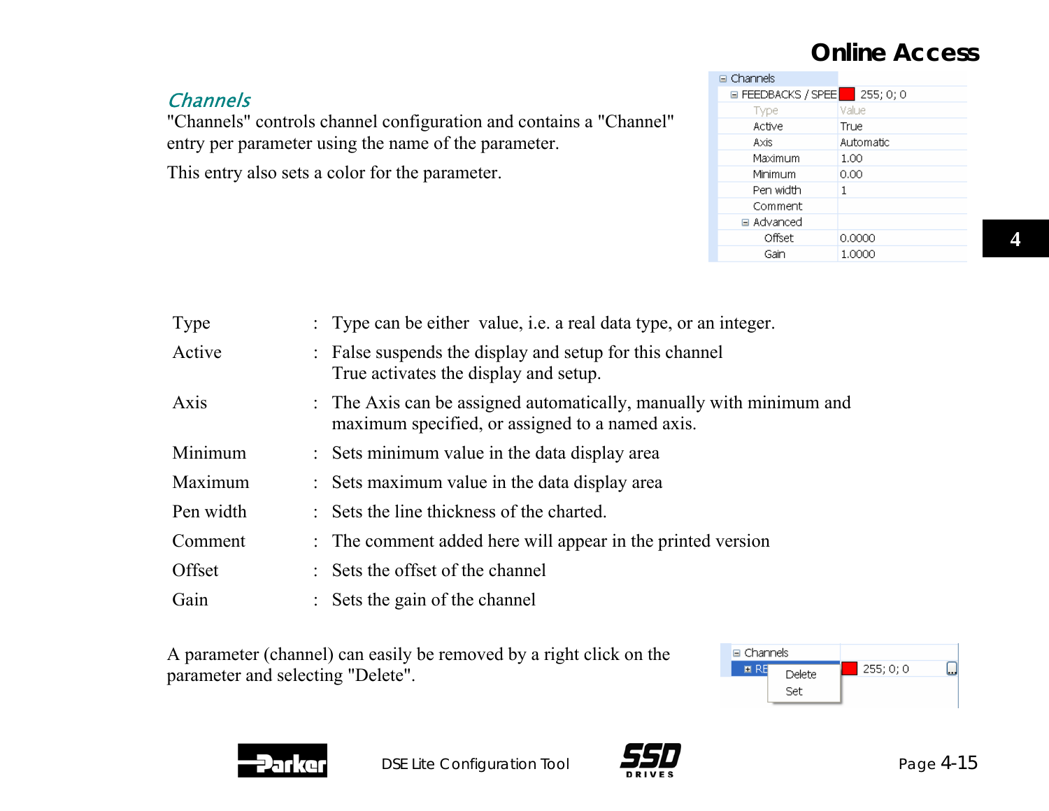## Channels

"Channels" controls channel configuration and contains a "Channel" entry per parameter using the name of the parameter.

This entry also sets a color for the parameter.

| Channels | |
|---|---|
| FEEDBACKS / SPEE | 255; 0; 0 |
| Type | Value |
| Active | True |
| Axis | Automatic |
| Maximum | 1.00 |
| Minimum | 0.00 |
| Pen width | 1 |
| Comment | |
| Advanced | |
| Offset | 0.0000 |
| Gain | 1.0000 |

| | | |
|---|---|---|
| Type | : | Type can be either value, i.e. a real data type, or an integer. |
| Active | : | False suspends the display and setup for this channel<br>True activates the display and setup. |
| Axis | : | The Axis can be assigned automatically, manually with minimum and maximum specified, or assigned to a named axis. |
| Minimum | : | Sets minimum value in the data display area |
| Maximum | : | Sets maximum value in the data display area |
| Pen width | : | Sets the line thickness of the charted. |
| Comment | : | The comment added here will appear in the printed version |
| Offset | : | Sets the offset of the channel |
| Gain | : | Sets the gain of the channel |

A parameter (channel) can easily be removed by a right click on the parameter and selecting "Delete".

| Channels | |
|---|---|
| RE | 255; 0; 0 |
| Delete | |
| Set | |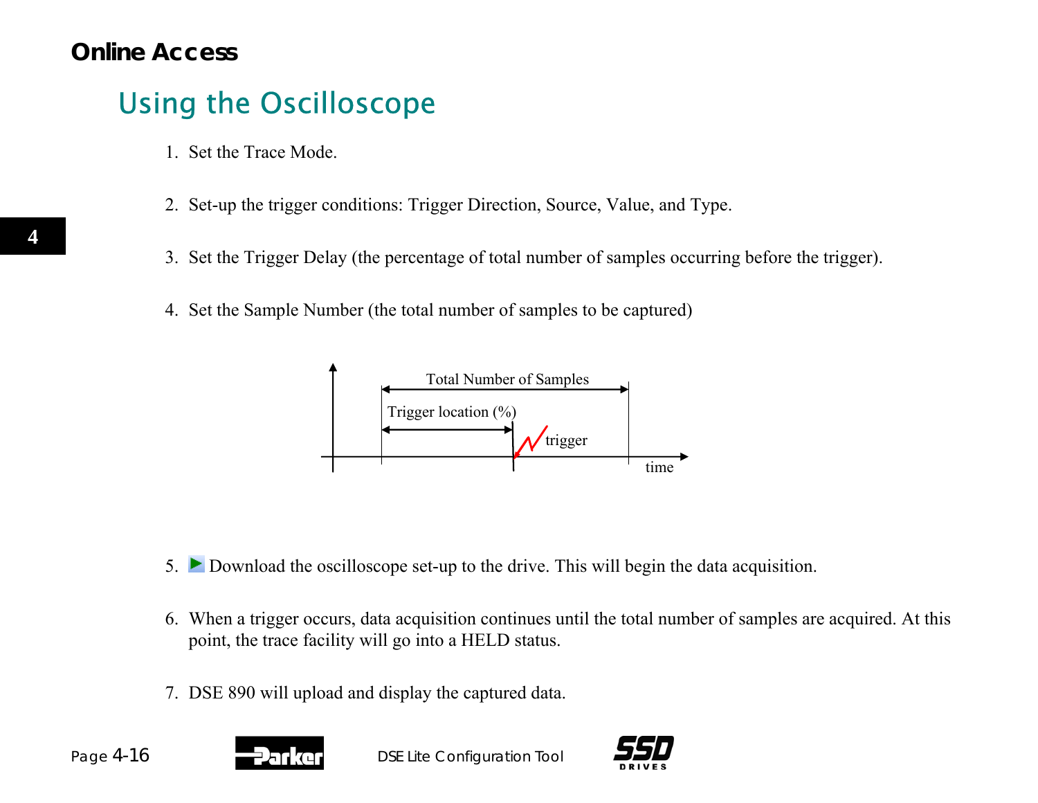## Using the Oscilloscope

1. Set the Trace Mode.

2. Set-up the trigger conditions: Trigger Direction, Source, Value, and Type.

3. Set the Trigger Delay (the percentage of total number of samples occurring before the trigger).

4. Set the Sample Number (the total number of samples to be captured)

Total Number of Samples

Trigger location (%)

trigger

time

5. Download the oscilloscope set-up to the drive. This will begin the data acquisition.

6. When a trigger occurs, data acquisition continues until the total number of samples are acquired. At this point, the trace facility will go into a HELD status.

7. DSE 890 will upload and display the captured data.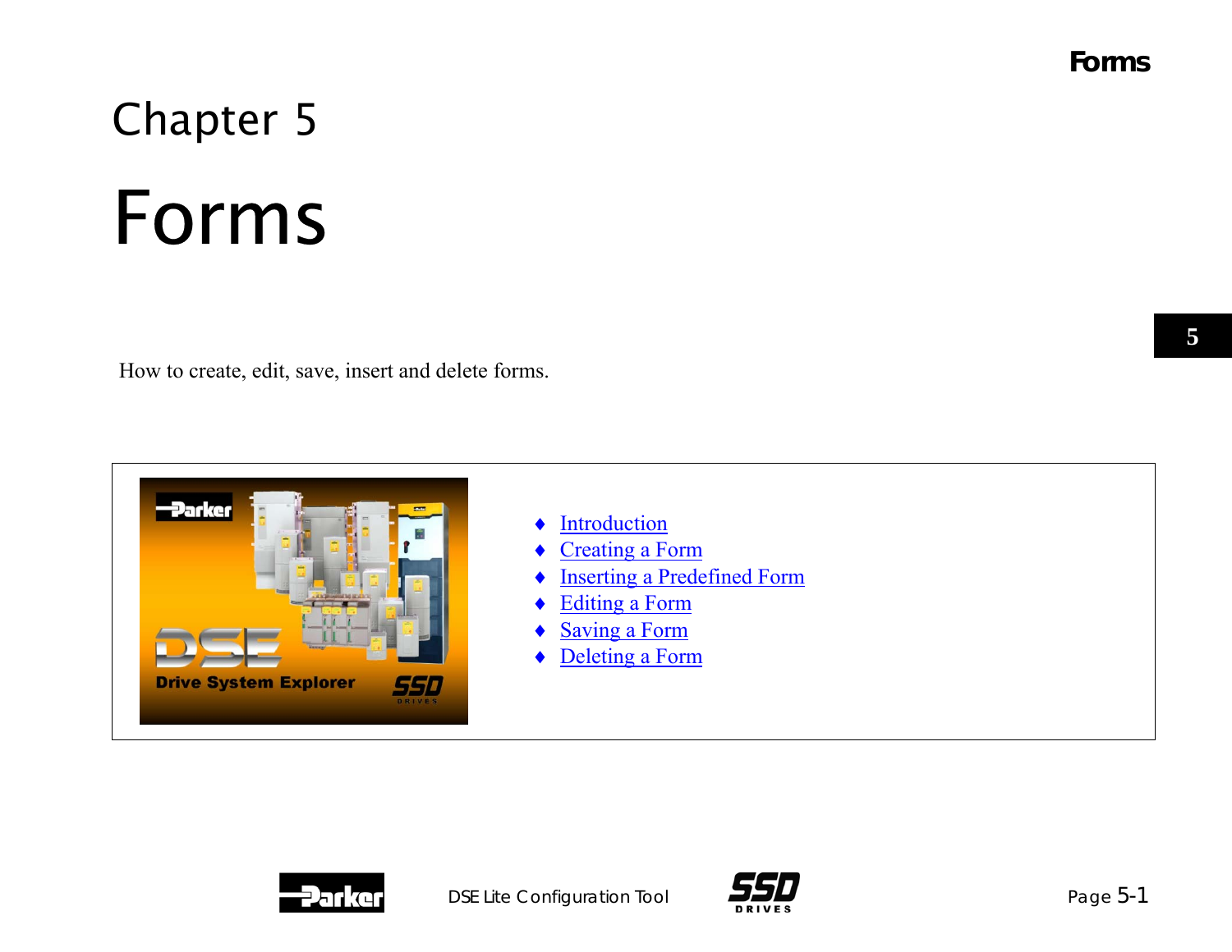# Chapter 5

# Forms

How to create, edit, save, insert and delete forms.

- Introduction
- Creating a Form
- Inserting a Predefined Form
- Editing a Form
- Saving a Form
- Deleting a Form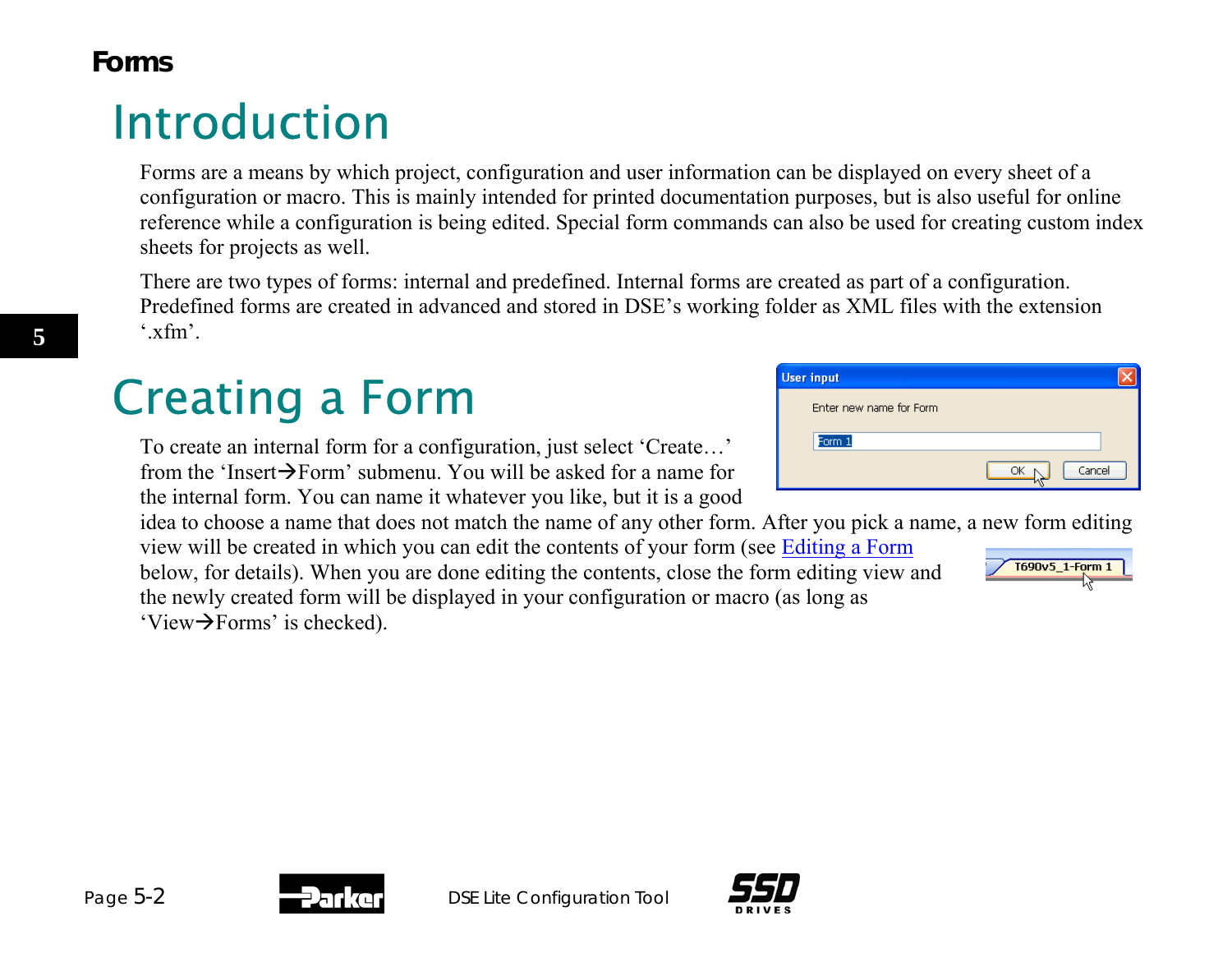# Forms

## Introduction

Forms are a means by which project, configuration and user information can be displayed on every sheet of a configuration or macro. This is mainly intended for printed documentation purposes, but is also useful for online reference while a configuration is being edited. Special form commands can also be used for creating custom index sheets for projects as well.

There are two types of forms: internal and predefined. Internal forms are created as part of a configuration. Predefined forms are created in advanced and stored in DSE's working folder as XML files with the extension '.xfm'.

## Creating a Form

To create an internal form for a configuration, just select 'Create…' from the 'Insert→Form' submenu. You will be asked for a name for the internal form. You can name it whatever you like, but it is a good idea to choose a name that does not match the name of any other form. After you pick a name, a new form editing view will be created in which you can edit the contents of your form (see Editing a Form below, for details). When you are done editing the contents, close the form editing view and the newly created form will be displayed in your configuration or macro (as long as 'View→Forms' is checked).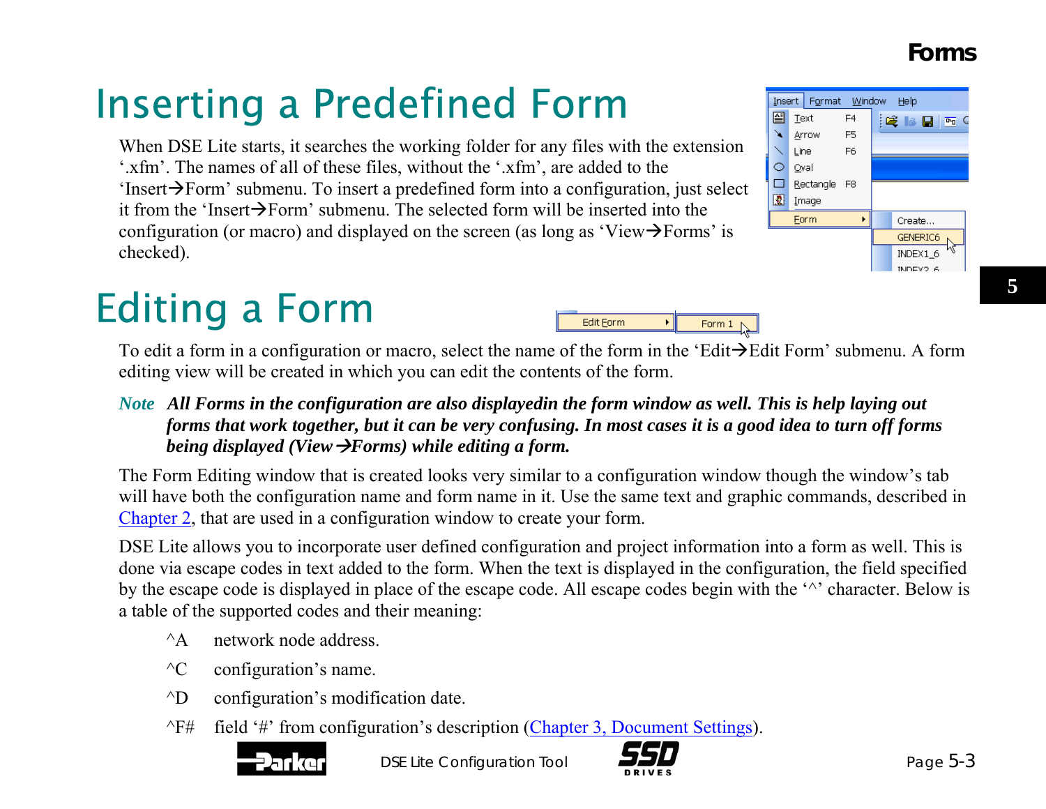# Inserting a Predefined Form

When DSE Lite starts, it searches the working folder for any files with the extension '.xfm'. The names of all of these files, without the '.xfm', are added to the 'Insert→Form' submenu. To insert a predefined form into a configuration, just select it from the 'Insert→Form' submenu. The selected form will be inserted into the configuration (or macro) and displayed on the screen (as long as 'View→Forms' is checked).

# Editing a Form

To edit a form in a configuration or macro, select the name of the form in the 'Edit→Edit Form' submenu. A form editing view will be created in which you can edit the contents of the form.

*Note* ***All Forms in the configuration are also displayedin the form window as well. This is help laying out forms that work together, but it can be very confusing. In most cases it is a good idea to turn off forms being displayed (View→Forms) while editing a form.***

The Form Editing window that is created looks very similar to a configuration window though the window's tab will have both the configuration name and form name in it. Use the same text and graphic commands, described in Chapter 2, that are used in a configuration window to create your form.

DSE Lite allows you to incorporate user defined configuration and project information into a form as well. This is done via escape codes in text added to the form. When the text is displayed in the configuration, the field specified by the escape code is displayed in place of the escape code. All escape codes begin with the '^' character. Below is a table of the supported codes and their meaning:

| | |
|---|---|
| ^A | network node address. |
| ^C | configuration's name. |
| ^D | configuration's modification date. |
| ^F# | field '#' from configuration's description (Chapter 3, Document Settings). |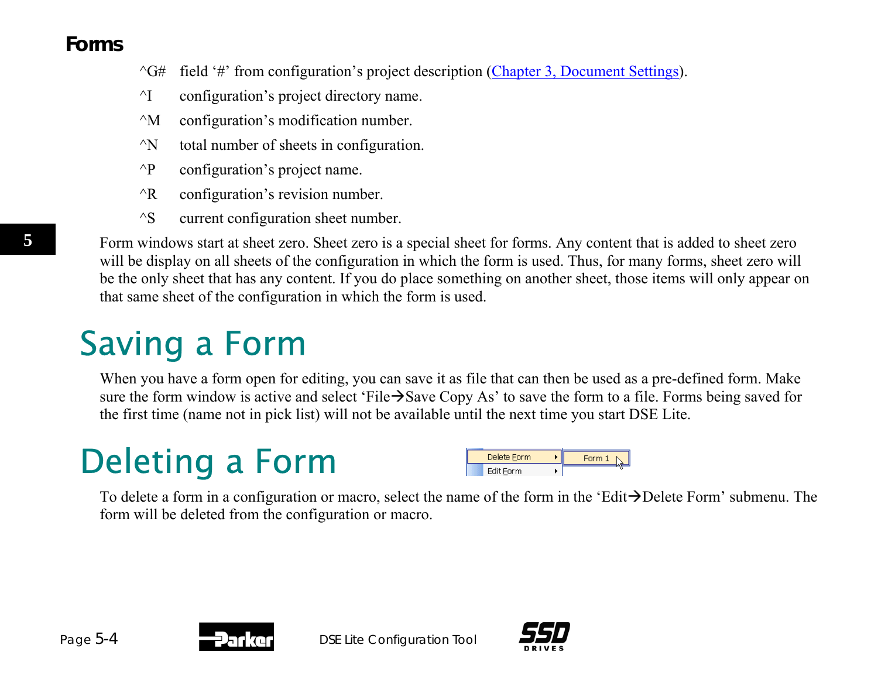^G# field '#' from configuration's project description (Chapter 3, Document Settings).

^I configuration's project directory name.

^M configuration's modification number.

^N total number of sheets in configuration.

^P configuration's project name.

^R configuration's revision number.

^S current configuration sheet number.

Form windows start at sheet zero. Sheet zero is a special sheet for forms. Any content that is added to sheet zero will be display on all sheets of the configuration in which the form is used. Thus, for many forms, sheet zero will be the only sheet that has any content. If you do place something on another sheet, those items will only appear on that same sheet of the configuration in which the form is used.

# Saving a Form

When you have a form open for editing, you can save it as file that can then be used as a pre-defined form. Make sure the form window is active and select 'File→Save Copy As' to save the form to a file. Forms being saved for the first time (name not in pick list) will not be available until the next time you start DSE Lite.

# Deleting a Form

To delete a form in a configuration or macro, select the name of the form in the 'Edit→Delete Form' submenu. The form will be deleted from the configuration or macro.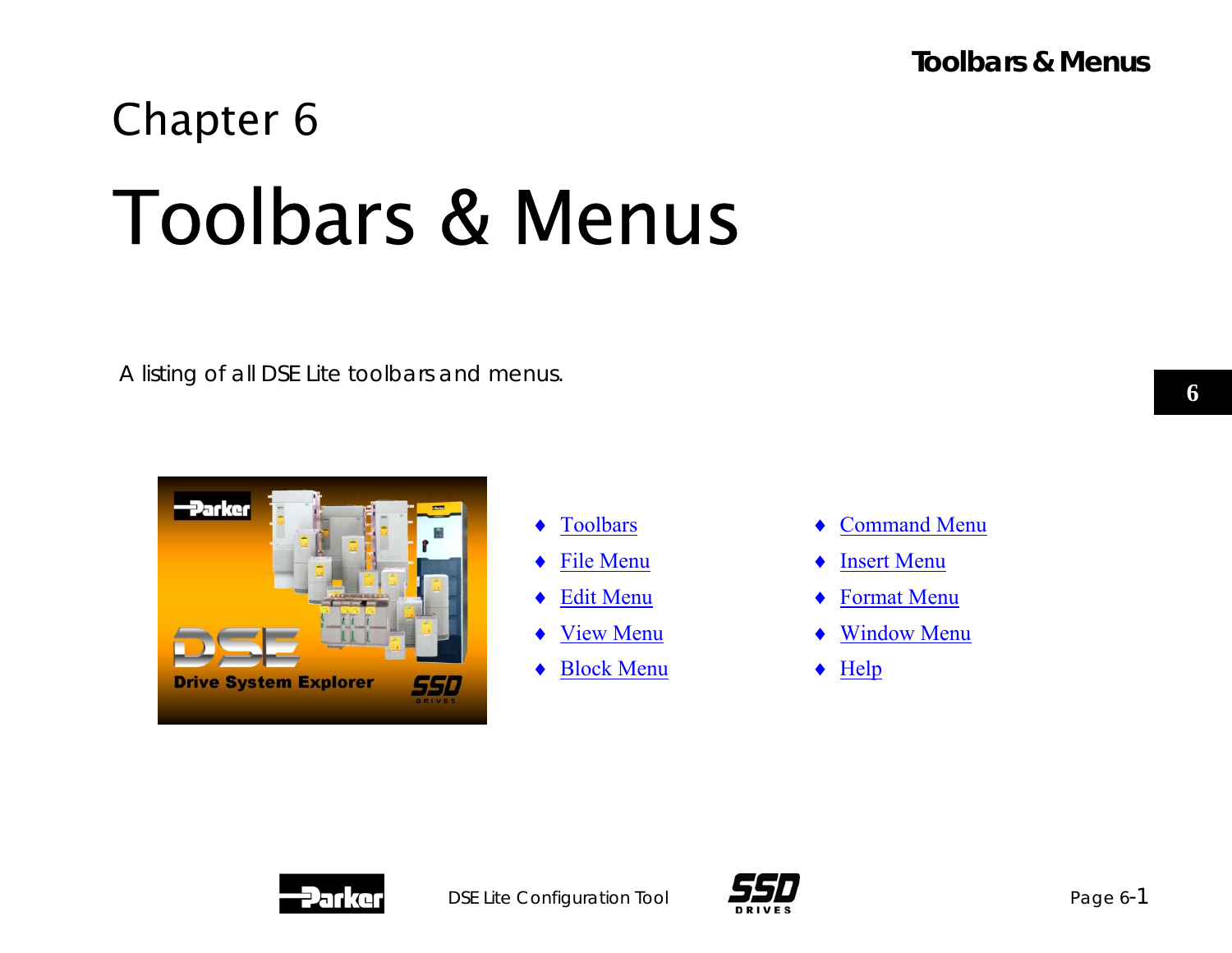# Chapter 6

# Toolbars & Menus

A listing of all DSE Lite toolbars and menus.

- Toolbars
- File Menu
- Edit Menu
- View Menu
- Block Menu
- Command Menu
- Insert Menu
- Format Menu
- Window Menu
- Help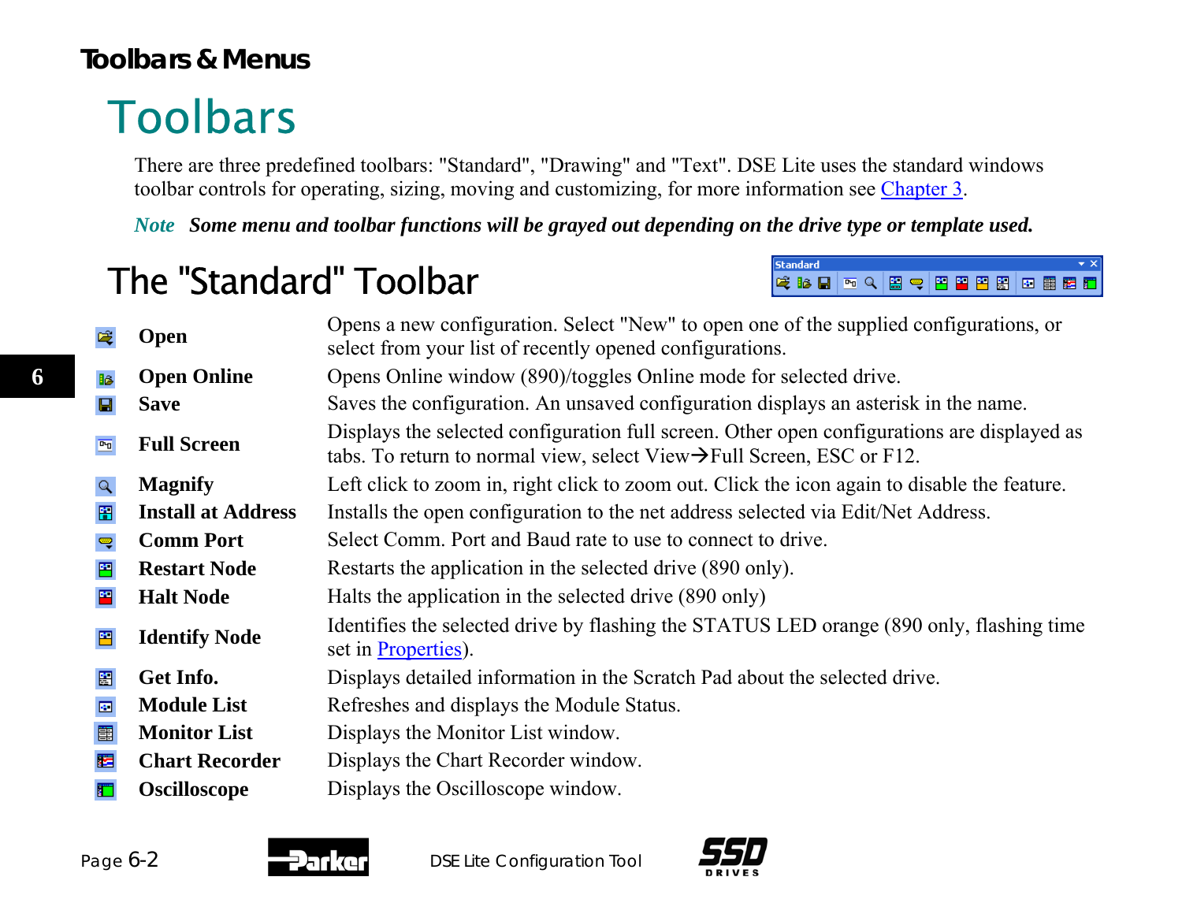# Toolbars

There are three predefined toolbars: "Standard", "Drawing" and "Text". DSE Lite uses the standard windows toolbar controls for operating, sizing, moving and customizing, for more information see Chapter 3.

*Note* ***Some menu and toolbar functions will be grayed out depending on the drive type or template used.***

## The "Standard" Toolbar

| | |
|---|---|
| **Open** | Opens a new configuration. Select "New" to open one of the supplied configurations, or select from your list of recently opened configurations. |
| **Open Online** | Opens Online window (890)/toggles Online mode for selected drive. |
| **Save** | Saves the configuration. An unsaved configuration displays an asterisk in the name. |
| **Full Screen** | Displays the selected configuration full screen. Other open configurations are displayed as tabs. To return to normal view, select View→Full Screen, ESC or F12. |
| **Magnify** | Left click to zoom in, right click to zoom out. Click the icon again to disable the feature. |
| **Install at Address** | Installs the open configuration to the net address selected via Edit/Net Address. |
| **Comm Port** | Select Comm. Port and Baud rate to use to connect to drive. |
| **Restart Node** | Restarts the application in the selected drive (890 only). |
| **Halt Node** | Halts the application in the selected drive (890 only) |
| **Identify Node** | Identifies the selected drive by flashing the STATUS LED orange (890 only, flashing time set in Properties). |
| **Get Info.** | Displays detailed information in the Scratch Pad about the selected drive. |
| **Module List** | Refreshes and displays the Module Status. |
| **Monitor List** | Displays the Monitor List window. |
| **Chart Recorder** | Displays the Chart Recorder window. |
| **Oscilloscope** | Displays the Oscilloscope window. |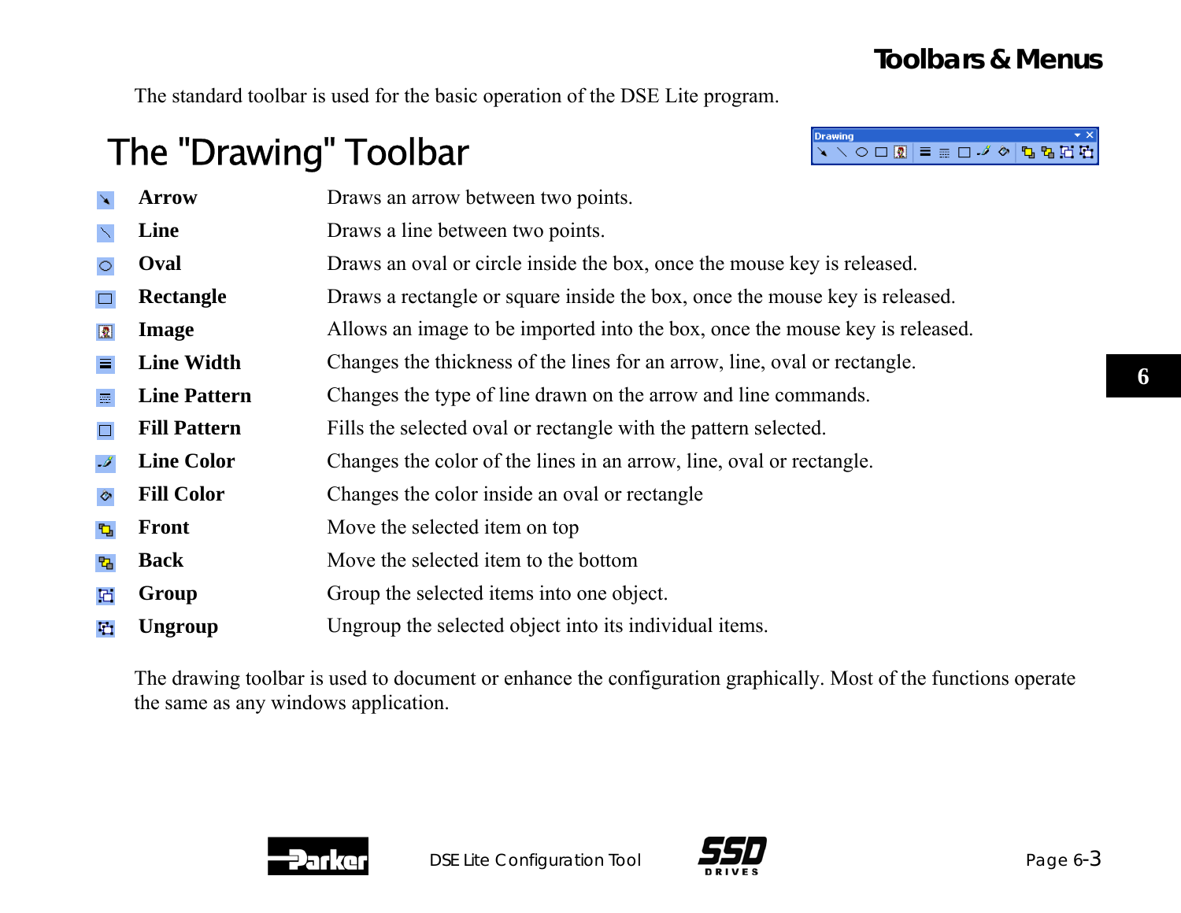The standard toolbar is used for the basic operation of the DSE Lite program.

# The "Drawing" Toolbar

| | |
|---|---|
| **Arrow** | Draws an arrow between two points. |
| **Line** | Draws a line between two points. |
| **Oval** | Draws an oval or circle inside the box, once the mouse key is released. |
| **Rectangle** | Draws a rectangle or square inside the box, once the mouse key is released. |
| **Image** | Allows an image to be imported into the box, once the mouse key is released. |
| **Line Width** | Changes the thickness of the lines for an arrow, line, oval or rectangle. |
| **Line Pattern** | Changes the type of line drawn on the arrow and line commands. |
| **Fill Pattern** | Fills the selected oval or rectangle with the pattern selected. |
| **Line Color** | Changes the color of the lines in an arrow, line, oval or rectangle. |
| **Fill Color** | Changes the color inside an oval or rectangle |
| **Front** | Move the selected item on top |
| **Back** | Move the selected item to the bottom |
| **Group** | Group the selected items into one object. |
| **Ungroup** | Ungroup the selected object into its individual items. |

The drawing toolbar is used to document or enhance the configuration graphically. Most of the functions operate the same as any windows application.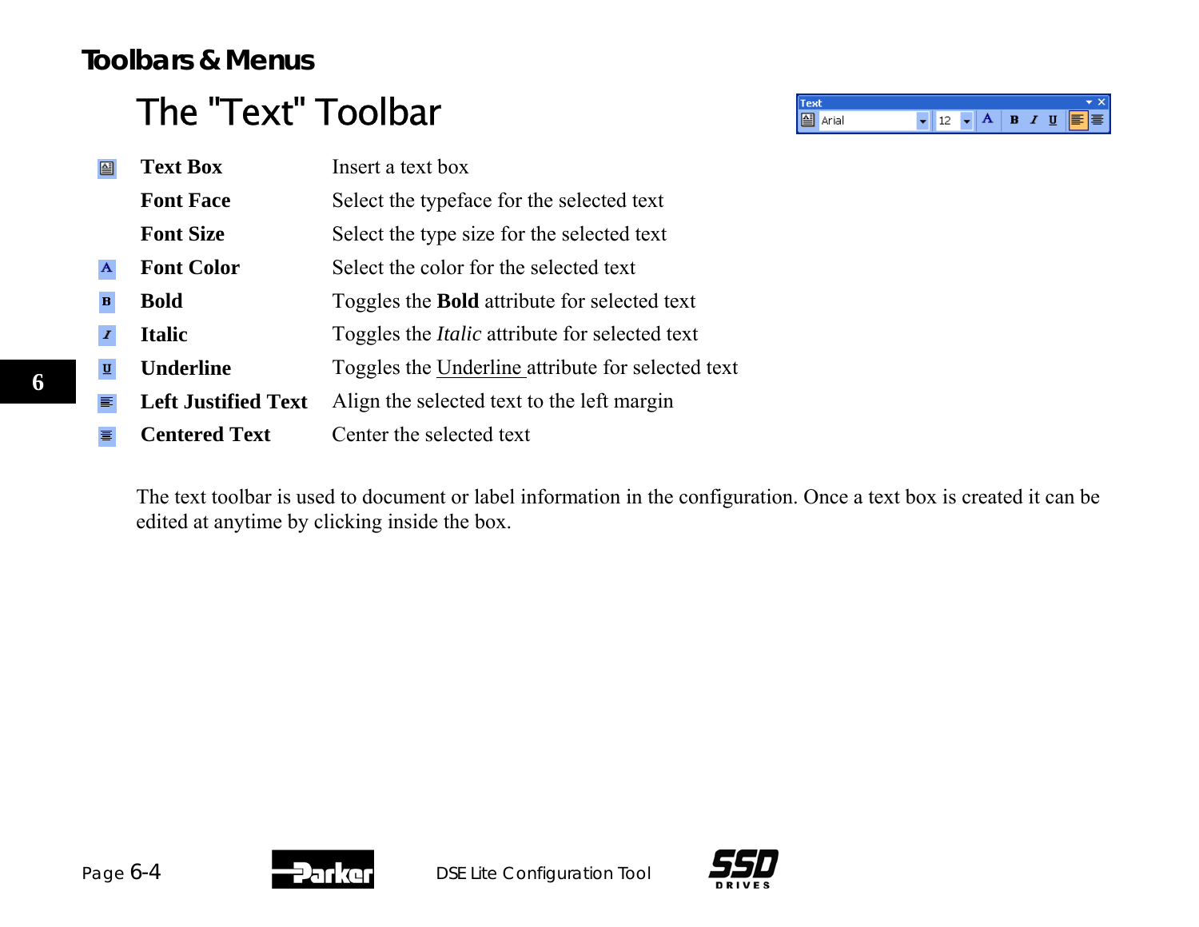## Toolbars & Menus

# The "Text" Toolbar

| | |
|---|---|
| **Text Box** | Insert a text box |
| **Font Face** | Select the typeface for the selected text |
| **Font Size** | Select the type size for the selected text |
| **Font Color** | Select the color for the selected text |
| **Bold** | Toggles the **Bold** attribute for selected text |
| **Italic** | Toggles the *Italic* attribute for selected text |
| **Underline** | Toggles the Underline attribute for selected text |
| **Left Justified Text** | Align the selected text to the left margin |
| **Centered Text** | Center the selected text |

The text toolbar is used to document or label information in the configuration. Once a text box is created it can be edited at anytime by clicking inside the box.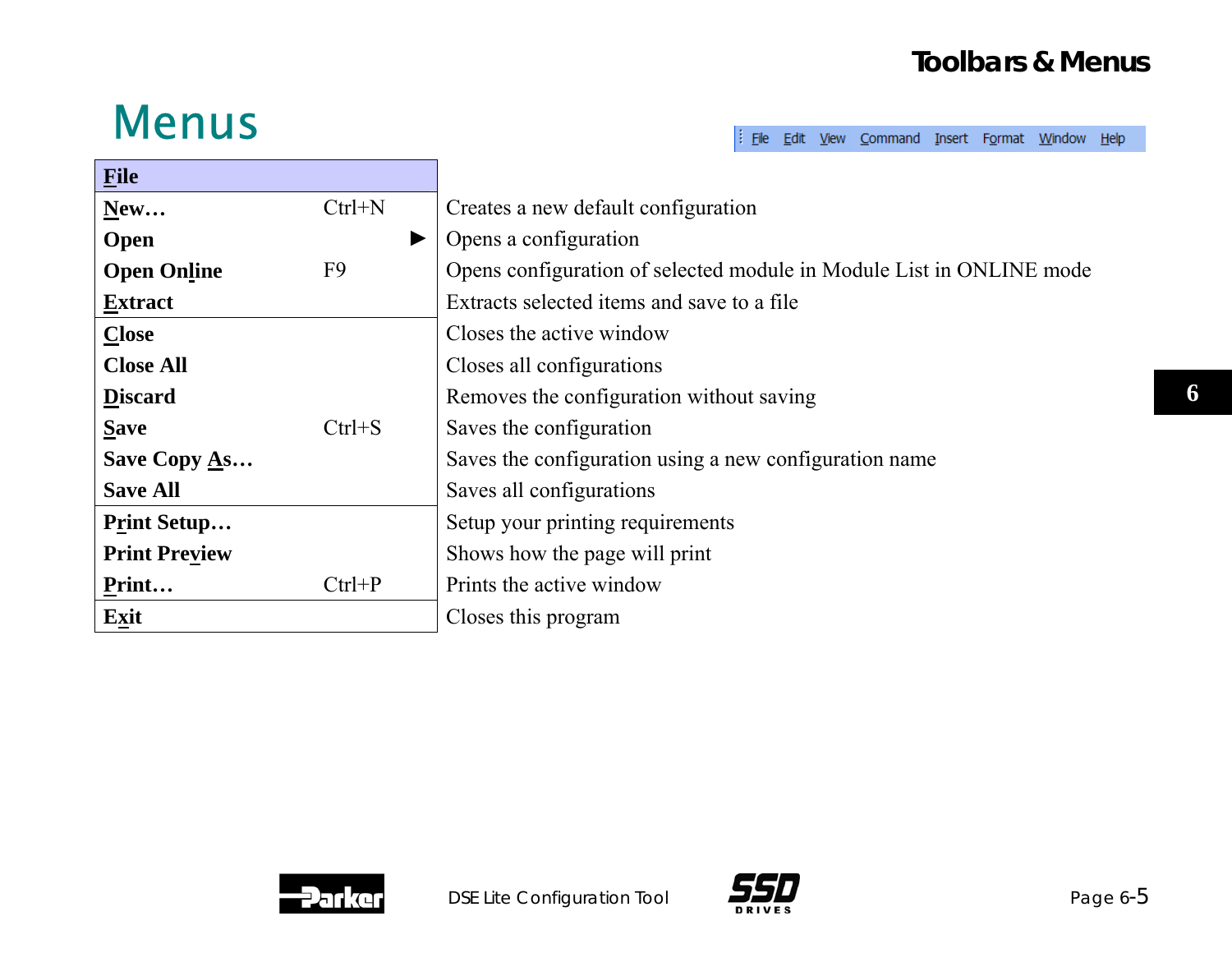# Menus

File Edit View Command Insert Format Window Help

| File | | |
|---|---|---|
| **New…** | Ctrl+N | Creates a new default configuration |
| **Open** | ▶ | Opens a configuration |
| **Open Online** | F9 | Opens configuration of selected module in Module List in ONLINE mode |
| **Extract** | | Extracts selected items and save to a file |
| **Close** | | Closes the active window |
| **Close All** | | Closes all configurations |
| **Discard** | | Removes the configuration without saving |
| **Save** | Ctrl+S | Saves the configuration |
| **Save Copy As…** | | Saves the configuration using a new configuration name |
| **Save All** | | Saves all configurations |
| **Print Setup…** | | Setup your printing requirements |
| **Print Preview** | | Shows how the page will print |
| **Print…** | Ctrl+P | Prints the active window |
| **Exit** | | Closes this program |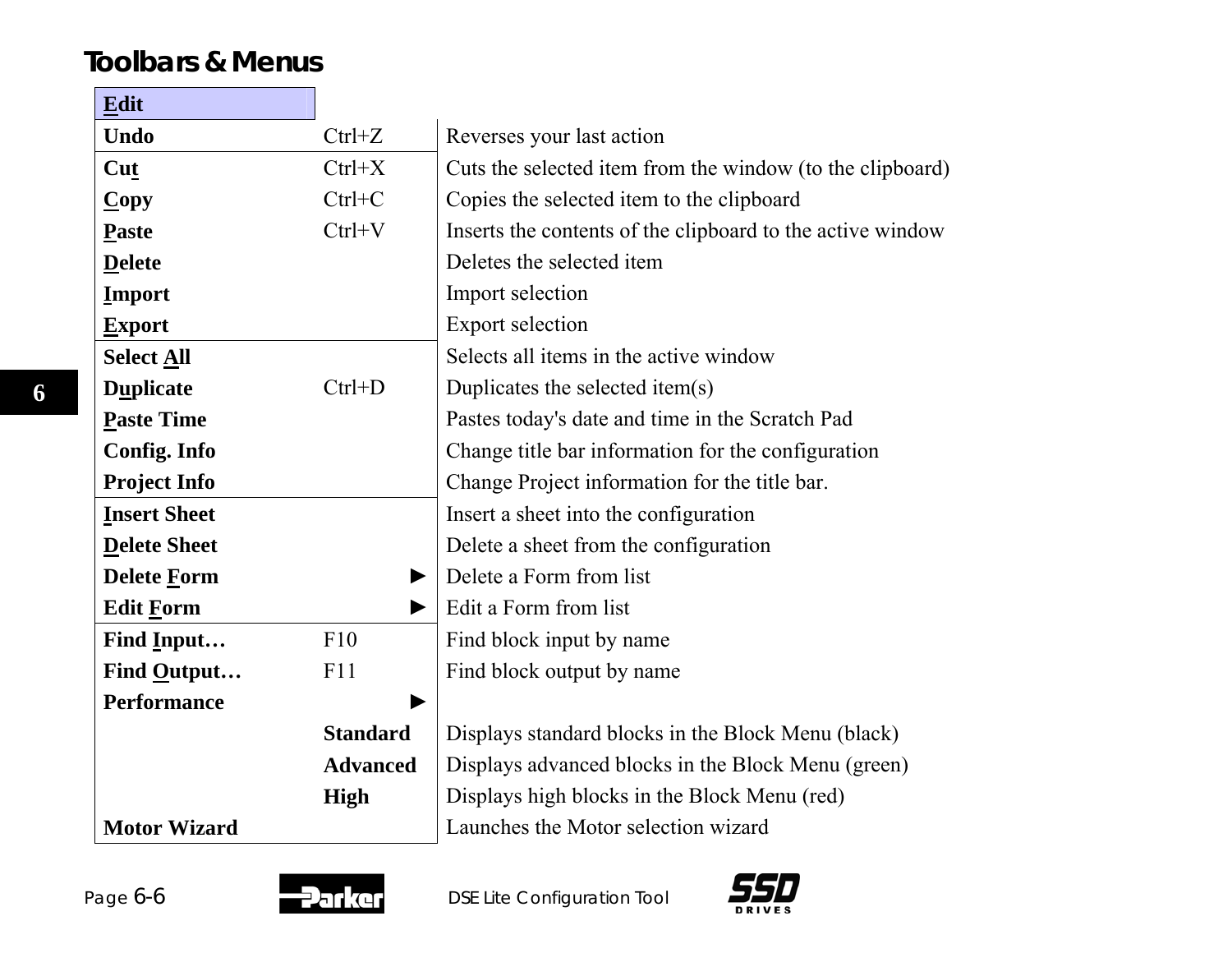## Toolbars & Menus

| Edit | | |
|---|---|---|
| **Undo** | Ctrl+Z | Reverses your last action |
| **Cut** | Ctrl+X | Cuts the selected item from the window (to the clipboard) |
| **Copy** | Ctrl+C | Copies the selected item to the clipboard |
| **Paste** | Ctrl+V | Inserts the contents of the clipboard to the active window |
| **Delete** | | Deletes the selected item |
| **Import** | | Import selection |
| **Export** | | Export selection |
| **Select All** | | Selects all items in the active window |
| **Duplicate** | Ctrl+D | Duplicates the selected item(s) |
| **Paste Time** | | Pastes today's date and time in the Scratch Pad |
| **Config. Info** | | Change title bar information for the configuration |
| **Project Info** | | Change Project information for the title bar. |
| **Insert Sheet** | | Insert a sheet into the configuration |
| **Delete Sheet** | | Delete a sheet from the configuration |
| **Delete Form** | ► | Delete a Form from list |
| **Edit Form** | ► | Edit a Form from list |
| **Find Input…** | F10 | Find block input by name |
| **Find Output…** | F11 | Find block output by name |
| **Performance** | ► | |
| | **Standard** | Displays standard blocks in the Block Menu (black) |
| | **Advanced** | Displays advanced blocks in the Block Menu (green) |
| | **High** | Displays high blocks in the Block Menu (red) |
| **Motor Wizard** | | Launches the Motor selection wizard |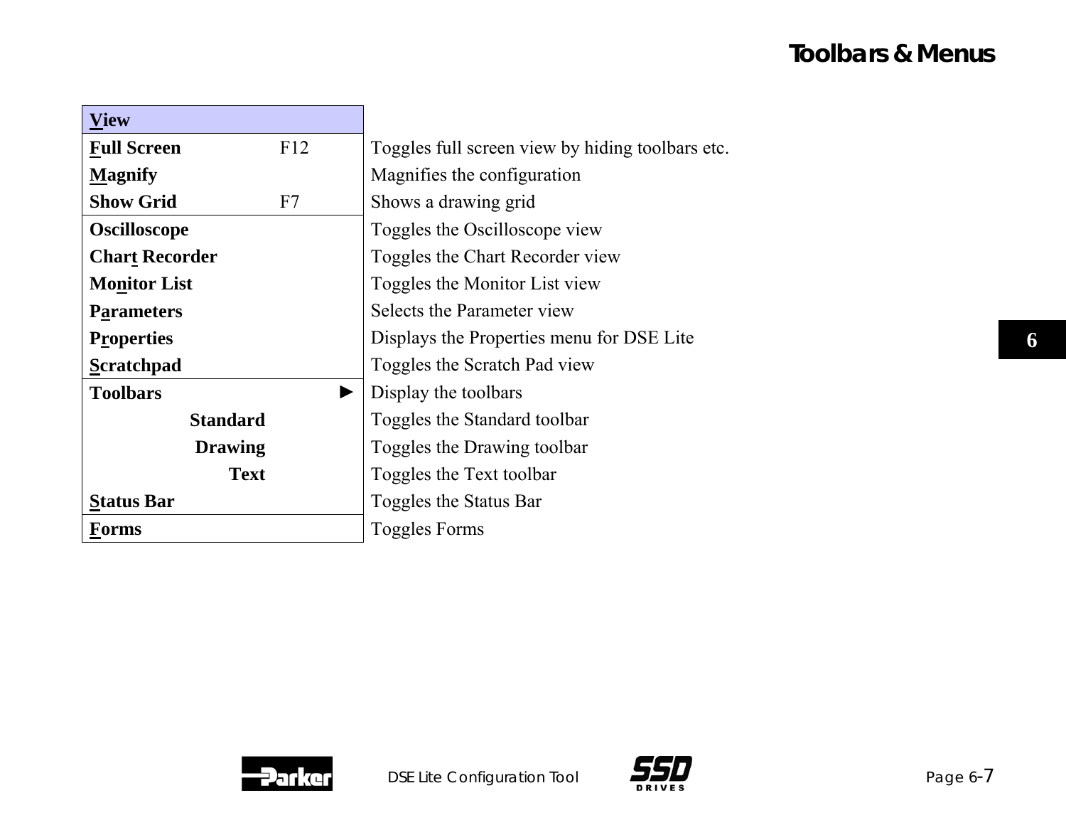| View | | |
|---|---|---|
| **Full Screen** | F12 | Toggles full screen view by hiding toolbars etc. |
| **Magnify** | | Magnifies the configuration |
| **Show Grid** | F7 | Shows a drawing grid |
| **Oscilloscope** | | Toggles the Oscilloscope view |
| **Chart Recorder** | | Toggles the Chart Recorder view |
| **Monitor List** | | Toggles the Monitor List view |
| **Parameters** | | Selects the Parameter view |
| **Properties** | | Displays the Properties menu for DSE Lite |
| **Scratchpad** | | Toggles the Scratch Pad view |
| **Toolbars** | ► | Display the toolbars |
| **Standard** | | Toggles the Standard toolbar |
| **Drawing** | | Toggles the Drawing toolbar |
| **Text** | | Toggles the Text toolbar |
| **Status Bar** | | Toggles the Status Bar |
| **Forms** | | Toggles Forms |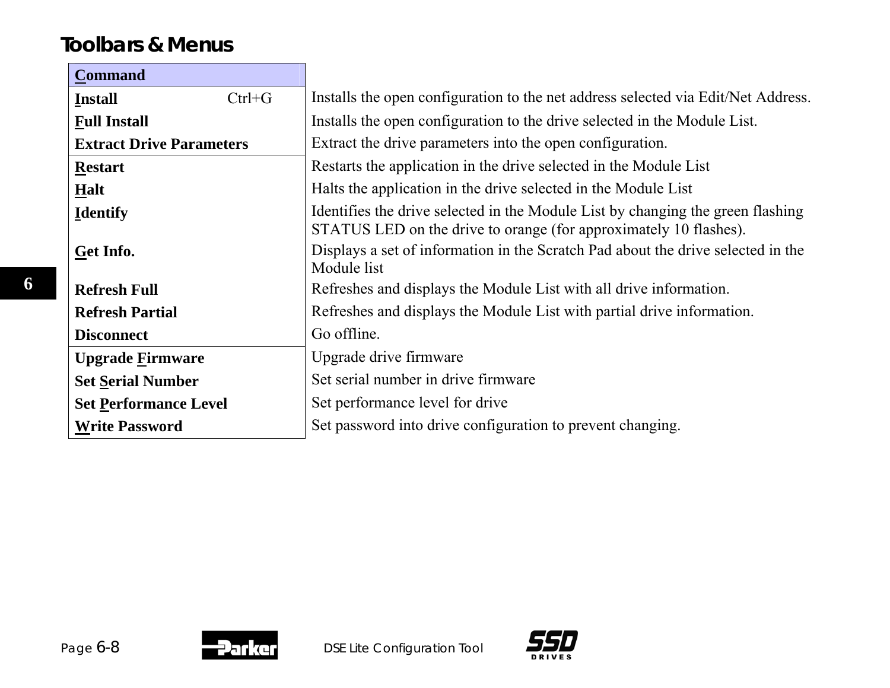## Toolbars & Menus

| **Command** | | |
|---|---|---|
| **Install** | Ctrl+G | Installs the open configuration to the net address selected via Edit/Net Address. |
| **Full Install** | | Installs the open configuration to the drive selected in the Module List. |
| **Extract Drive Parameters** | | Extract the drive parameters into the open configuration. |
| **Restart** | | Restarts the application in the drive selected in the Module List |
| **Halt** | | Halts the application in the drive selected in the Module List |
| **Identify** | | Identifies the drive selected in the Module List by changing the green flashing STATUS LED on the drive to orange (for approximately 10 flashes). |
| **Get Info.** | | Displays a set of information in the Scratch Pad about the drive selected in the Module list |
| **Refresh Full** | | Refreshes and displays the Module List with all drive information. |
| **Refresh Partial** | | Refreshes and displays the Module List with partial drive information. |
| **Disconnect** | | Go offline. |
| **Upgrade Firmware** | | Upgrade drive firmware |
| **Set Serial Number** | | Set serial number in drive firmware |
| **Set Performance Level** | | Set performance level for drive |
| **Write Password** | | Set password into drive configuration to prevent changing. |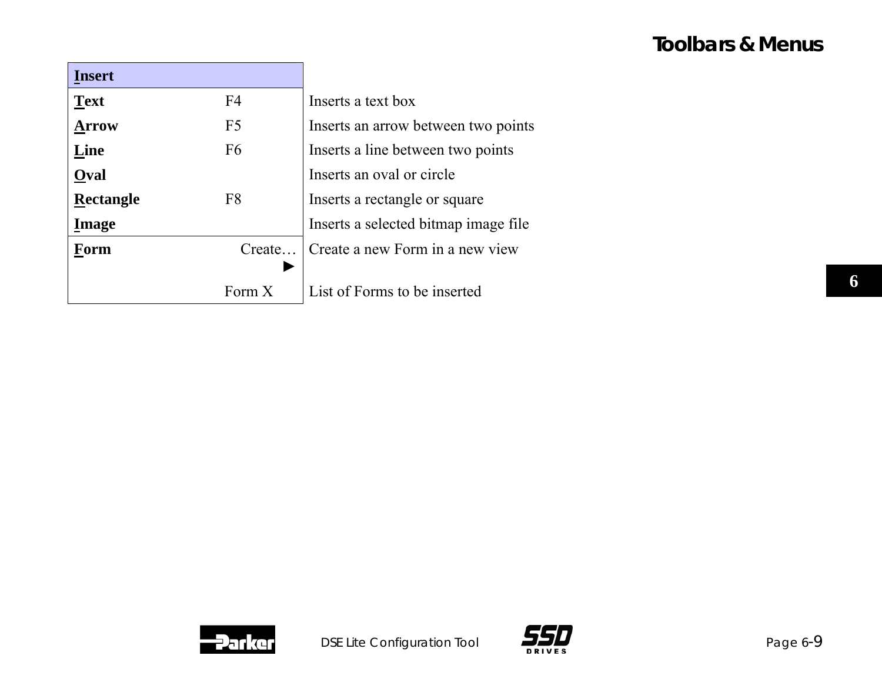| Insert | | |
|---|---|---|
| **Text** | F4 | Inserts a text box |
| **Arrow** | F5 | Inserts an arrow between two points |
| **Line** | F6 | Inserts a line between two points |
| **Oval** | | Inserts an oval or circle |
| **Rectangle** | F8 | Inserts a rectangle or square |
| **Image** | | Inserts a selected bitmap image file |
| **Form** | Create… ► | Create a new Form in a new view |
| | Form X | List of Forms to be inserted |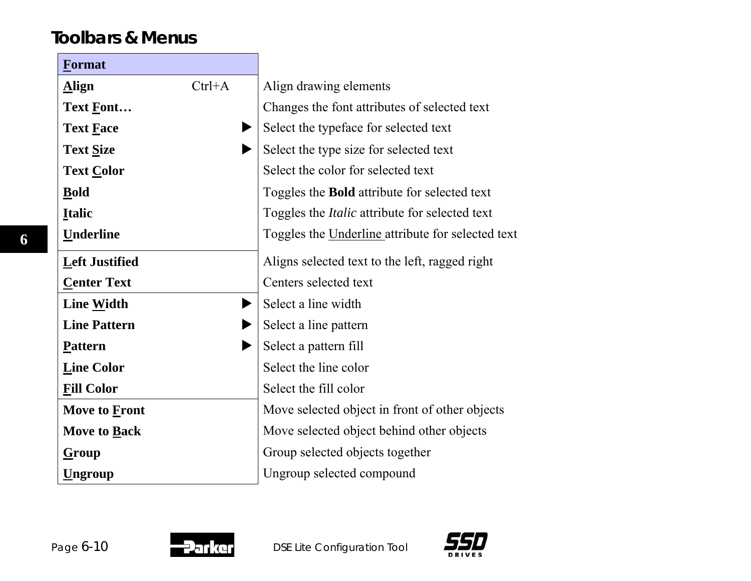## Toolbars & Menus

| Format | | | |
|---|---|---|---|
| **Align** | Ctrl+A | | Align drawing elements |
| **Text Font…** | | | Changes the font attributes of selected text |
| **Text Face** | | ▶ | Select the typeface for selected text |
| **Text Size** | | ▶ | Select the type size for selected text |
| **Text Color** | | | Select the color for selected text |
| **Bold** | | | Toggles the **Bold** attribute for selected text |
| **Italic** | | | Toggles the *Italic* attribute for selected text |
| **Underline** | | | Toggles the Underline attribute for selected text |
| **Left Justified** | | | Aligns selected text to the left, ragged right |
| **Center Text** | | | Centers selected text |
| **Line Width** | | ▶ | Select a line width |
| **Line Pattern** | | ▶ | Select a line pattern |
| **Pattern** | | ▶ | Select a pattern fill |
| **Line Color** | | | Select the line color |
| **Fill Color** | | | Select the fill color |
| **Move to Front** | | | Move selected object in front of other objects |
| **Move to Back** | | | Move selected object behind other objects |
| **Group** | | | Group selected objects together |
| **Ungroup** | | | Ungroup selected compound |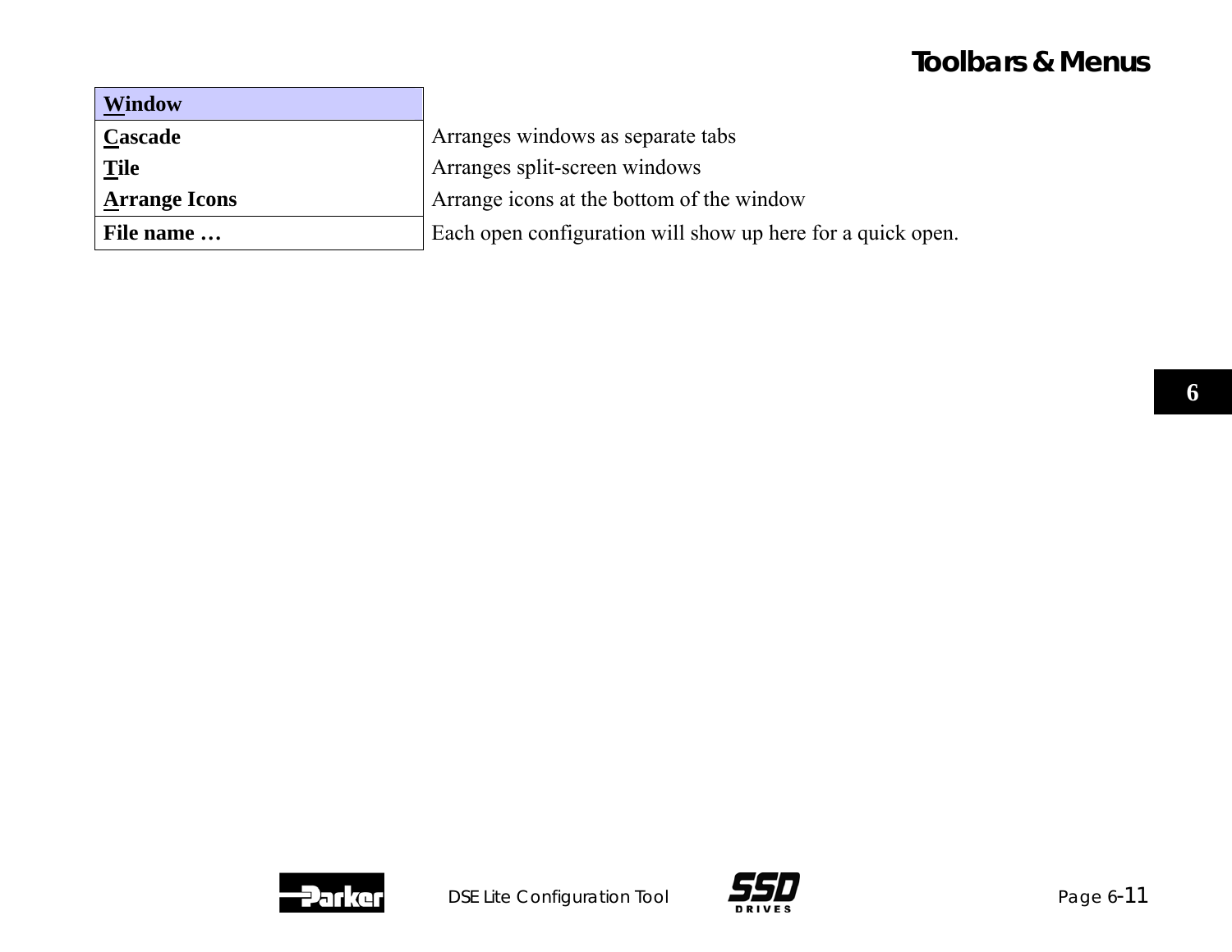| **Window** | |
|---|---|
| **Cascade** | Arranges windows as separate tabs |
| **Tile** | Arranges split-screen windows |
| **Arrange Icons** | Arrange icons at the bottom of the window |
| **File name …** | Each open configuration will show up here for a quick open. |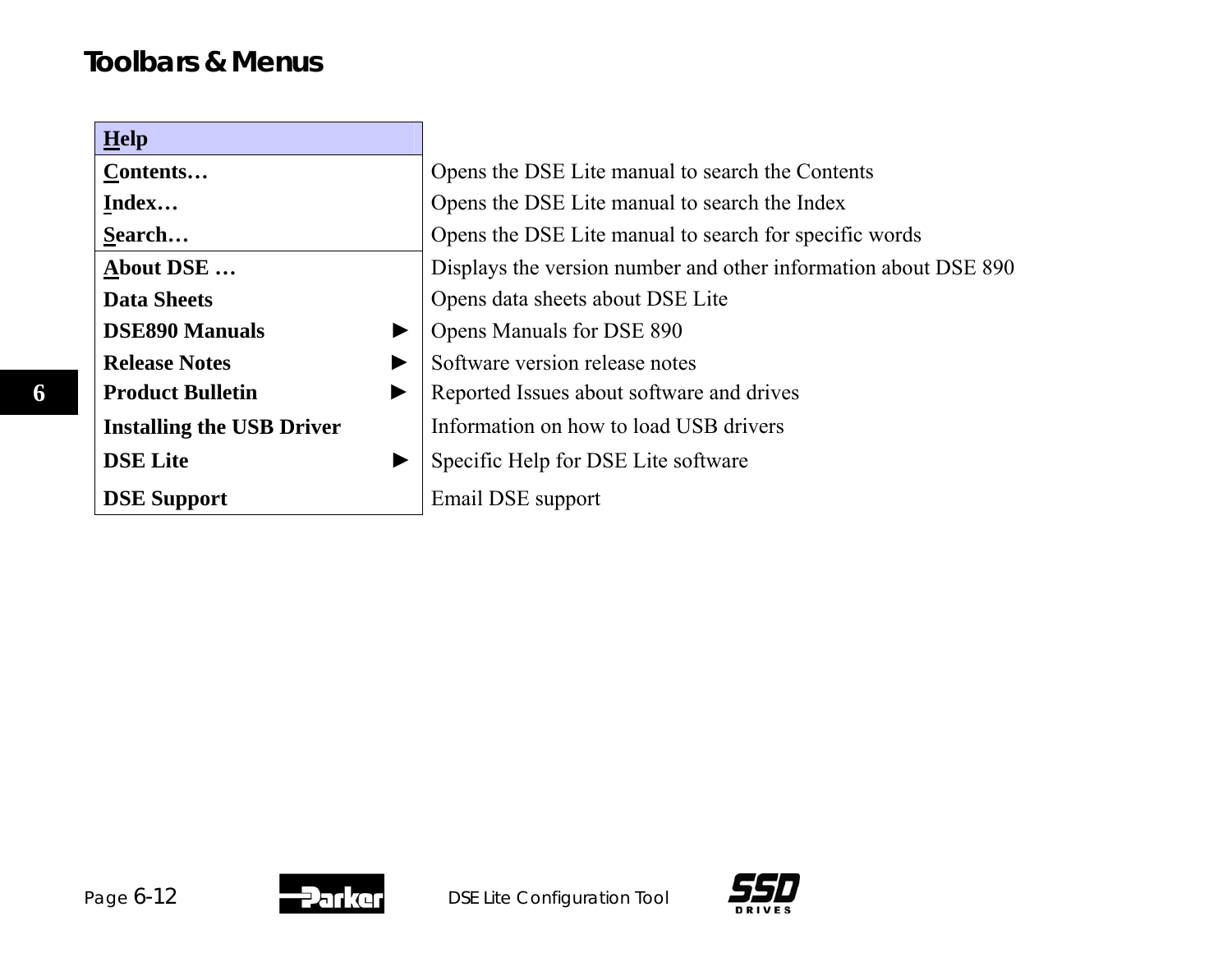## Toolbars & Menus

| Help | |
|---|---|
| **Contents…** | Opens the DSE Lite manual to search the Contents |
| **Index…** | Opens the DSE Lite manual to search the Index |
| **Search…** | Opens the DSE Lite manual to search for specific words |
| **About DSE …** | Displays the version number and other information about DSE 890 |
| **Data Sheets** | Opens data sheets about DSE Lite |
| **DSE890 Manuals** ► | Opens Manuals for DSE 890 |
| **Release Notes** ► | Software version release notes |
| **Product Bulletin** ► | Reported Issues about software and drives |
| **Installing the USB Driver** | Information on how to load USB drivers |
| **DSE Lite** ► | Specific Help for DSE Lite software |
| **DSE Support** | Email DSE support |